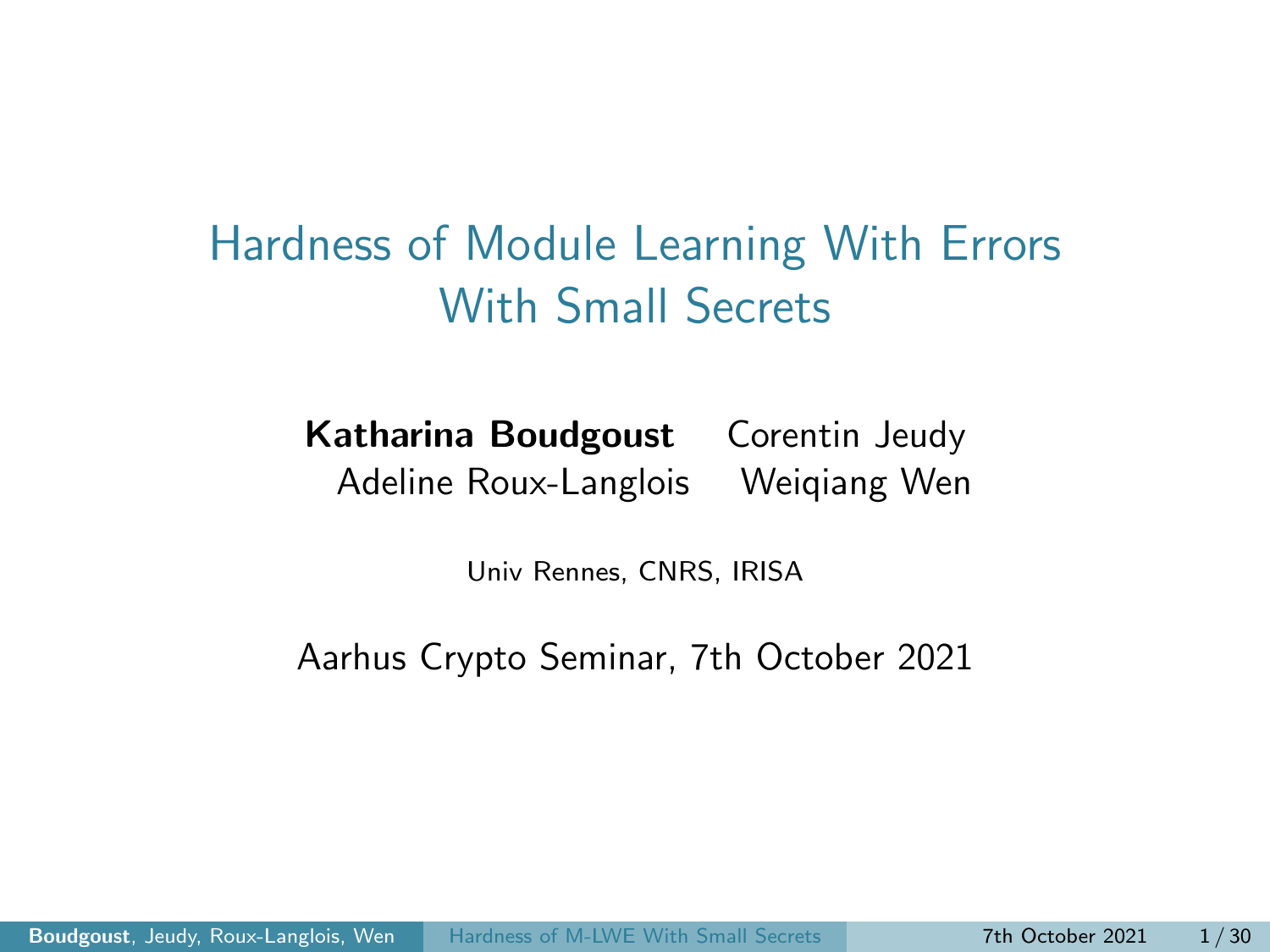# Hardness of Module Learning With Errors With Small Secrets

**Katharina Boudgoust** Corentin Jeudy
Adeline Roux-Langlois Weiqiang Wen

Univ Rennes, CNRS, IRISA

Aarhus Crypto Seminar, 7th October 2021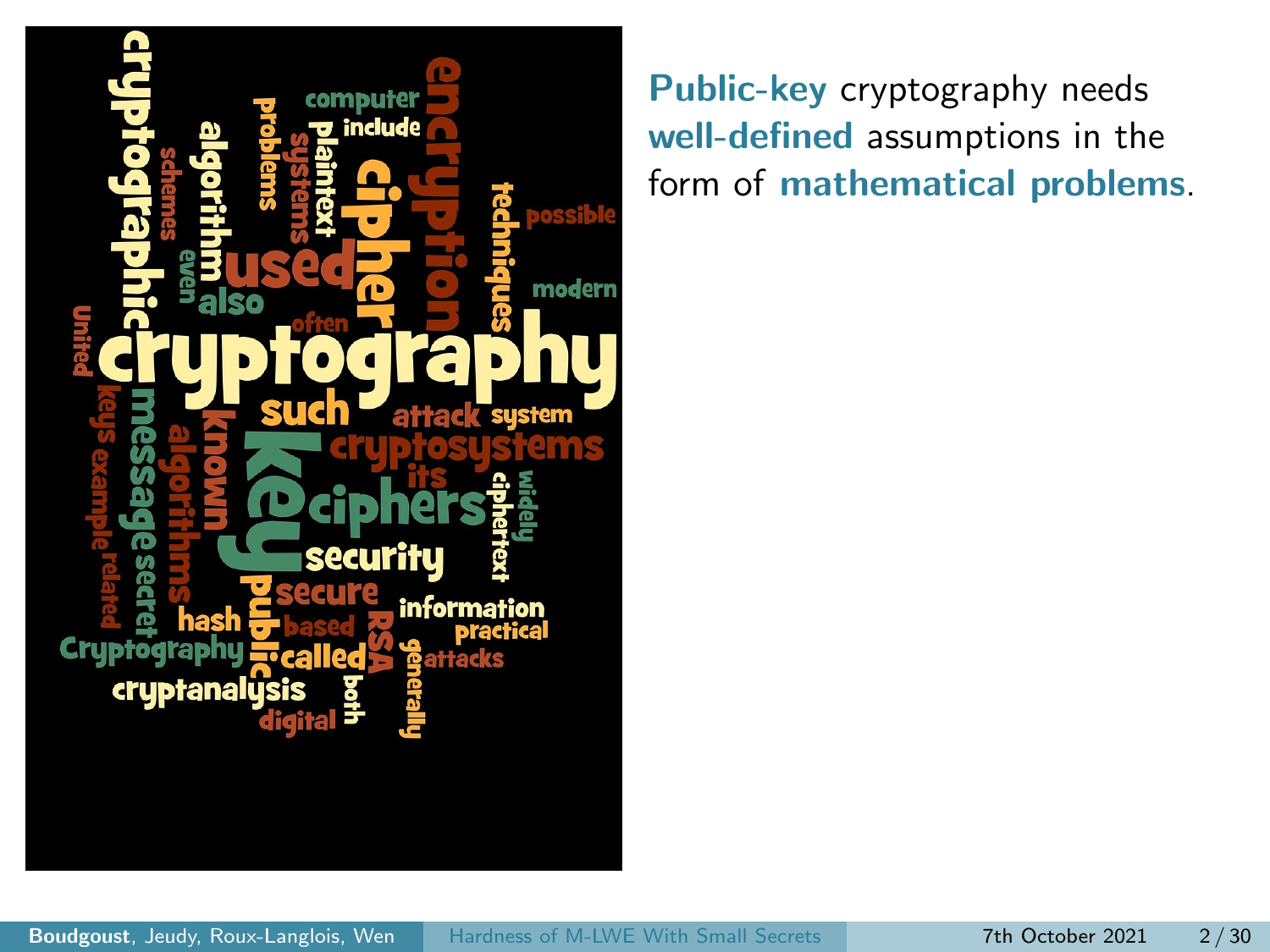**Public-key** cryptography needs **well-defined** assumptions in the form of **mathematical problems**.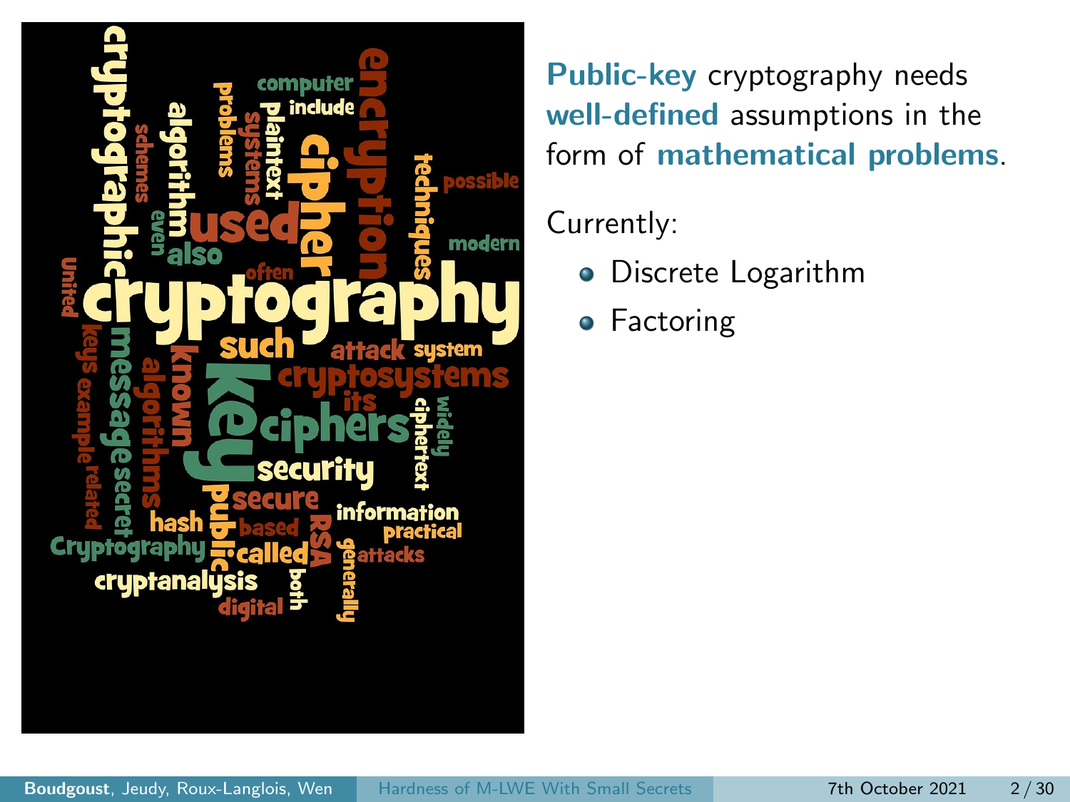**Public-key** cryptography needs **well-defined** assumptions in the form of **mathematical problems**.

Currently:

- Discrete Logarithm
- Factoring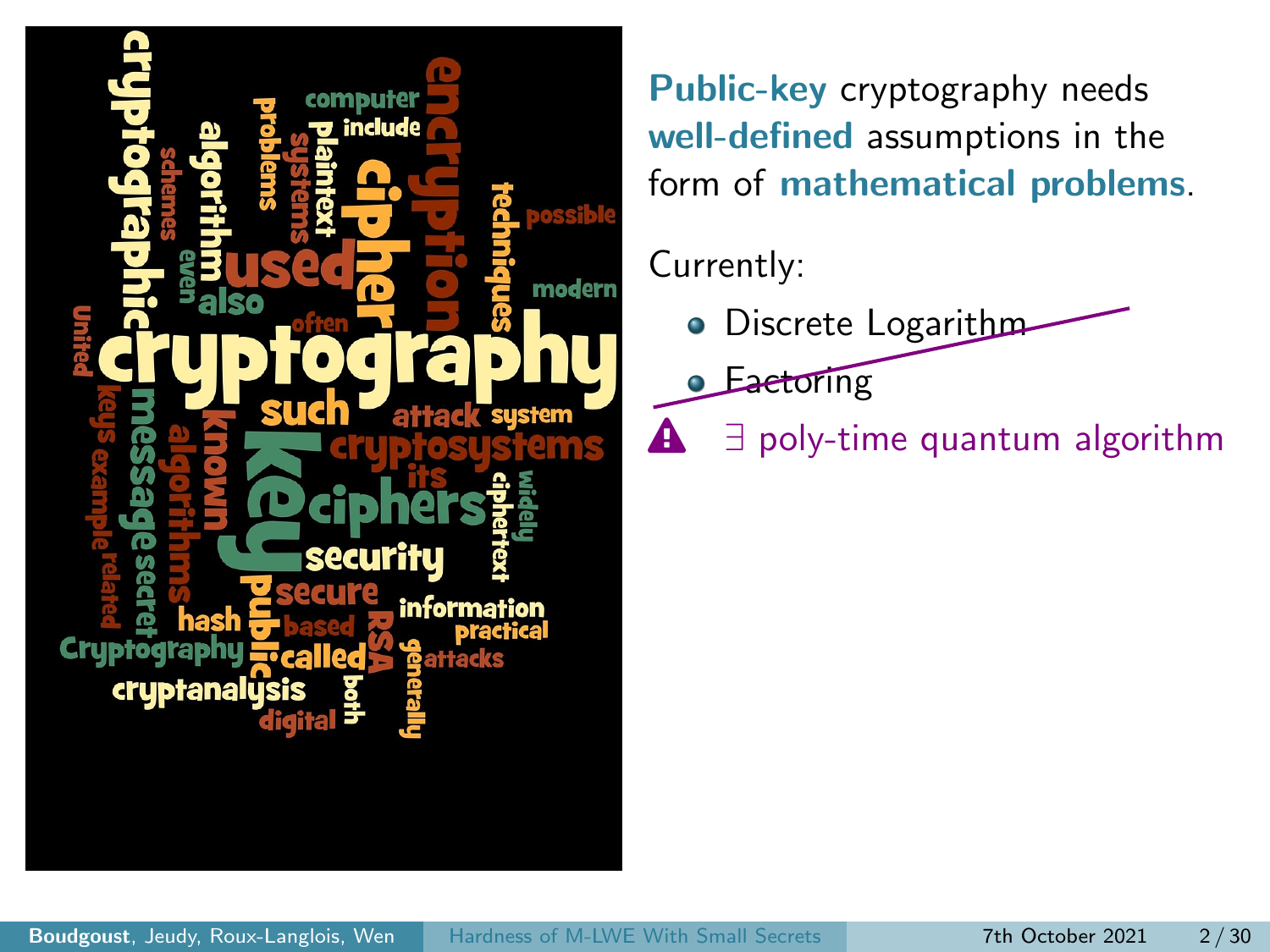**Public-key** cryptography needs **well-defined** assumptions in the form of **mathematical problems**.

Currently:

- ~~Discrete Logarithm~~
- ~~Factoring~~

⚠ $\exists$ poly-time quantum algorithm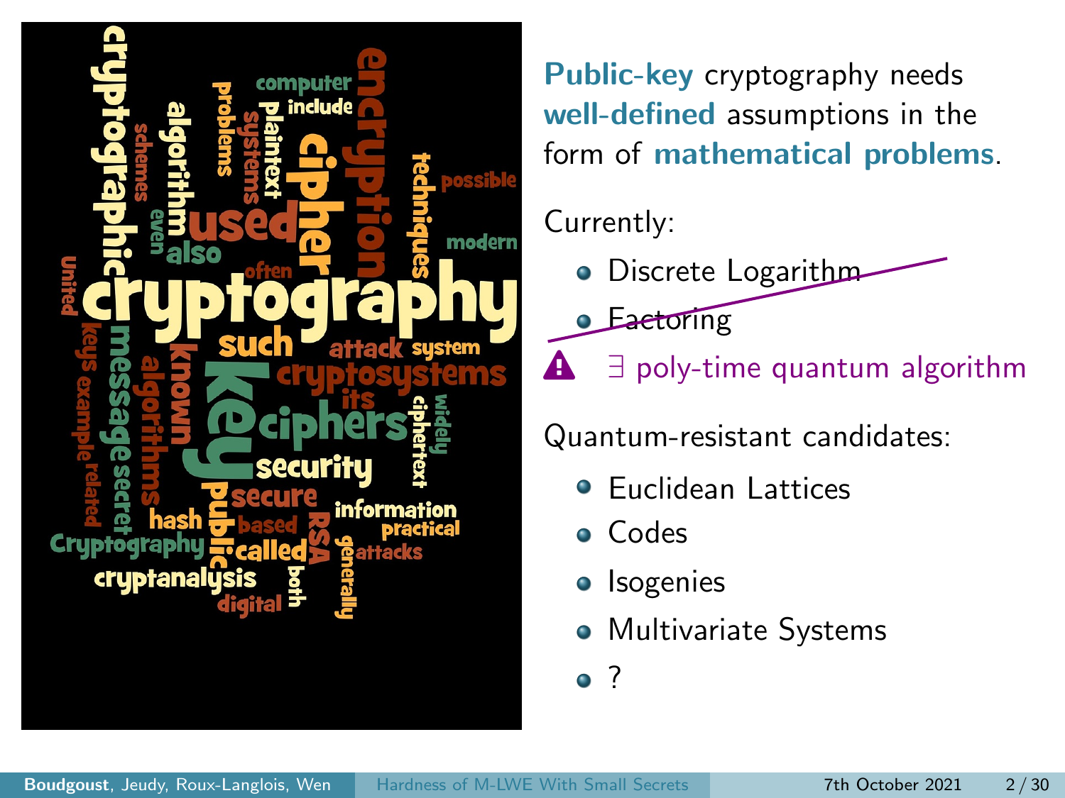**Public-key** cryptography needs **well-defined** assumptions in the form of **mathematical problems**.

Currently:

- ~~Discrete Logarithm~~
- ~~Factoring~~

⚠ $\exists$ poly-time quantum algorithm

Quantum-resistant candidates:

- Euclidean Lattices
- Codes
- Isogenies
- Multivariate Systems
- ?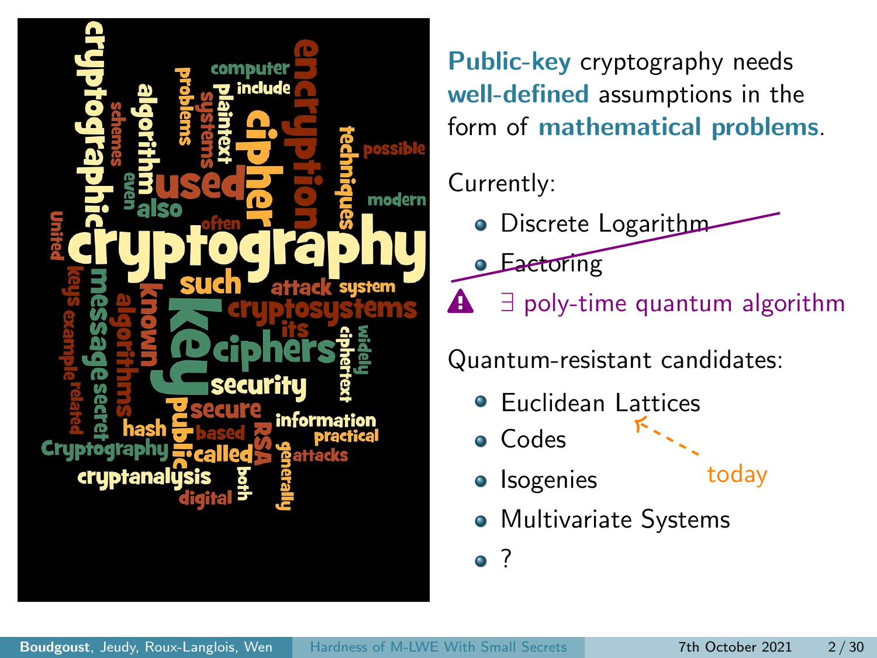**Public-key** cryptography needs **well-defined** assumptions in the form of **mathematical problems**.

Currently:

- ~~Discrete Logarithm~~
- ~~Factoring~~

⚠ $\exists$ poly-time quantum algorithm

Quantum-resistant candidates:

- Euclidean Lattices ← today
- Codes
- Isogenies
- Multivariate Systems
- ?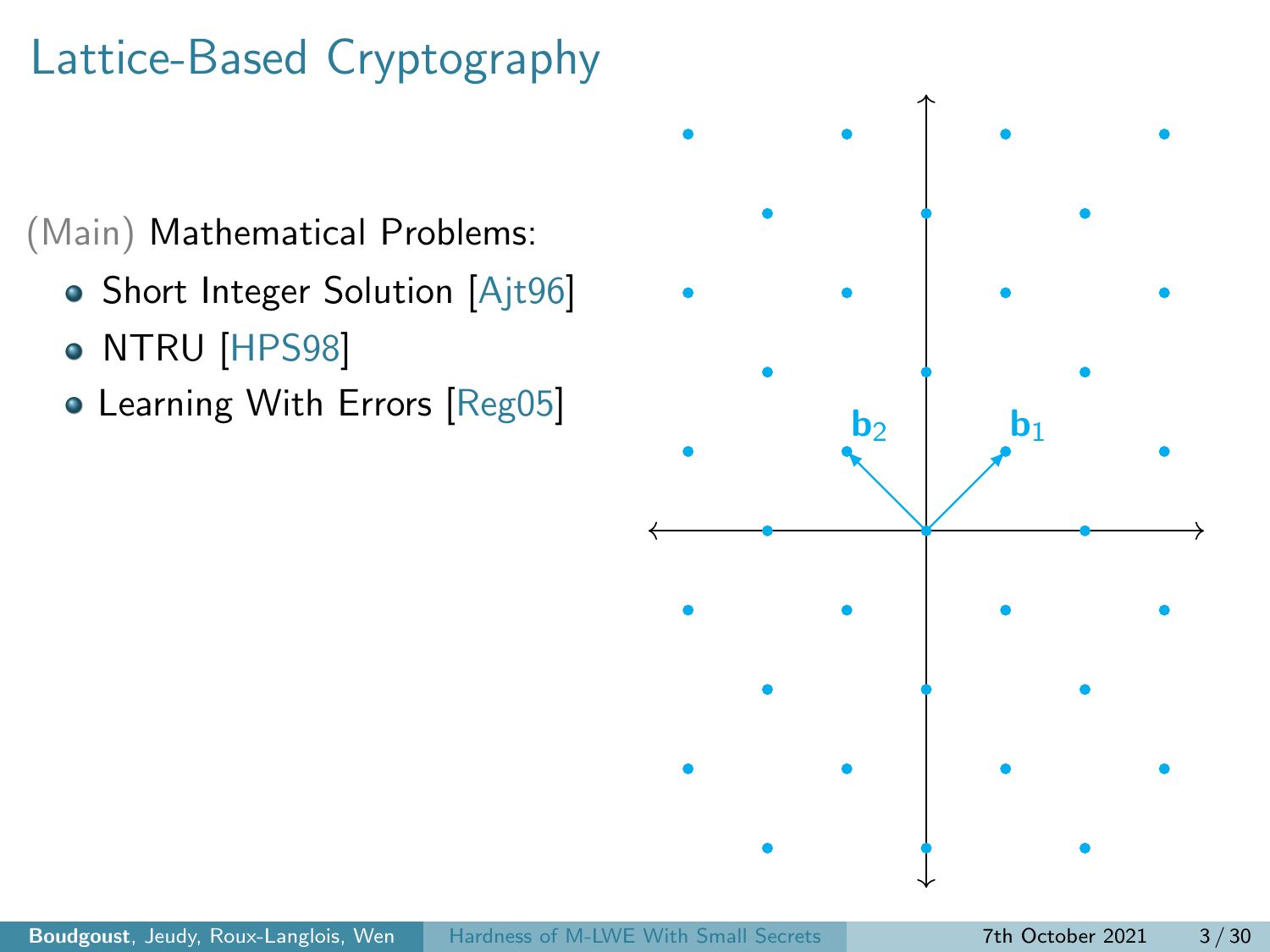# Lattice-Based Cryptography

(Main) Mathematical Problems:

- Short Integer Solution [Ajt96]
- NTRU [HPS98]
- Learning With Errors [Reg05]

$\mathbf{b}_2$ $\mathbf{b}_1$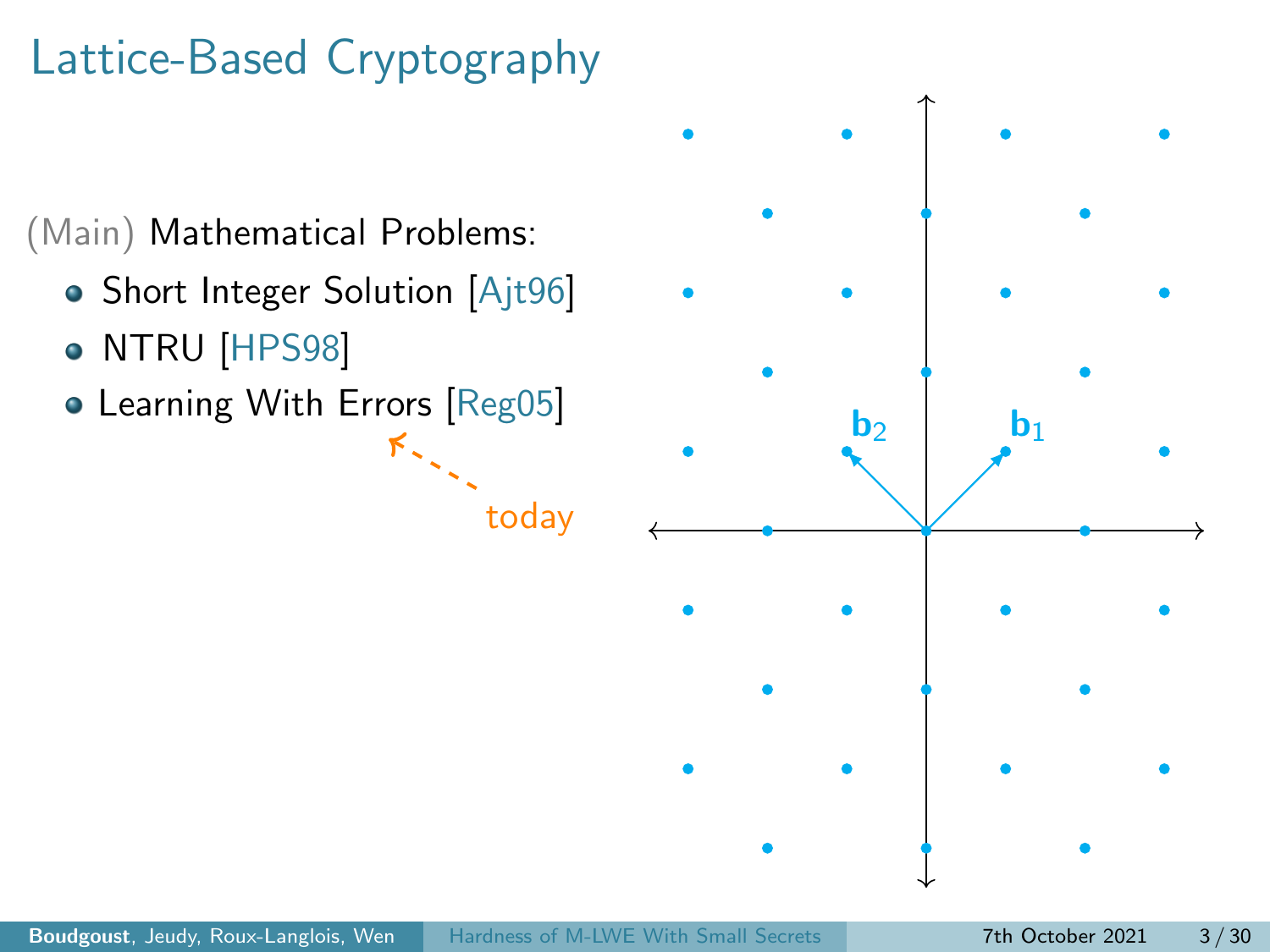# Lattice-Based Cryptography

(Main) Mathematical Problems:

- Short Integer Solution [Ajt96]
- NTRU [HPS98]
- Learning With Errors [Reg05]

today

$\mathbf{b}_2$ $\mathbf{b}_1$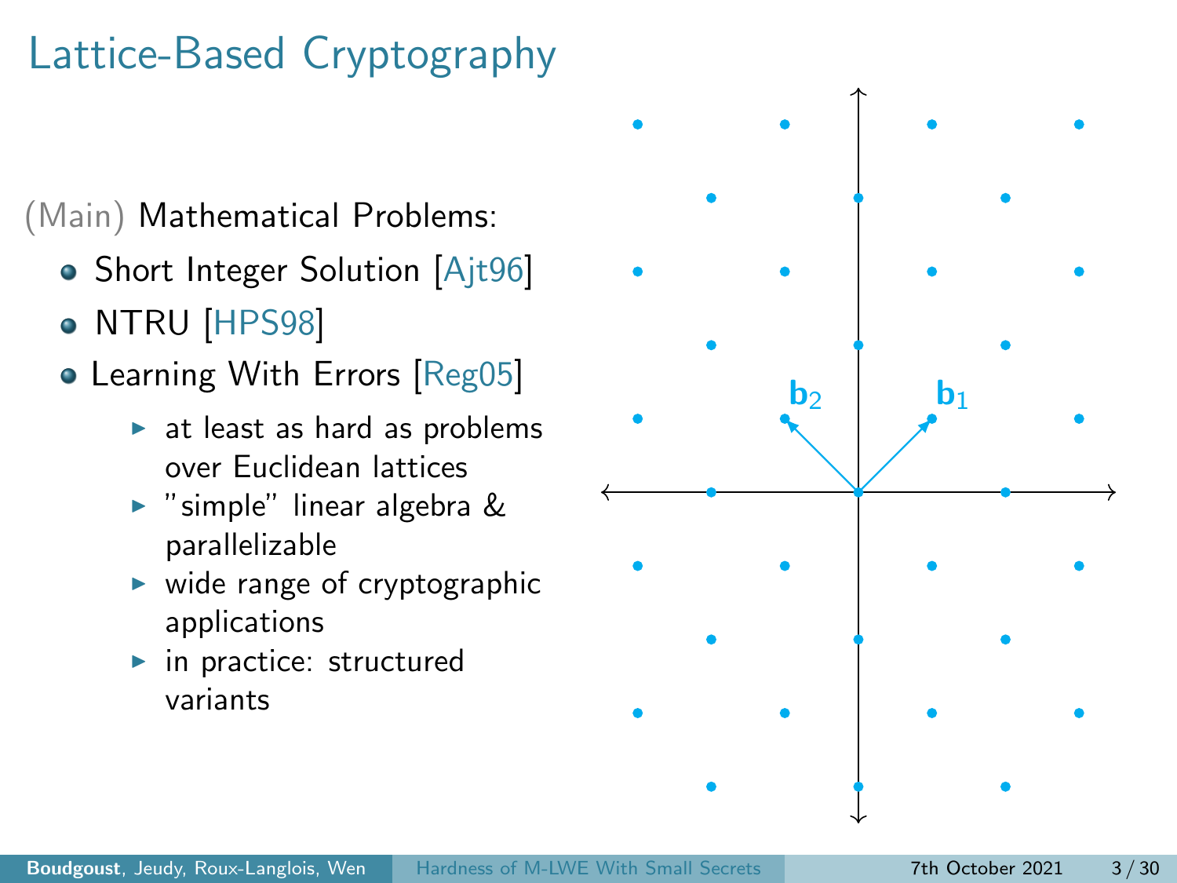# Lattice-Based Cryptography

(Main) Mathematical Problems:

- Short Integer Solution [Ajt96]
- NTRU [HPS98]
- Learning With Errors [Reg05]
  - at least as hard as problems over Euclidean lattices
  - "simple" linear algebra & parallelizable
  - wide range of cryptographic applications
  - in practice: structured variants

$\mathbf{b}_2$ $\mathbf{b}_1$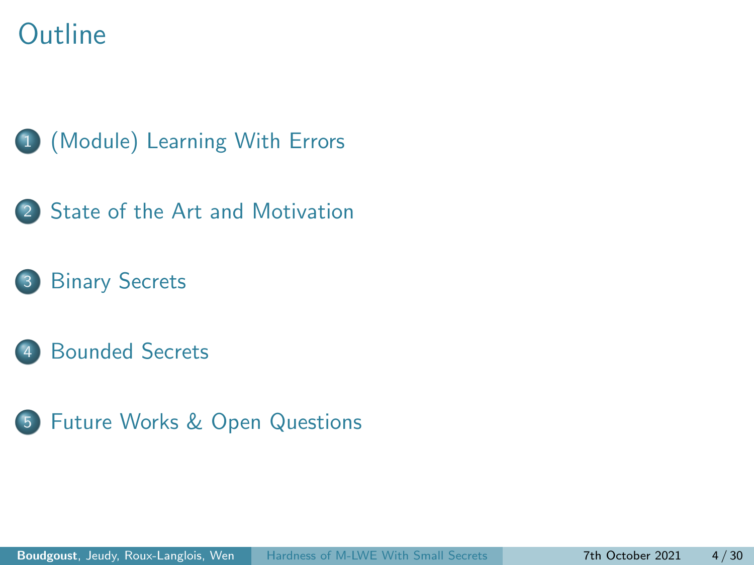# Outline

1. (Module) Learning With Errors
2. State of the Art and Motivation
3. Binary Secrets
4. Bounded Secrets
5. Future Works & Open Questions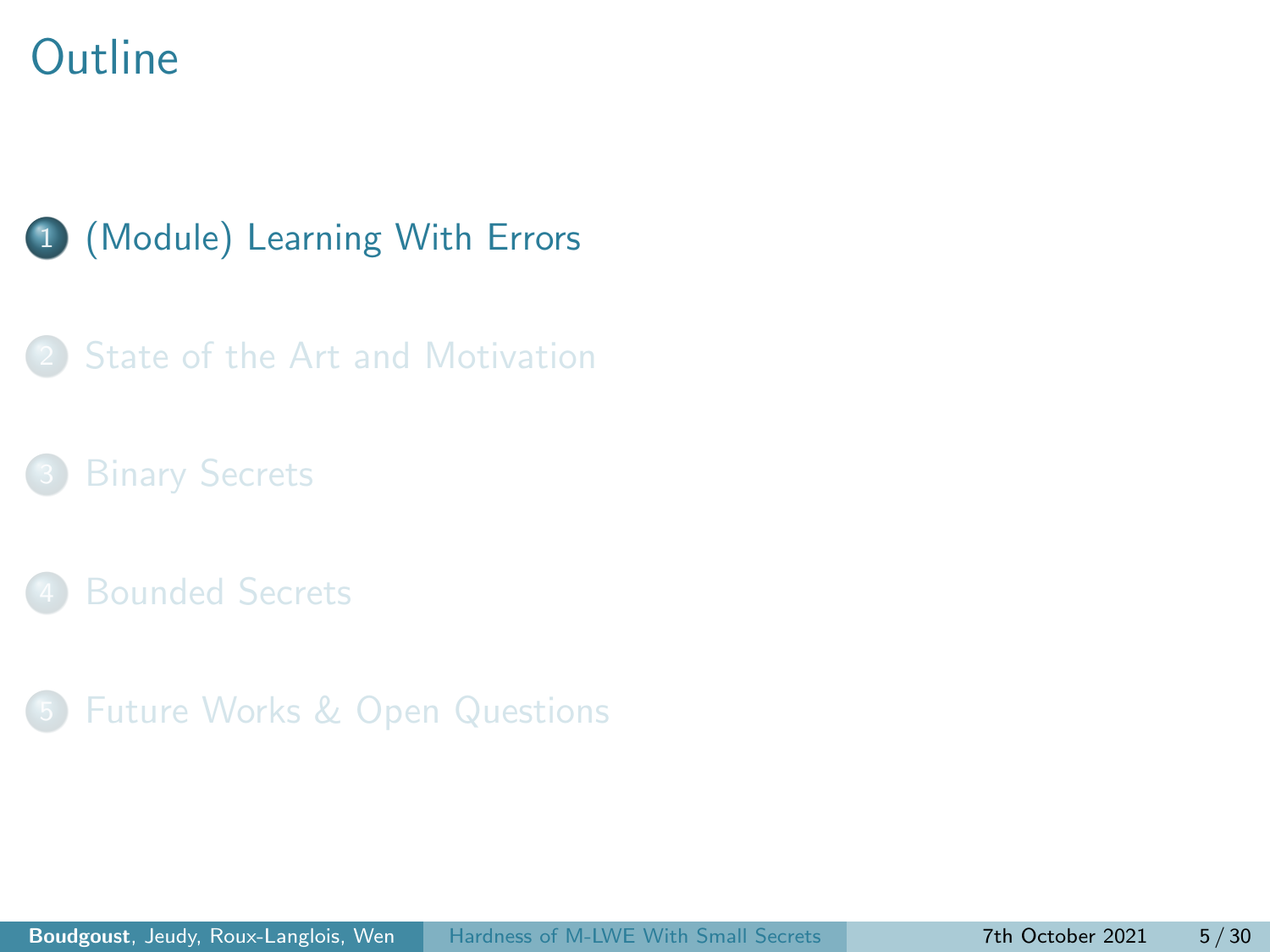# Outline

1. (Module) Learning With Errors
2. State of the Art and Motivation
3. Binary Secrets
4. Bounded Secrets
5. Future Works & Open Questions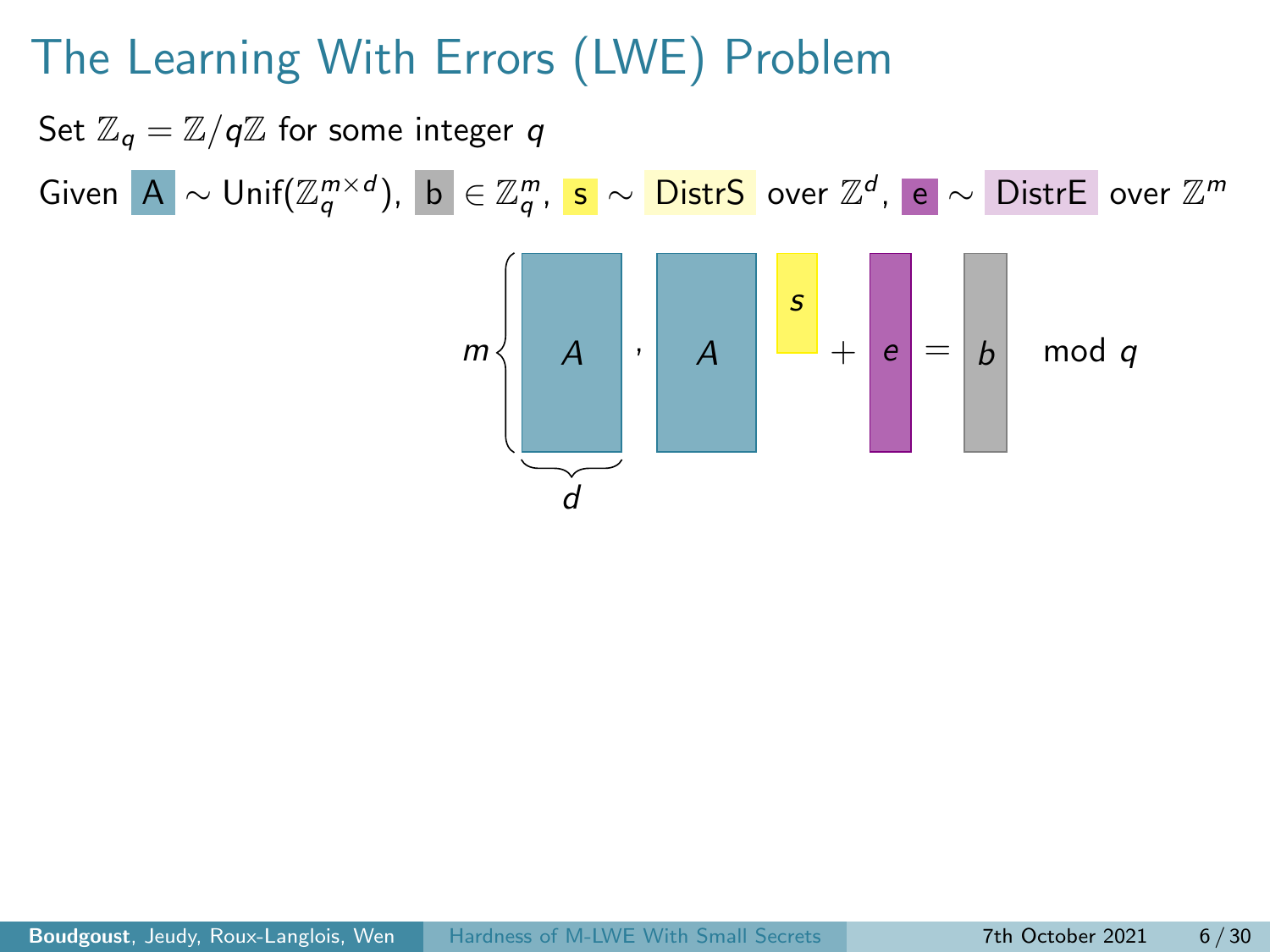# The Learning With Errors (LWE) Problem

Set $\mathbb{Z}_q = \mathbb{Z}/q\mathbb{Z}$ for some integer $q$

Given $A \sim \mathrm{Unif}(\mathbb{Z}_q^{m \times d})$, $b \in \mathbb{Z}_q^m$, $s \sim$ DistrS over $\mathbb{Z}^d$, $e \sim$ DistrE over $\mathbb{Z}^m$

$$\underbrace{A}_{d}\Big\}m \quad , \quad A \cdot s + e = b \mod q$$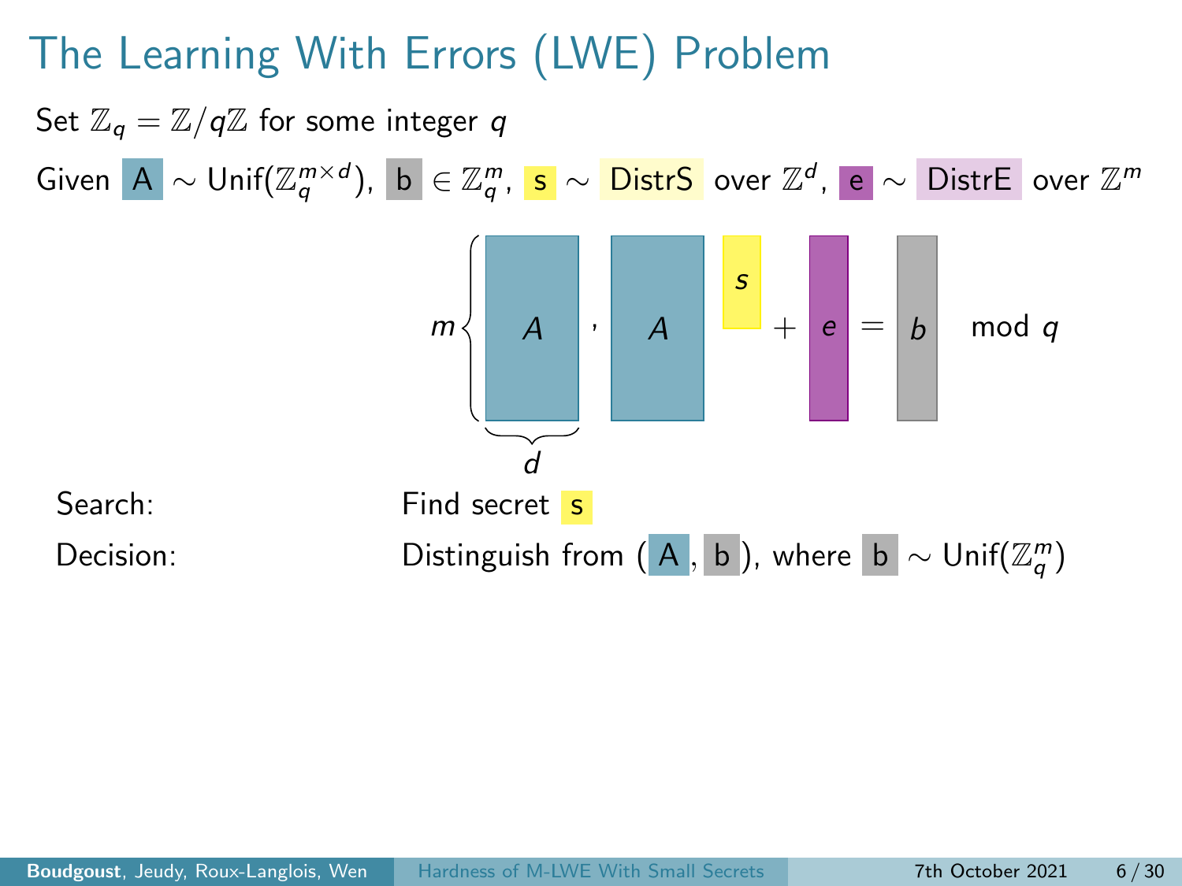# The Learning With Errors (LWE) Problem

Set $\mathbb{Z}_q = \mathbb{Z}/q\mathbb{Z}$ for some integer $q$

Given $A \sim \text{Unif}(\mathbb{Z}_q^{m \times d})$, $b \in \mathbb{Z}_q^m$, $s \sim$ DistrS over $\mathbb{Z}^d$, $e \sim$ DistrE over $\mathbb{Z}^m$

$$\underbrace{A}_{d} \text{ (} m \text{ rows)}, \quad A \cdot s + e = b \mod q$$

Search: Find secret $s$

Decision: Distinguish from $(A, b)$, where $b \sim \text{Unif}(\mathbb{Z}_q^m)$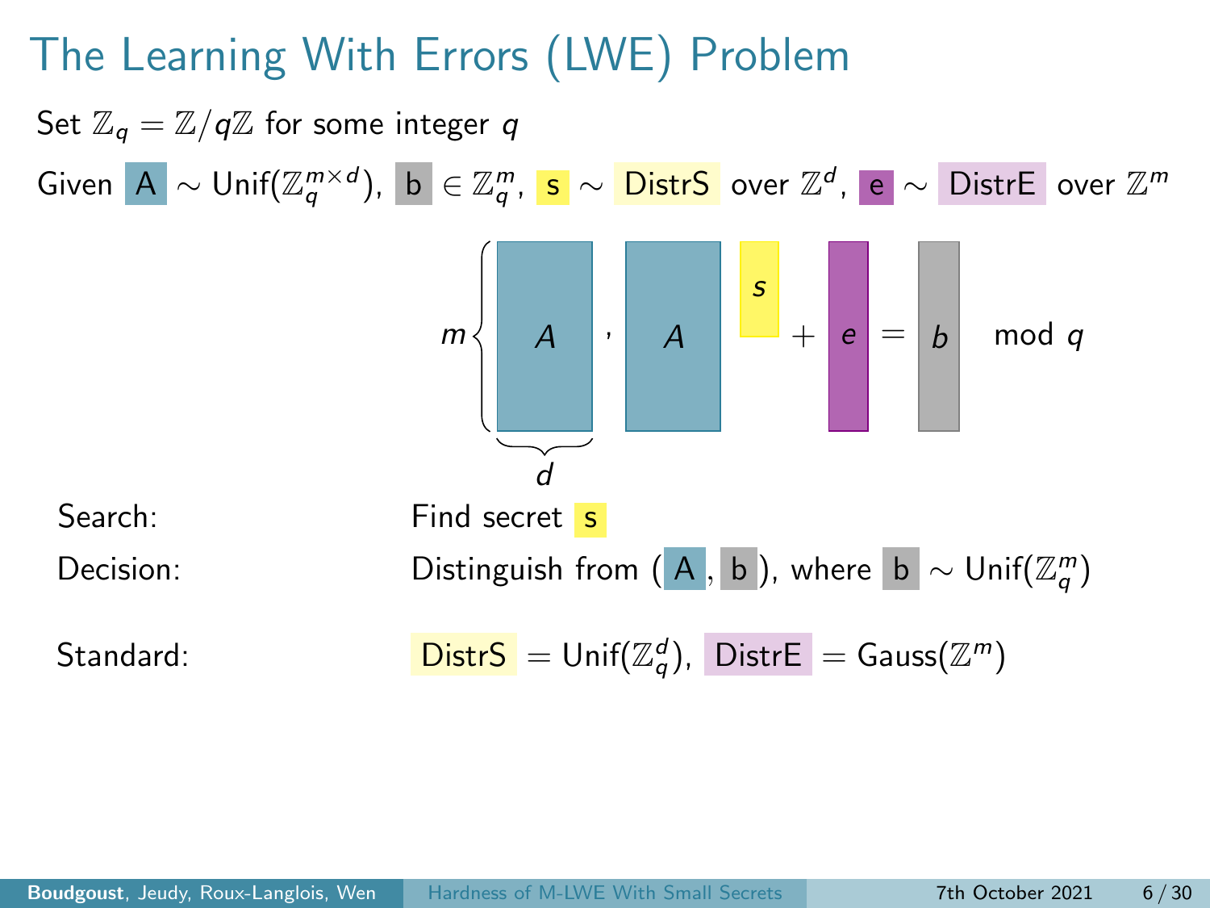# The Learning With Errors (LWE) Problem

Set $\mathbb{Z}_q = \mathbb{Z}/q\mathbb{Z}$ for some integer $q$

Given $A \sim \mathrm{Unif}(\mathbb{Z}_q^{m \times d})$, $b \in \mathbb{Z}_q^m$, $s \sim$ DistrS over $\mathbb{Z}^d$, $e \sim$ DistrE over $\mathbb{Z}^m$

$$m \left\{ A \right., \quad A \cdot s + e = b \mod q$$

(with $A$ of dimensions $m \times d$)

Search: Find secret $s$

Decision: Distinguish from $(A, b)$, where $b \sim \mathrm{Unif}(\mathbb{Z}_q^m)$

Standard: DistrS $= \mathrm{Unif}(\mathbb{Z}_q^d)$, DistrE $= \mathrm{Gauss}(\mathbb{Z}^m)$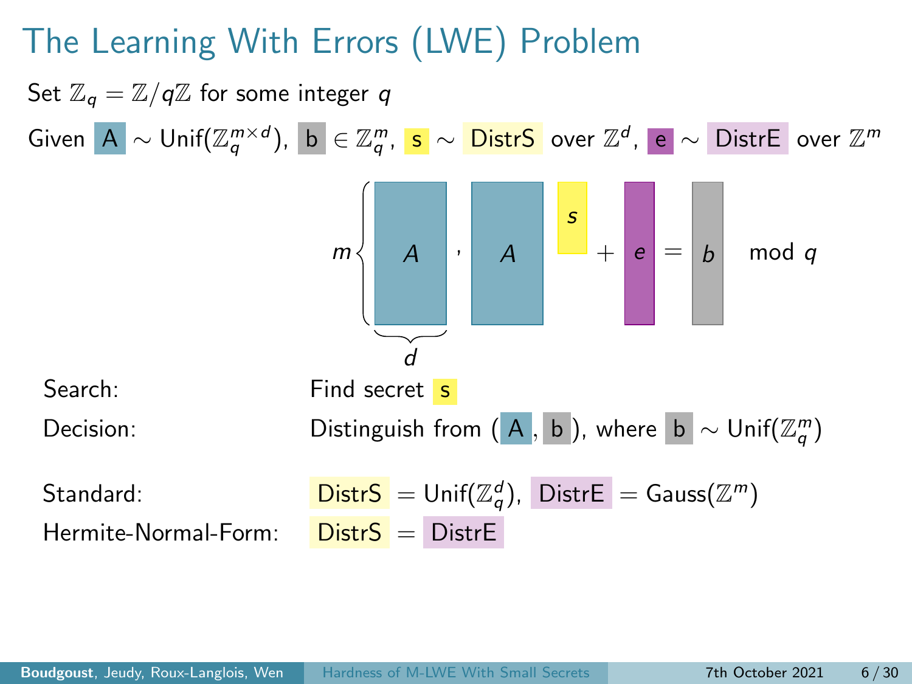# The Learning With Errors (LWE) Problem

Set $\mathbb{Z}_q = \mathbb{Z}/q\mathbb{Z}$ for some integer $q$

Given $A \sim \mathrm{Unif}(\mathbb{Z}_q^{m \times d})$, $b \in \mathbb{Z}_q^m$, $s \sim$ DistrS over $\mathbb{Z}^d$, $e \sim$ DistrE over $\mathbb{Z}^m$

$$A, \quad A \cdot s + e = b \mod q$$

(with $A$ of dimension $m \times d$)

Search: Find secret $s$

Decision: Distinguish from $(A, b)$, where $b \sim \mathrm{Unif}(\mathbb{Z}_q^m)$

Standard: DistrS $= \mathrm{Unif}(\mathbb{Z}_q^d)$, DistrE $= \mathrm{Gauss}(\mathbb{Z}^m)$

Hermite-Normal-Form: DistrS $=$ DistrE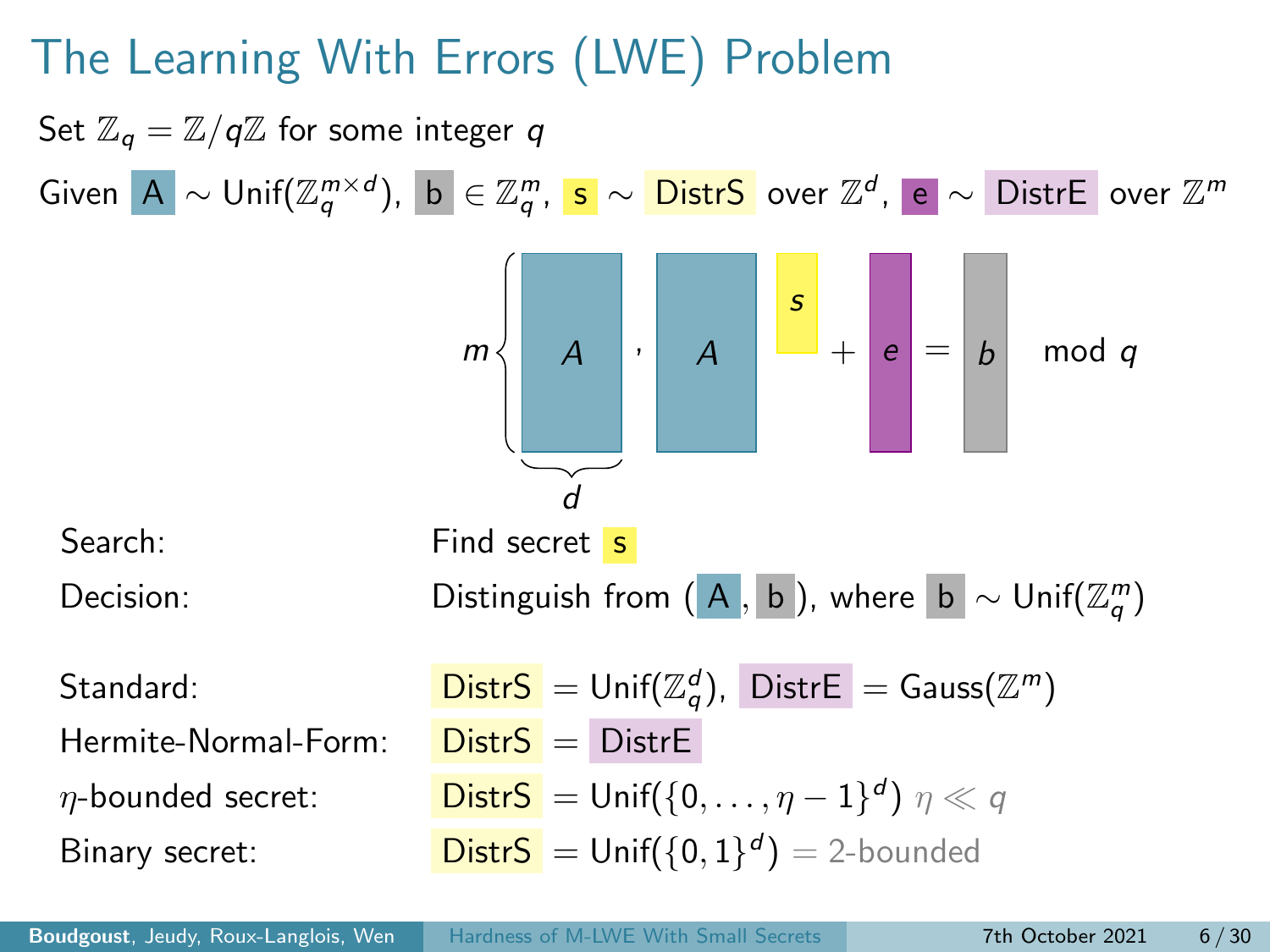# The Learning With Errors (LWE) Problem

Set $\mathbb{Z}_q = \mathbb{Z}/q\mathbb{Z}$ for some integer $q$

Given $A \sim \text{Unif}(\mathbb{Z}_q^{m \times d})$, $b \in \mathbb{Z}_q^m$, $s \sim$ DistrS over $\mathbb{Z}^d$, $e \sim$ DistrE over $\mathbb{Z}^m$

$$\underbrace{A}_{d} \text{ (} m \text{ rows)}, \quad A \cdot s + e = b \mod q$$

| | |
|---|---|
| Search: | Find secret $s$ |
| Decision: | Distinguish from $(A, b)$, where $b \sim \text{Unif}(\mathbb{Z}_q^m)$ |

| | |
|---|---|
| Standard: | DistrS $= \text{Unif}(\mathbb{Z}_q^d)$, DistrE $= \text{Gauss}(\mathbb{Z}^m)$ |
| Hermite-Normal-Form: | DistrS $=$ DistrE |
| $\eta$-bounded secret: | DistrS $= \text{Unif}(\{0, \dots, \eta - 1\}^d)$ $\eta \ll q$ |
| Binary secret: | DistrS $= \text{Unif}(\{0, 1\}^d)$ $=$ 2-bounded |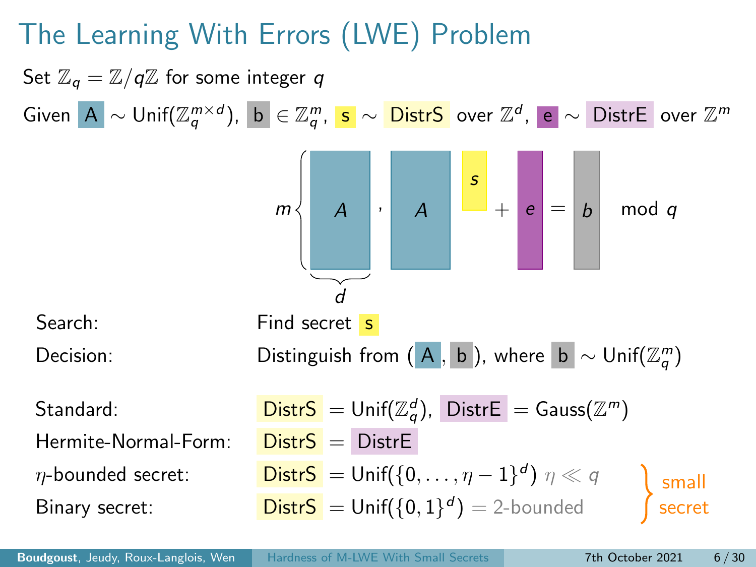# The Learning With Errors (LWE) Problem

Set $\mathbb{Z}_q = \mathbb{Z}/q\mathbb{Z}$ for some integer $q$

Given $A \sim \text{Unif}(\mathbb{Z}_q^{m \times d})$, $b \in \mathbb{Z}_q^m$, $s \sim$ DistrS over $\mathbb{Z}^d$, $e \sim$ DistrE over $\mathbb{Z}^m$

$$A , \quad A \cdot s + e = b \mod q$$

(where $A$ has $m$ rows and $d$ columns)

| | |
|---|---|
| Search: | Find secret $s$ |
| Decision: | Distinguish from $(A, b)$, where $b \sim \text{Unif}(\mathbb{Z}_q^m)$ |

| | |
|---|---|
| Standard: | DistrS $= \text{Unif}(\mathbb{Z}_q^d)$, DistrE $= \text{Gauss}(\mathbb{Z}^m)$ |
| Hermite-Normal-Form: | DistrS $=$ DistrE |
| $\eta$-bounded secret: | DistrS $= \text{Unif}(\{0, \ldots, \eta - 1\}^d)$ $\eta \ll q$ |
| Binary secret: | DistrS $= \text{Unif}(\{0, 1\}^d) =$ 2-bounded |

($\eta$-bounded and binary secret: small secret)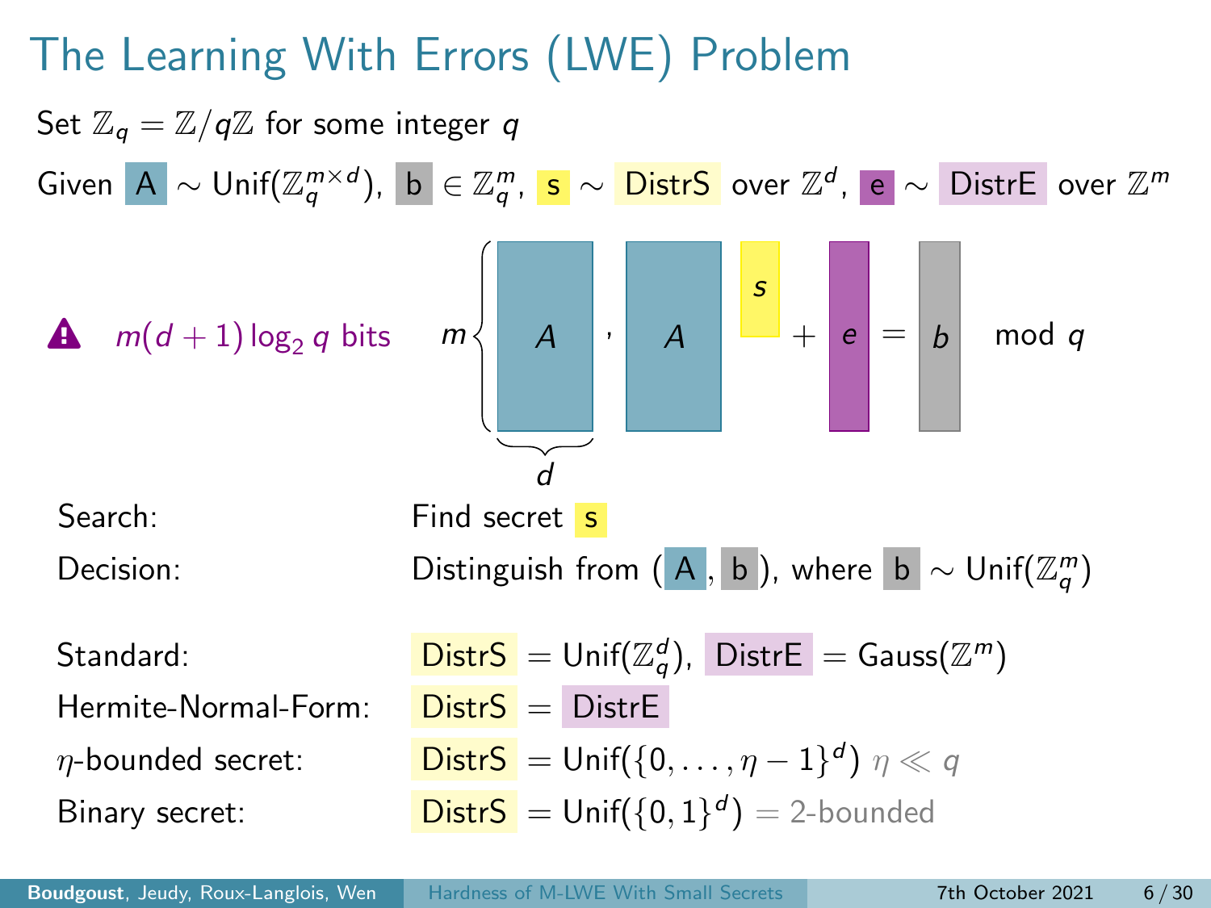# The Learning With Errors (LWE) Problem

Set $\mathbb{Z}_q = \mathbb{Z}/q\mathbb{Z}$ for some integer $q$

Given $A \sim \text{Unif}(\mathbb{Z}_q^{m \times d})$, $b \in \mathbb{Z}_q^m$, $s \sim$ DistrS over $\mathbb{Z}^d$, $e \sim$ DistrE over $\mathbb{Z}^m$

⚠ $m(d+1)\log_2 q$ bits

$$\underbrace{A}_{d}\ (m \text{ rows}), \quad A \cdot s + e = b \mod q$$

| | |
|---|---|
| Search: | Find secret $s$ |
| Decision: | Distinguish from $(A, b)$, where $b \sim \text{Unif}(\mathbb{Z}_q^m)$ |

| | |
|---|---|
| Standard: | DistrS $= \text{Unif}(\mathbb{Z}_q^d)$, DistrE $= \text{Gauss}(\mathbb{Z}^m)$ |
| Hermite-Normal-Form: | DistrS $=$ DistrE |
| $\eta$-bounded secret: | DistrS $= \text{Unif}(\{0, \ldots, \eta - 1\}^d)$ $\eta \ll q$ |
| Binary secret: | DistrS $= \text{Unif}(\{0, 1\}^d)$ $=$ 2-bounded |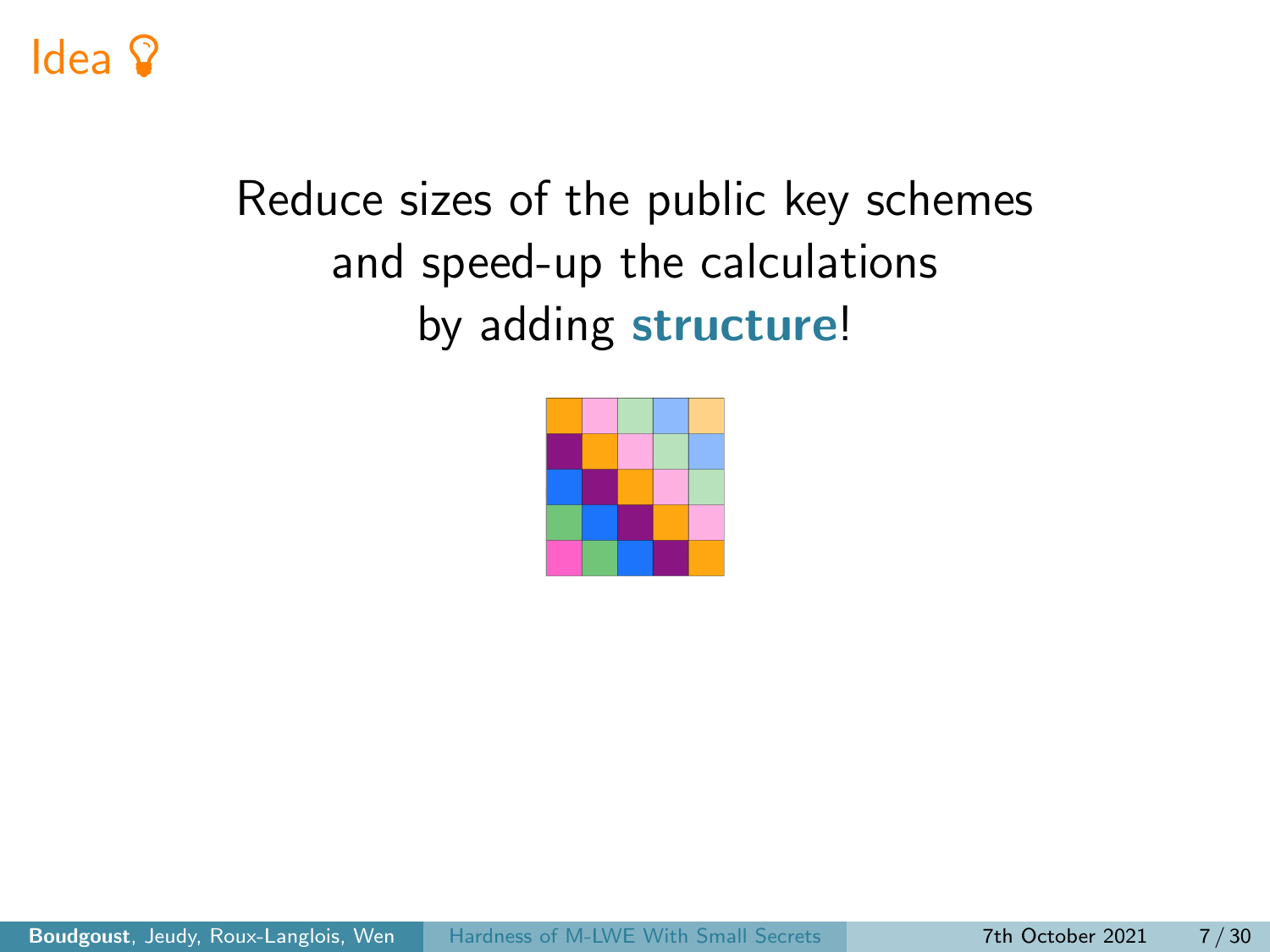# Idea

Reduce sizes of the public key schemes
and speed-up the calculations
by adding **structure**!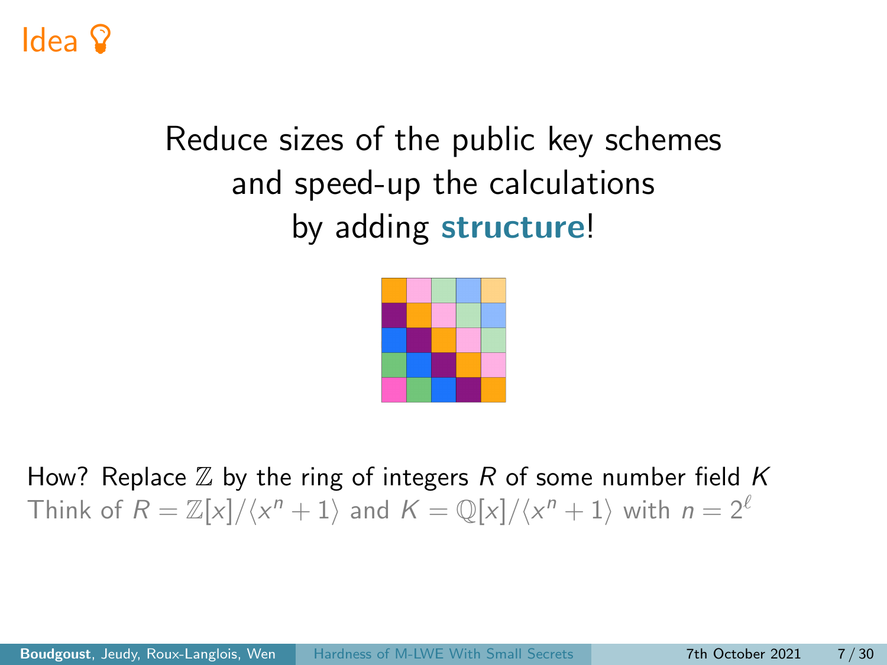# Idea

Reduce sizes of the public key schemes
and speed-up the calculations
by adding **structure**!

How? Replace $\mathbb{Z}$ by the ring of integers $R$ of some number field $K$

Think of $R = \mathbb{Z}[x]/\langle x^n + 1\rangle$ and $K = \mathbb{Q}[x]/\langle x^n + 1\rangle$ with $n = 2^\ell$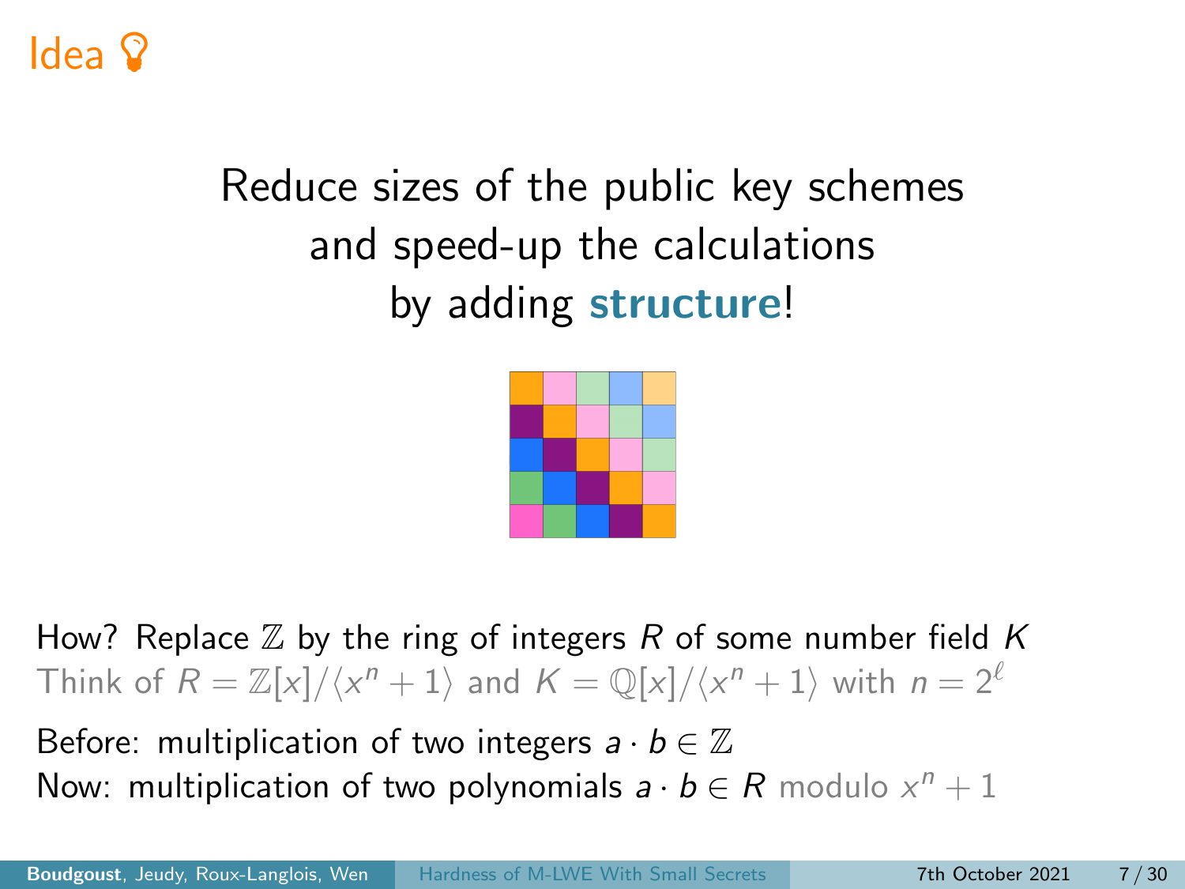# Idea

Reduce sizes of the public key schemes
and speed-up the calculations
by adding **structure**!

How? Replace $\mathbb{Z}$ by the ring of integers $R$ of some number field $K$

Think of $R = \mathbb{Z}[x]/\langle x^n + 1\rangle$ and $K = \mathbb{Q}[x]/\langle x^n + 1\rangle$ with $n = 2^\ell$

Before: multiplication of two integers $a \cdot b \in \mathbb{Z}$

Now: multiplication of two polynomials $a \cdot b \in R$ modulo $x^n + 1$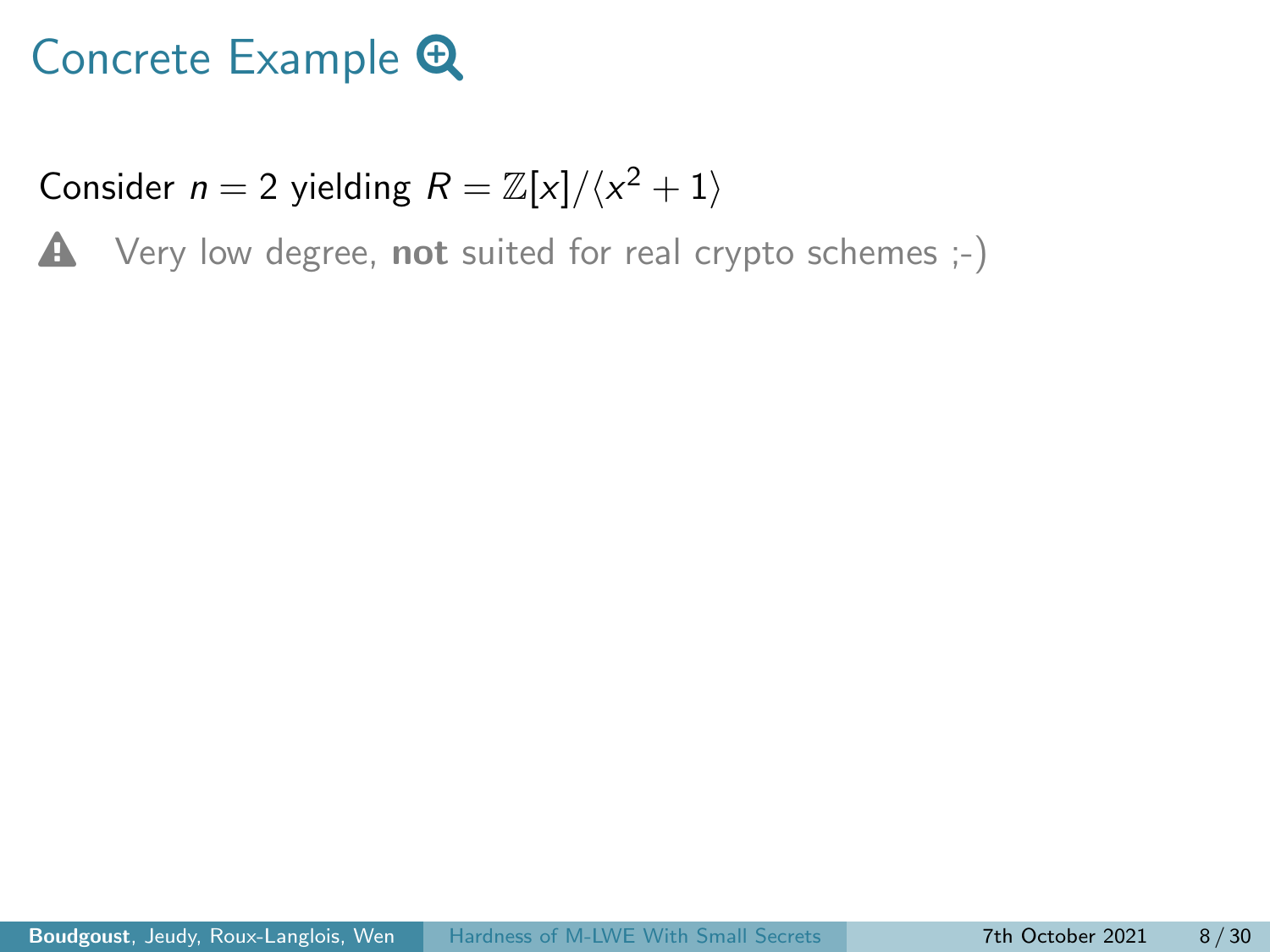# Concrete Example

Consider $n = 2$ yielding $R = \mathbb{Z}[x]/\langle x^2 + 1 \rangle$

⚠ Very low degree, **not** suited for real crypto schemes ;-)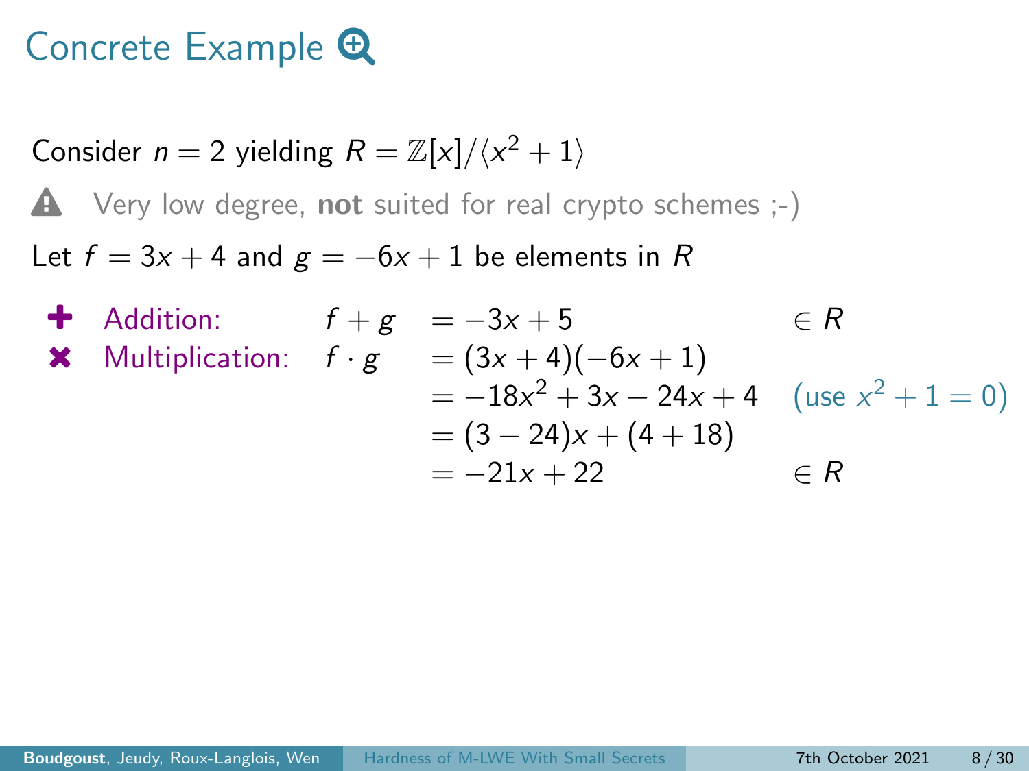# Concrete Example

Consider $n = 2$ yielding $R = \mathbb{Z}[x]/\langle x^2 + 1 \rangle$

⚠ Very low degree, **not** suited for real crypto schemes ;-)

Let $f = 3x + 4$ and $g = -6x + 1$ be elements in $R$

- Addition: $f + g = -3x + 5 \in R$
- Multiplication:

$$
\begin{aligned}
f \cdot g &= (3x+4)(-6x+1) \\
&= -18x^2 + 3x - 24x + 4 \quad \text{(use } x^2 + 1 = 0\text{)} \\
&= (3 - 24)x + (4 + 18) \\
&= -21x + 22 \quad \in R
\end{aligned}
$$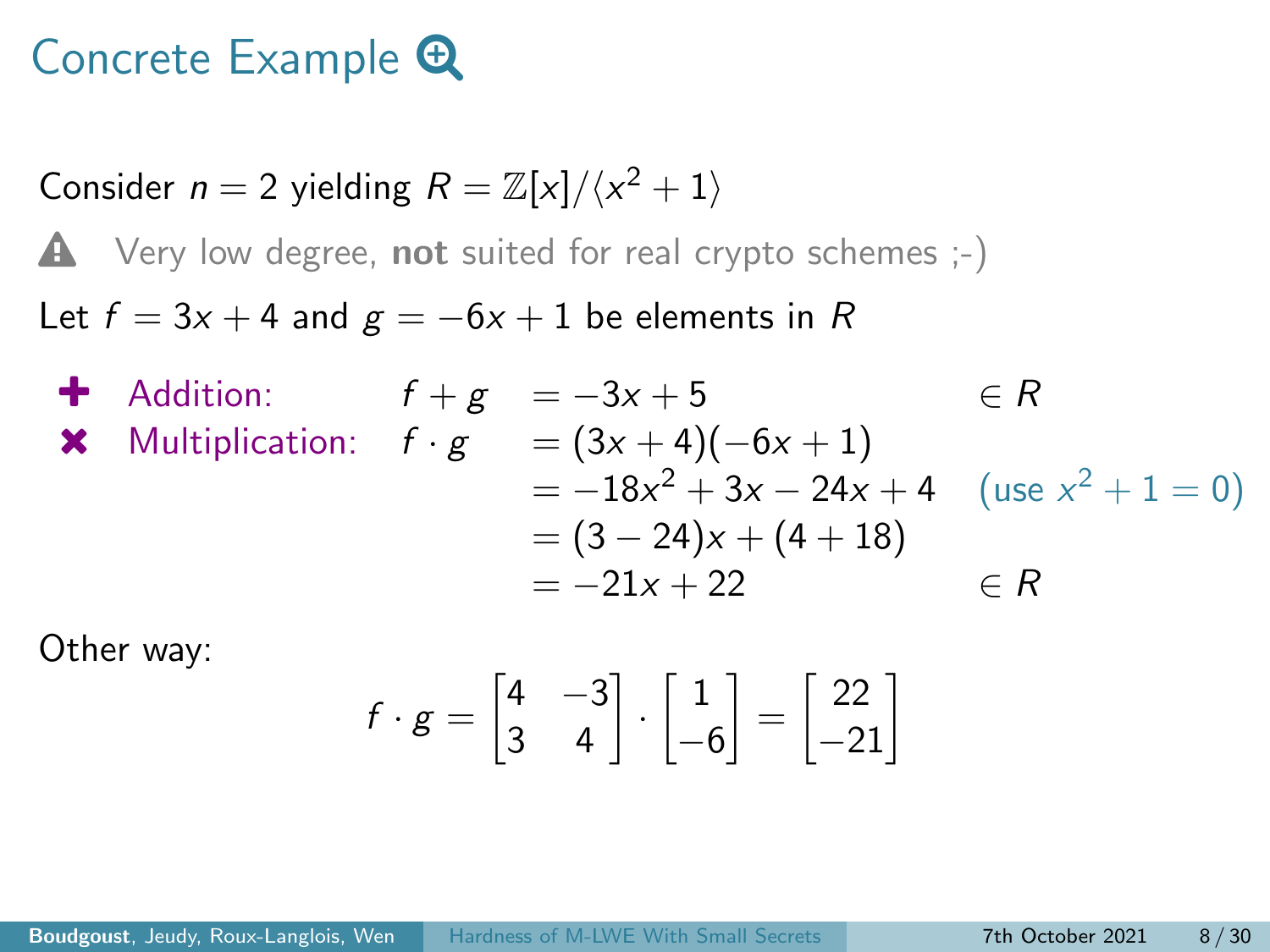# Concrete Example

Consider $n = 2$ yielding $R = \mathbb{Z}[x]/\langle x^2 + 1 \rangle$

⚠ Very low degree, **not** suited for real crypto schemes ;-)

Let $f = 3x + 4$ and $g = -6x + 1$ be elements in $R$

- **Addition:** $f + g = -3x + 5 \in R$
- **Multiplication:**

$$
\begin{aligned}
f \cdot g &= (3x+4)(-6x+1) \\
&= -18x^2 + 3x - 24x + 4 \quad (\text{use } x^2 + 1 = 0) \\
&= (3-24)x + (4+18) \\
&= -21x + 22 \in R
\end{aligned}
$$

Other way:

$$
f \cdot g = \begin{bmatrix} 4 & -3 \\ 3 & 4 \end{bmatrix} \cdot \begin{bmatrix} 1 \\ -6 \end{bmatrix} = \begin{bmatrix} 22 \\ -21 \end{bmatrix}
$$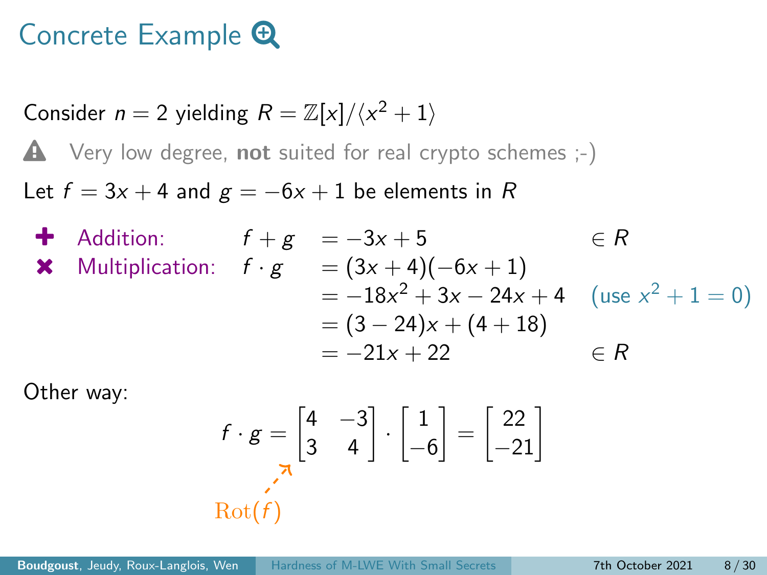# Concrete Example

Consider $n = 2$ yielding $R = \mathbb{Z}[x]/\langle x^2 + 1 \rangle$

⚠ Very low degree, **not** suited for real crypto schemes ;-)

Let $f = 3x + 4$ and $g = -6x + 1$ be elements in $R$

- **Addition:** $f + g = -3x + 5 \in R$
- **Multiplication:**

$$
\begin{aligned}
f \cdot g &= (3x+4)(-6x+1) \\
&= -18x^2 + 3x - 24x + 4 \quad (\text{use } x^2 + 1 = 0) \\
&= (3-24)x + (4+18) \\
&= -21x + 22 \in R
\end{aligned}
$$

Other way:

$$
f \cdot g = \underbrace{\begin{bmatrix} 4 & -3 \\ 3 & 4 \end{bmatrix}}_{\mathrm{Rot}(f)} \cdot \begin{bmatrix} 1 \\ -6 \end{bmatrix} = \begin{bmatrix} 22 \\ -21 \end{bmatrix}
$$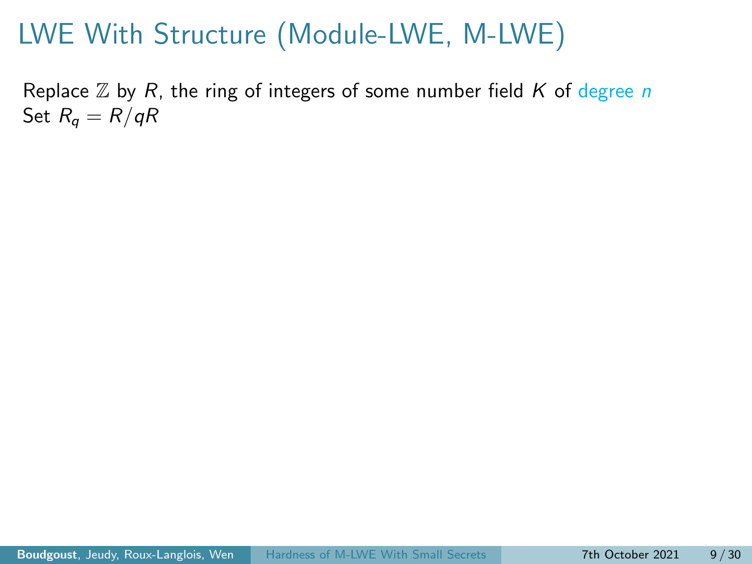# LWE With Structure (Module-LWE, M-LWE)

Replace $\mathbb{Z}$ by $R$, the ring of integers of some number field $K$ of degree $n$
Set $R_q = R/qR$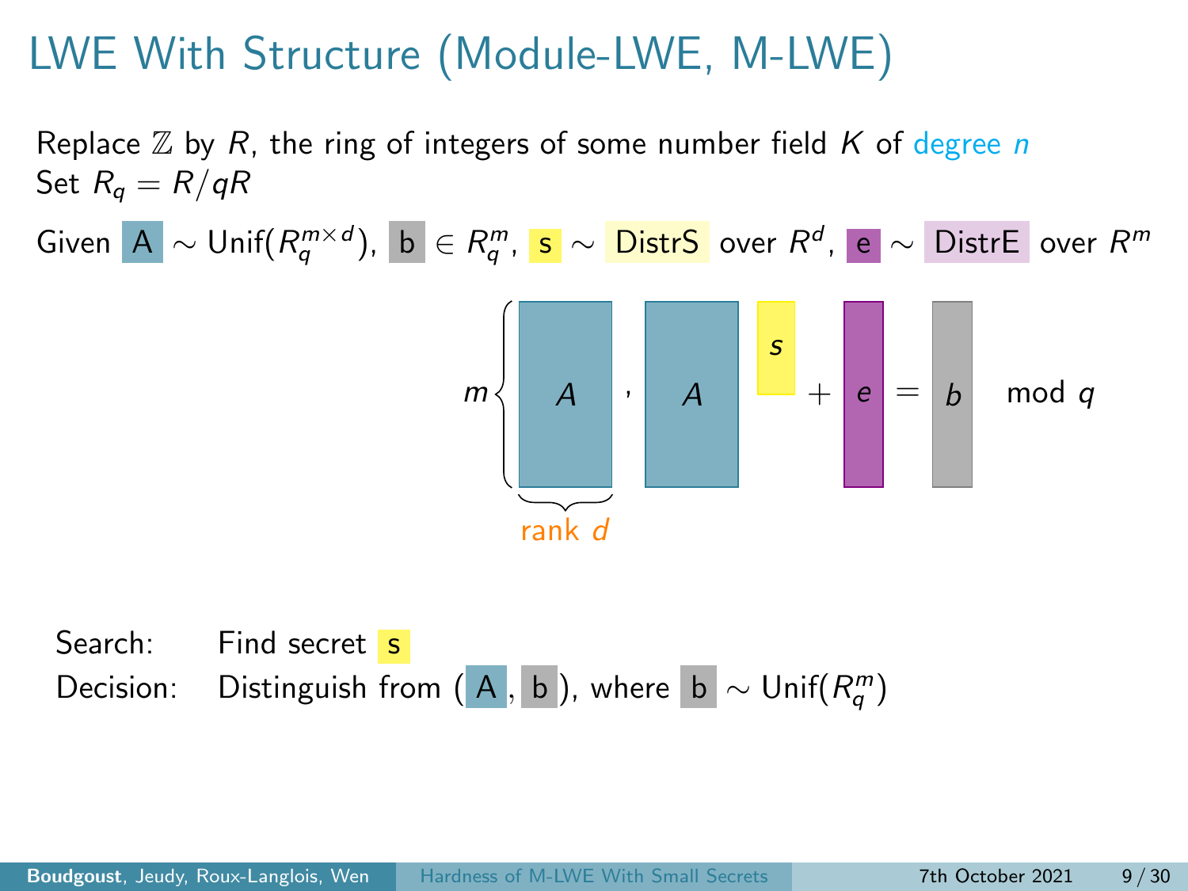# LWE With Structure (Module-LWE, M-LWE)

Replace $\mathbb{Z}$ by $R$, the ring of integers of some number field $K$ of degree $n$
Set $R_q = R/qR$

Given $A \sim \text{Unif}(R_q^{m \times d})$, $b \in R_q^m$, $s \sim$ DistrS over $R^d$, $e \sim$ DistrE over $R^m$

$$m \left\{ \underbrace{A}_{\text{rank } d} \right. , \quad A \cdot s + e = b \mod q$$

Search: Find secret $s$

Decision: Distinguish from $(A, b)$, where $b \sim \text{Unif}(R_q^m)$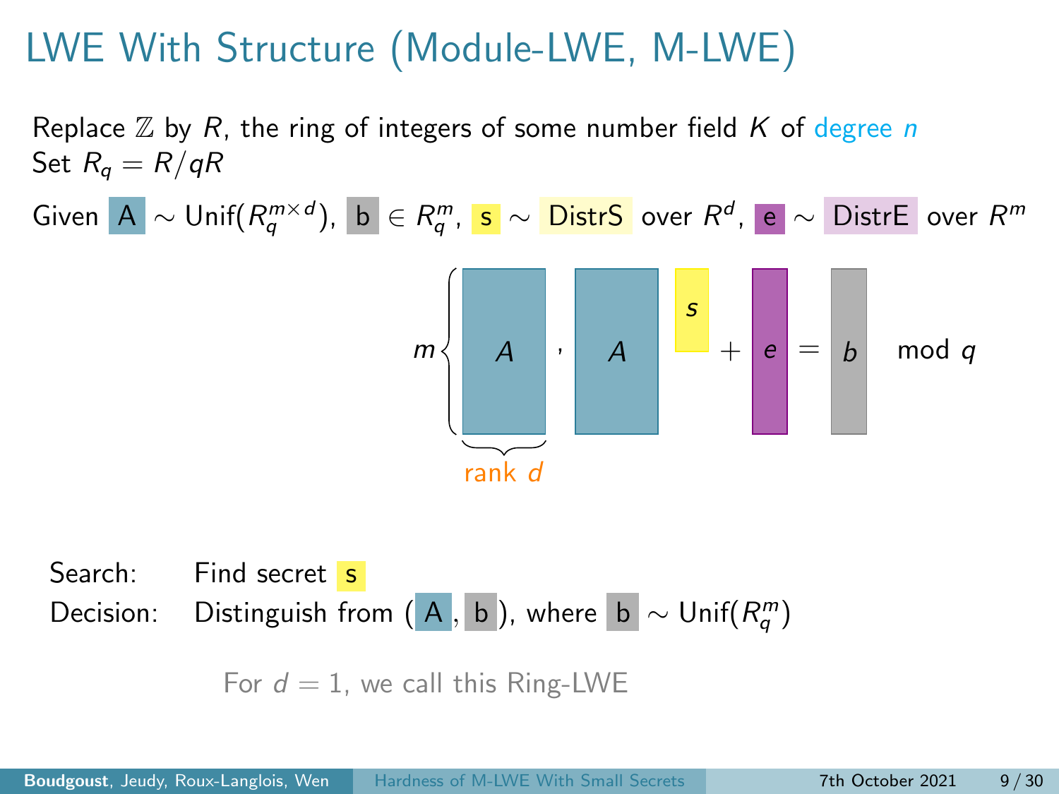# LWE With Structure (Module-LWE, M-LWE)

Replace $\mathbb{Z}$ by $R$, the ring of integers of some number field $K$ of degree $n$
Set $R_q = R/qR$

Given $A \sim \text{Unif}(R_q^{m \times d})$, $b \in R_q^m$, $s \sim$ DistrS over $R^d$, $e \sim$ DistrE over $R^m$

$$m\left\{ \underbrace{A}_{\text{rank } d} \right. , \quad A \cdot s + e = b \mod q$$

Search: Find secret $s$

Decision: Distinguish from $(A, b)$, where $b \sim \text{Unif}(R_q^m)$

For $d = 1$, we call this Ring-LWE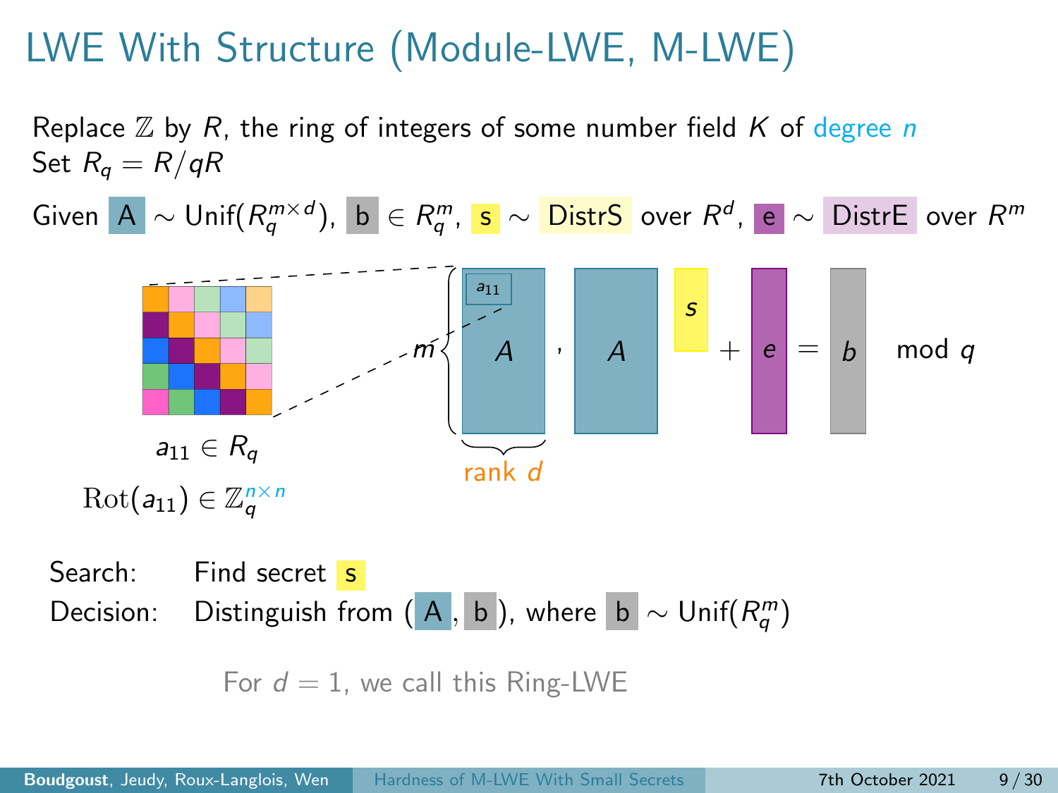# LWE With Structure (Module-LWE, M-LWE)

Replace $\mathbb{Z}$ by $R$, the ring of integers of some number field $K$ of degree $n$
Set $R_q = R/qR$

Given $A \sim \mathrm{Unif}(R_q^{m \times d})$, $b \in R_q^m$, $s \sim$ DistrS over $R^d$, $e \sim$ DistrE over $R^m$

$a_{11} \in R_q$

$\mathrm{Rot}(a_{11}) \in \mathbb{Z}_q^{n \times n}$

$$m \{ A, \quad A \cdot s + e = b \mod q$$

rank $d$

Search: Find secret $s$

Decision: Distinguish from $(A, b)$, where $b \sim \mathrm{Unif}(R_q^m)$

For $d = 1$, we call this Ring-LWE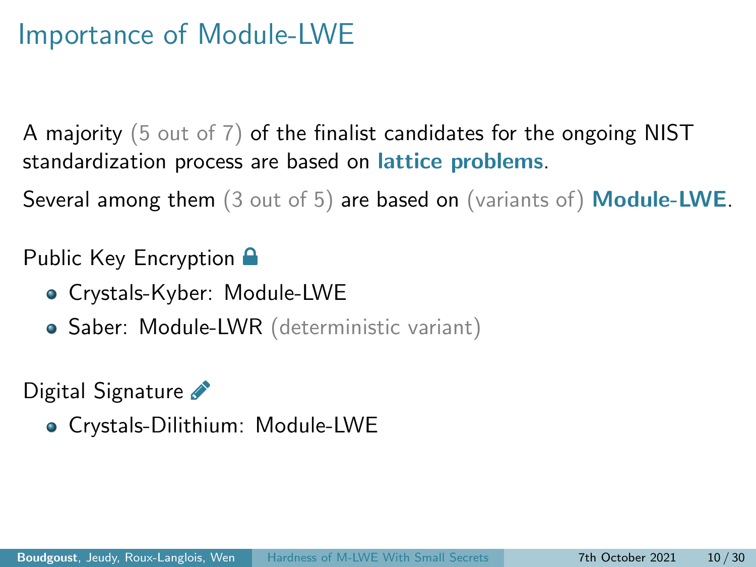# Importance of Module-LWE

A majority (5 out of 7) of the finalist candidates for the ongoing NIST standardization process are based on **lattice problems**.

Several among them (3 out of 5) are based on (variants of) **Module-LWE**.

Public Key Encryption

- Crystals-Kyber: Module-LWE
- Saber: Module-LWR (deterministic variant)

Digital Signature

- Crystals-Dilithium: Module-LWE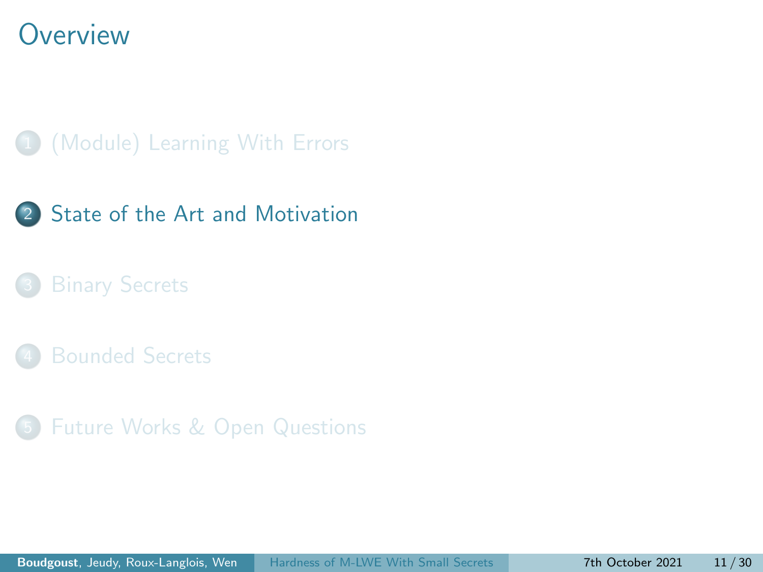# Overview

1. (Module) Learning With Errors
2. State of the Art and Motivation
3. Binary Secrets
4. Bounded Secrets
5. Future Works & Open Questions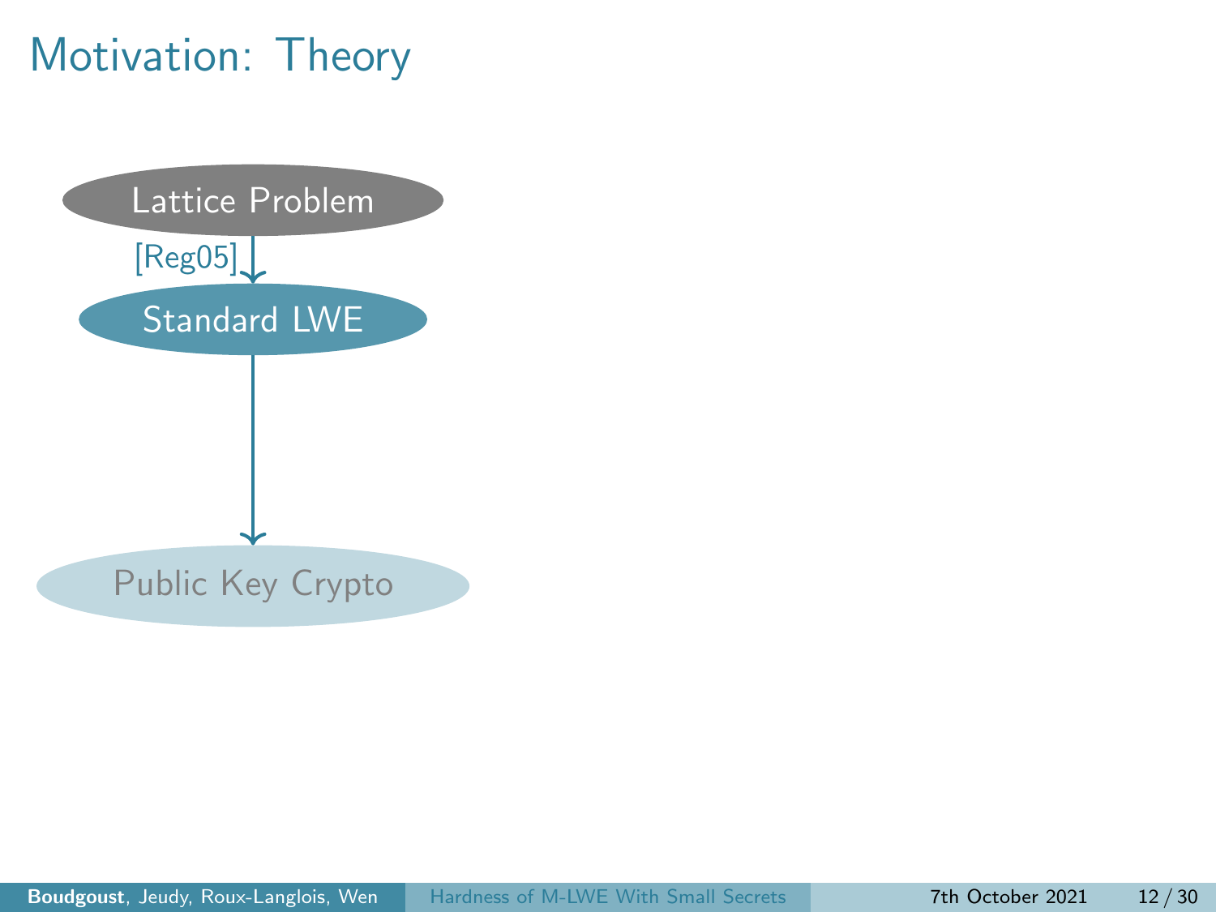# Motivation: Theory

Lattice Problem

[Reg05]

Standard LWE

Public Key Crypto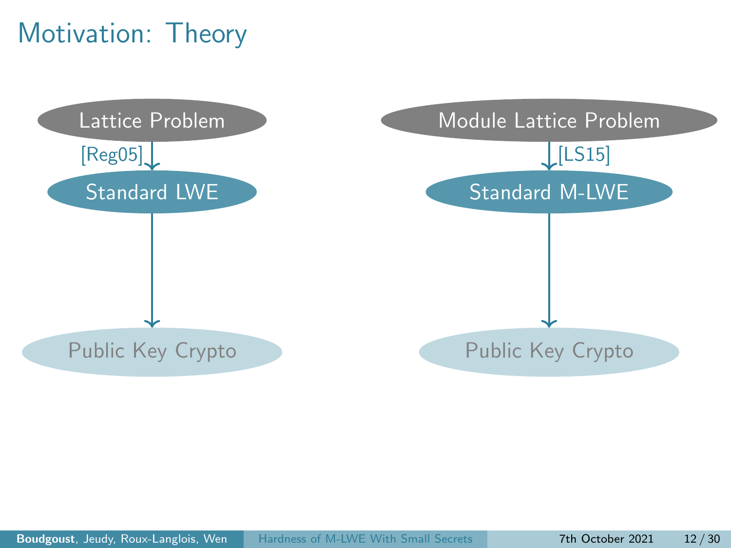# Motivation: Theory

Lattice Problem

[Reg05]

Standard LWE

Public Key Crypto

Module Lattice Problem

[LS15]

Standard M-LWE

Public Key Crypto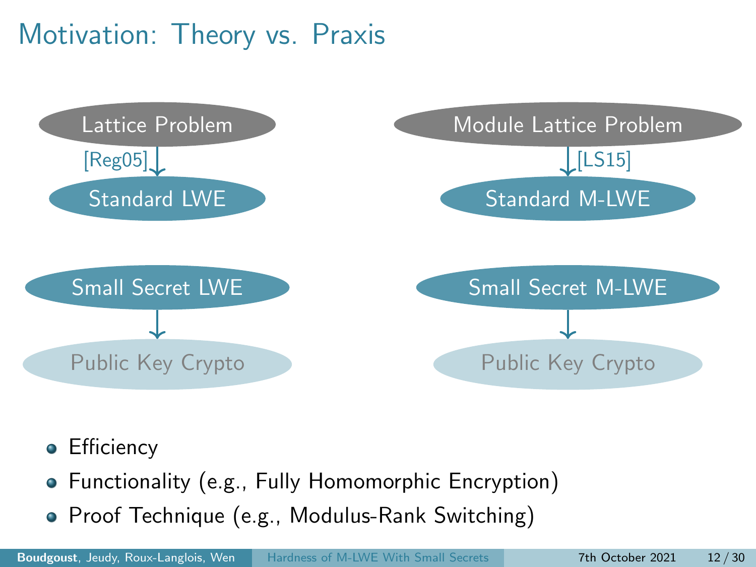# Motivation: Theory vs. Praxis

Lattice Problem → [Reg05] → Standard LWE

Small Secret LWE → Public Key Crypto

Module Lattice Problem → [LS15] → Standard M-LWE

Small Secret M-LWE → Public Key Crypto

- Efficiency
- Functionality (e.g., Fully Homomorphic Encryption)
- Proof Technique (e.g., Modulus-Rank Switching)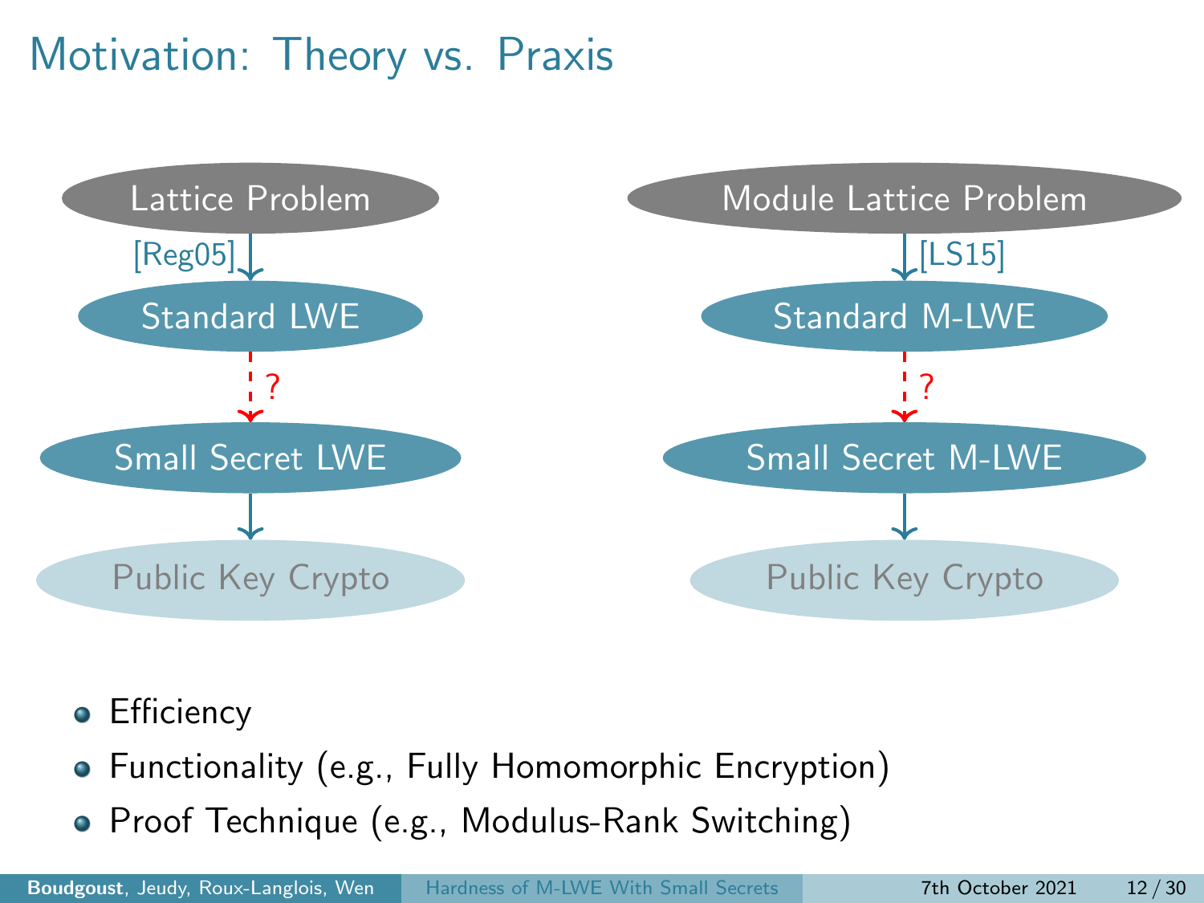# Motivation: Theory vs. Praxis

Lattice Problem → [Reg05] → Standard LWE ⇢ ? ⇢ Small Secret LWE → Public Key Crypto

Module Lattice Problem → [LS15] → Standard M-LWE ⇢ ? ⇢ Small Secret M-LWE → Public Key Crypto

- Efficiency
- Functionality (e.g., Fully Homomorphic Encryption)
- Proof Technique (e.g., Modulus-Rank Switching)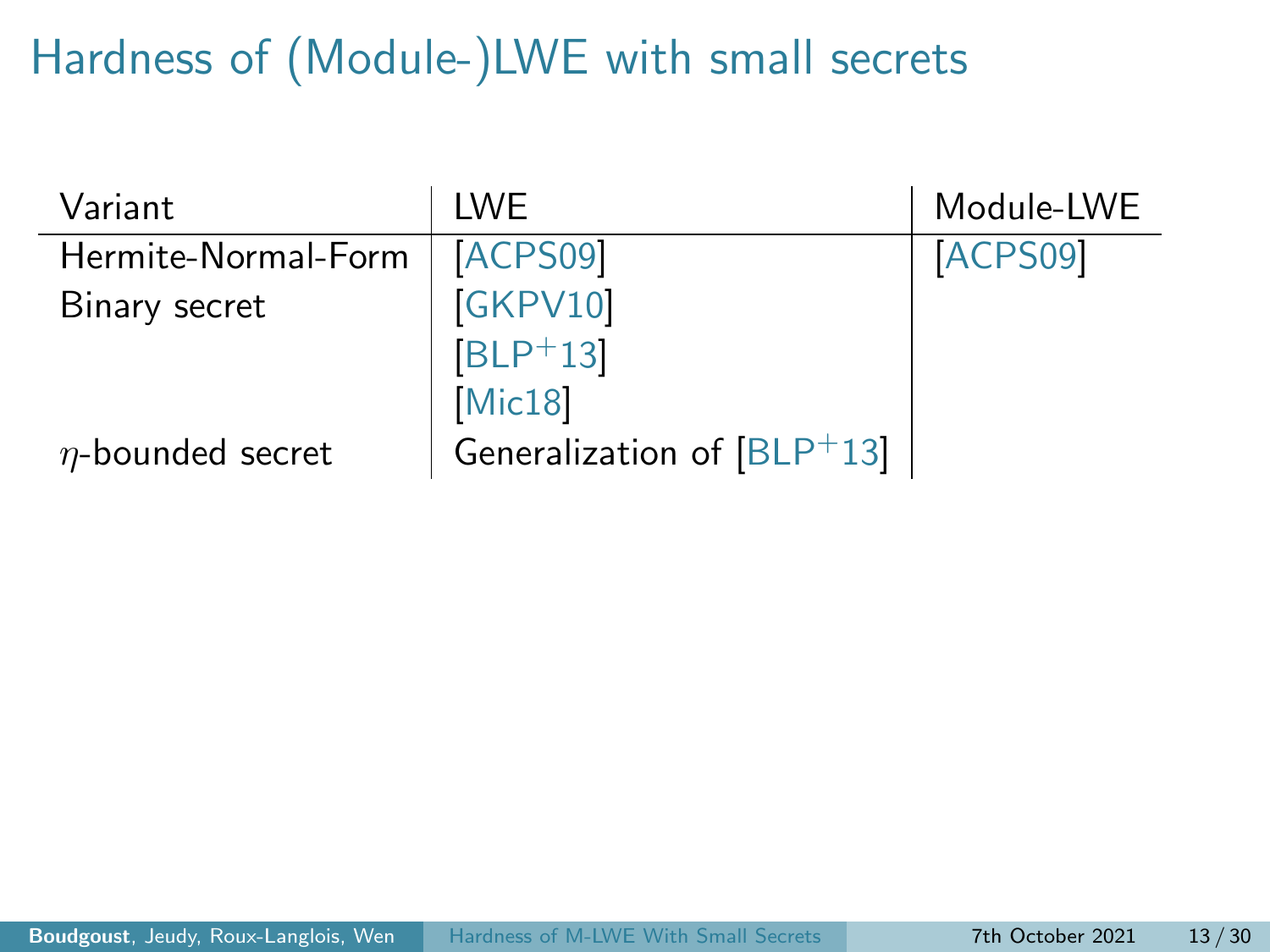# Hardness of (Module-)LWE with small secrets

| Variant | LWE | Module-LWE |
|---|---|---|
| Hermite-Normal-Form | [ACPS09] | [ACPS09] |
| Binary secret | [GKPV10] | |
| | [BLP+13] | |
| | [Mic18] | |
| $\eta$-bounded secret | Generalization of [BLP+13] | |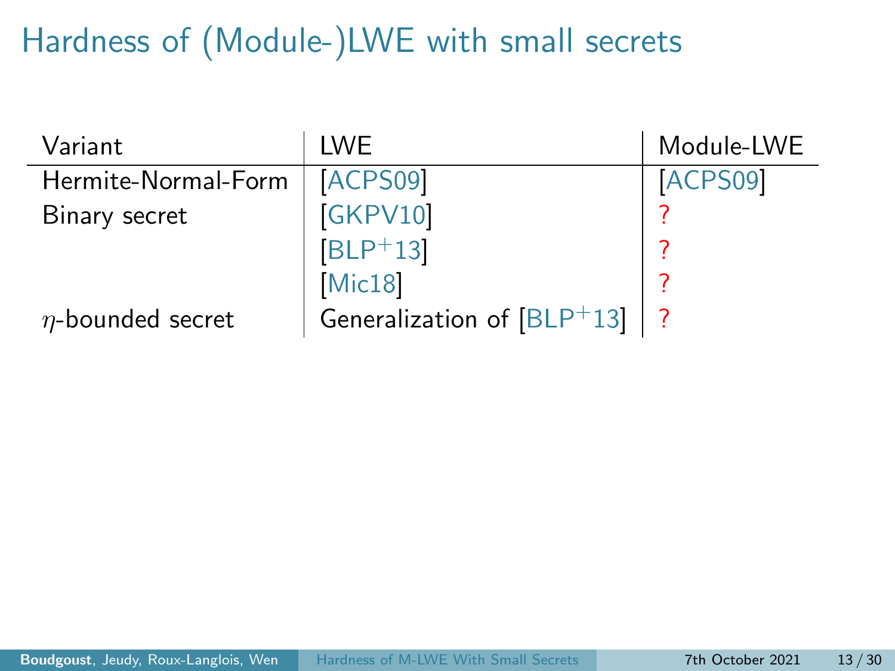# Hardness of (Module-)LWE with small secrets

| Variant | LWE | Module-LWE |
|---|---|---|
| Hermite-Normal-Form | [ACPS09] | [ACPS09] |
| Binary secret | [GKPV10] | ? |
| | [BLP+13] | ? |
| | [Mic18] | ? |
| $\eta$-bounded secret | Generalization of [BLP+13] | ? |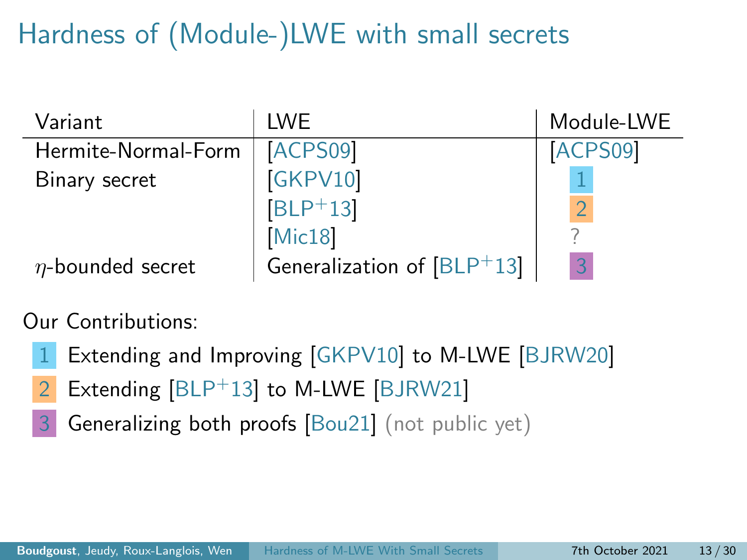# Hardness of (Module-)LWE with small secrets

| Variant | LWE | Module-LWE |
|---|---|---|
| Hermite-Normal-Form | [ACPS09] | [ACPS09] |
| Binary secret | [GKPV10] | 1 |
| | [BLP+13] | 2 |
| | [Mic18] | ? |
| $\eta$-bounded secret | Generalization of [BLP+13] | 3 |

Our Contributions:

1. Extending and Improving [GKPV10] to M-LWE [BJRW20]
2. Extending [BLP+13] to M-LWE [BJRW21]
3. Generalizing both proofs [Bou21] (not public yet)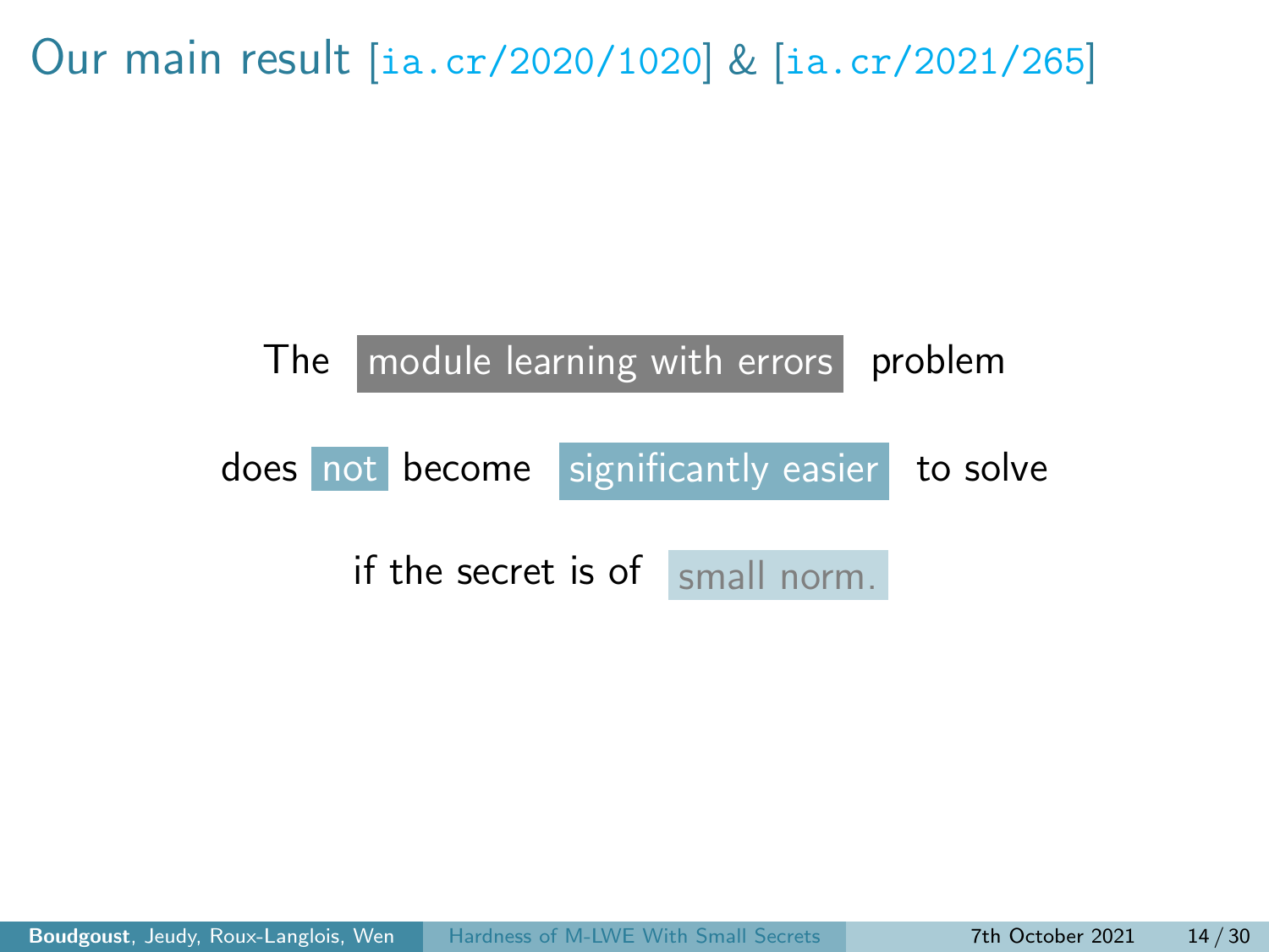# Our main result [ia.cr/2020/1020] & [ia.cr/2021/265]

The module learning with errors problem

does not become significantly easier to solve

if the secret is of small norm.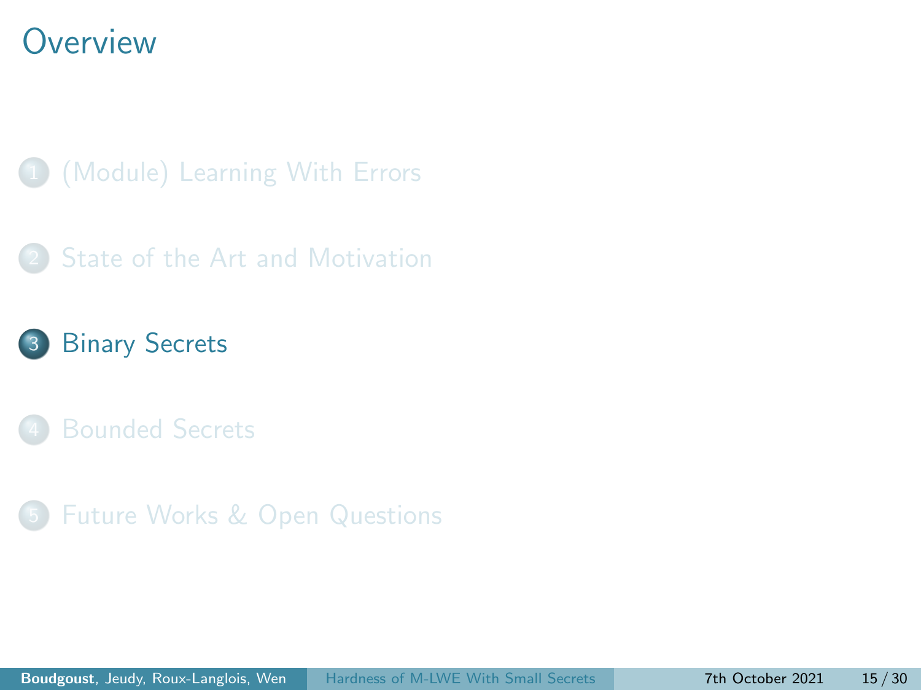# Overview

1. (Module) Learning With Errors
2. State of the Art and Motivation
3. **Binary Secrets**
4. Bounded Secrets
5. Future Works & Open Questions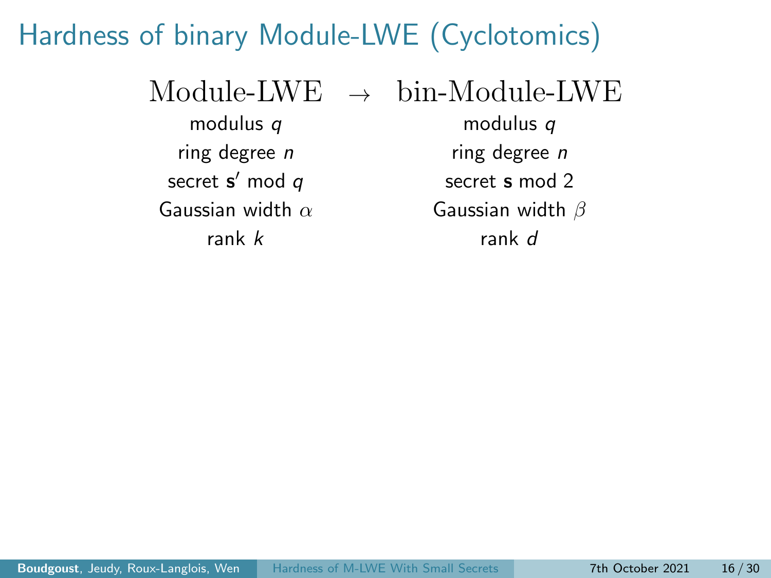# Hardness of binary Module-LWE (Cyclotomics)

| Module-LWE | $\rightarrow$ | bin-Module-LWE |
| --- | --- | --- |
| modulus $q$ | | modulus $q$ |
| ring degree $n$ | | ring degree $n$ |
| secret $\mathbf{s}'$ mod $q$ | | secret $\mathbf{s}$ mod 2 |
| Gaussian width $\alpha$ | | Gaussian width $\beta$ |
| rank $k$ | | rank $d$ |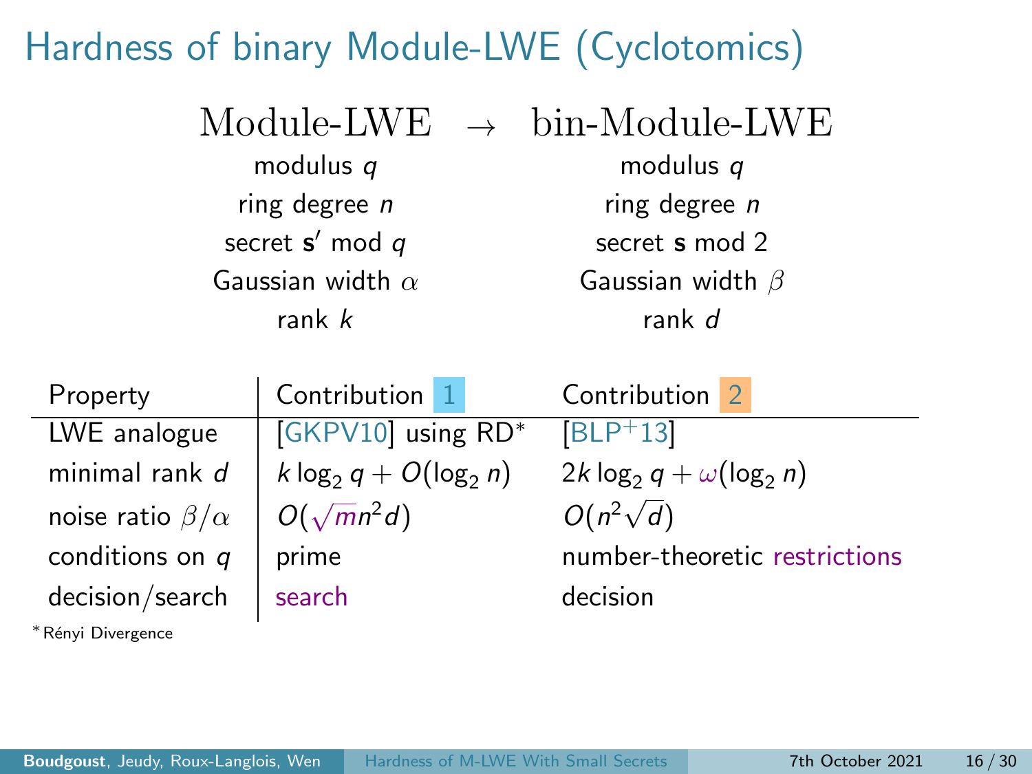# Hardness of binary Module-LWE (Cyclotomics)

| Module-LWE | $\rightarrow$ | bin-Module-LWE |
|---|---|---|
| modulus $q$ | | modulus $q$ |
| ring degree $n$ | | ring degree $n$ |
| secret $\mathbf{s}'$ mod $q$ | | secret $\mathbf{s}$ mod 2 |
| Gaussian width $\alpha$ | | Gaussian width $\beta$ |
| rank $k$ | | rank $d$ |

| Property | Contribution 1 | Contribution 2 |
|---|---|---|
| LWE analogue | [GKPV10] using RD* | [BLP+13] |
| minimal rank $d$ | $k \log_2 q + O(\log_2 n)$ | $2k \log_2 q + \omega(\log_2 n)$ |
| noise ratio $\beta/\alpha$ | $O(\sqrt{m} n^2 d)$ | $O(n^2 \sqrt{d})$ |
| conditions on $q$ | prime | number-theoretic restrictions |
| decision/search | search | decision |

*Rényi Divergence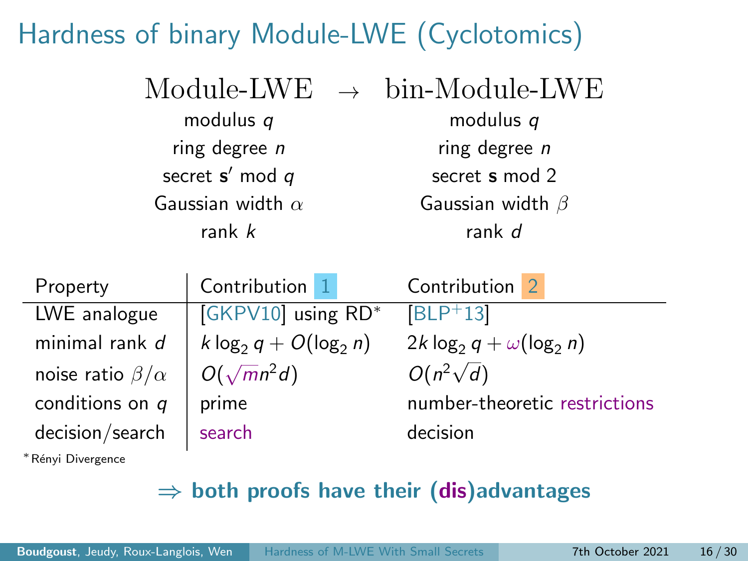# Hardness of binary Module-LWE (Cyclotomics)

| Module-LWE | $\rightarrow$ | bin-Module-LWE |
|---|---|---|
| modulus $q$ | | modulus $q$ |
| ring degree $n$ | | ring degree $n$ |
| secret $\mathbf{s}'$ mod $q$ | | secret $\mathbf{s}$ mod 2 |
| Gaussian width $\alpha$ | | Gaussian width $\beta$ |
| rank $k$ | | rank $d$ |

| Property | Contribution 1 | Contribution 2 |
|---|---|---|
| LWE analogue | [GKPV10] using RD* | [BLP+13] |
| minimal rank $d$ | $k \log_2 q + O(\log_2 n)$ | $2k \log_2 q + \omega(\log_2 n)$ |
| noise ratio $\beta/\alpha$ | $O(\sqrt{m} n^2 d)$ | $O(n^2 \sqrt{d})$ |
| conditions on $q$ | prime | number-theoretic restrictions |
| decision/search | search | decision |

*Rényi Divergence

$\Rightarrow$ **both proofs have their (dis)advantages**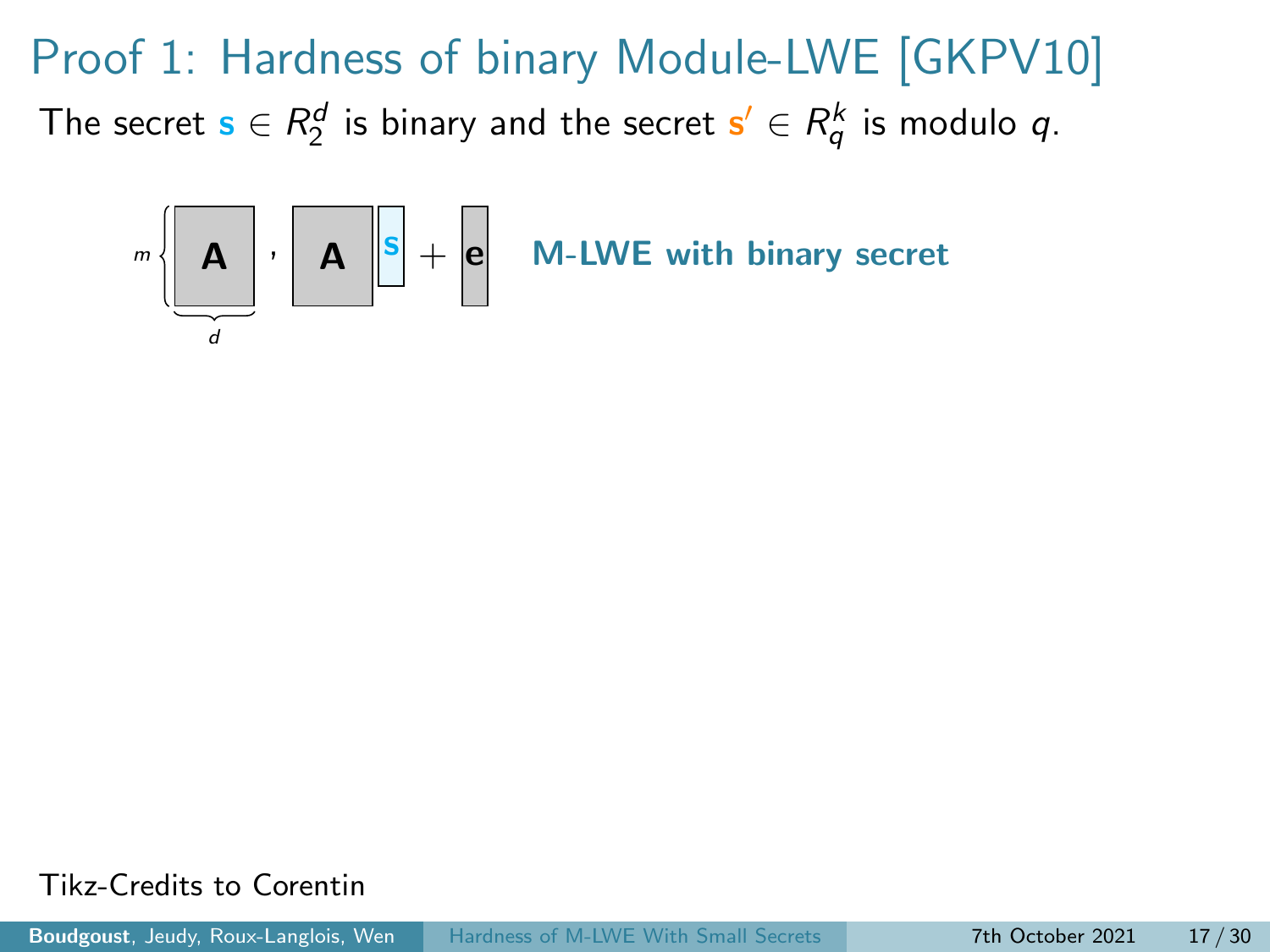# Proof 1: Hardness of binary Module-LWE [GKPV10]

The secret $\mathbf{s} \in R_2^d$ is binary and the secret $\mathbf{s}' \in R_q^k$ is modulo $q$.

$$\underbrace{\mathbf{A}}_{d} \text{ (} m \times d \text{)}, \quad \mathbf{A}\mathbf{s} + \mathbf{e}$$

**M-LWE with binary secret**

Tikz-Credits to Corentin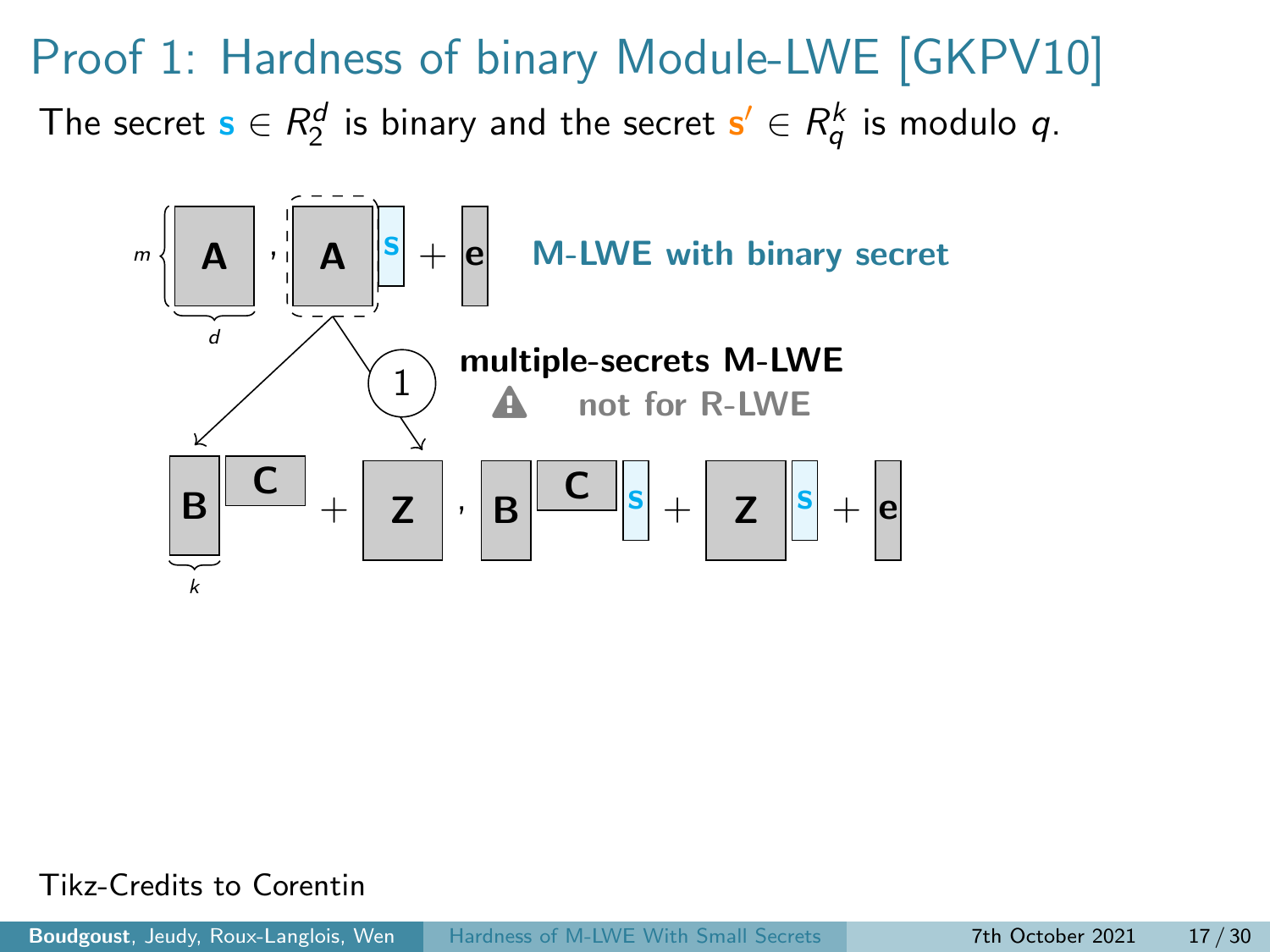# Proof 1: Hardness of binary Module-LWE [GKPV10]

The secret $\mathbf{s} \in R_2^d$ is binary and the secret $\mathbf{s}' \in R_q^k$ is modulo $q$.

$m$ , $d$

$\mathbf{A}$ , $\mathbf{A}\mathbf{s} + \mathbf{e}$ **M-LWE with binary secret**

1 **multiple-secrets M-LWE**

⚠ **not for R-LWE**

$\mathbf{B}\mathbf{C} + \mathbf{Z}$ , $\mathbf{B}\mathbf{C}\mathbf{s} + \mathbf{Z}\mathbf{s} + \mathbf{e}$

$k$

Tikz-Credits to Corentin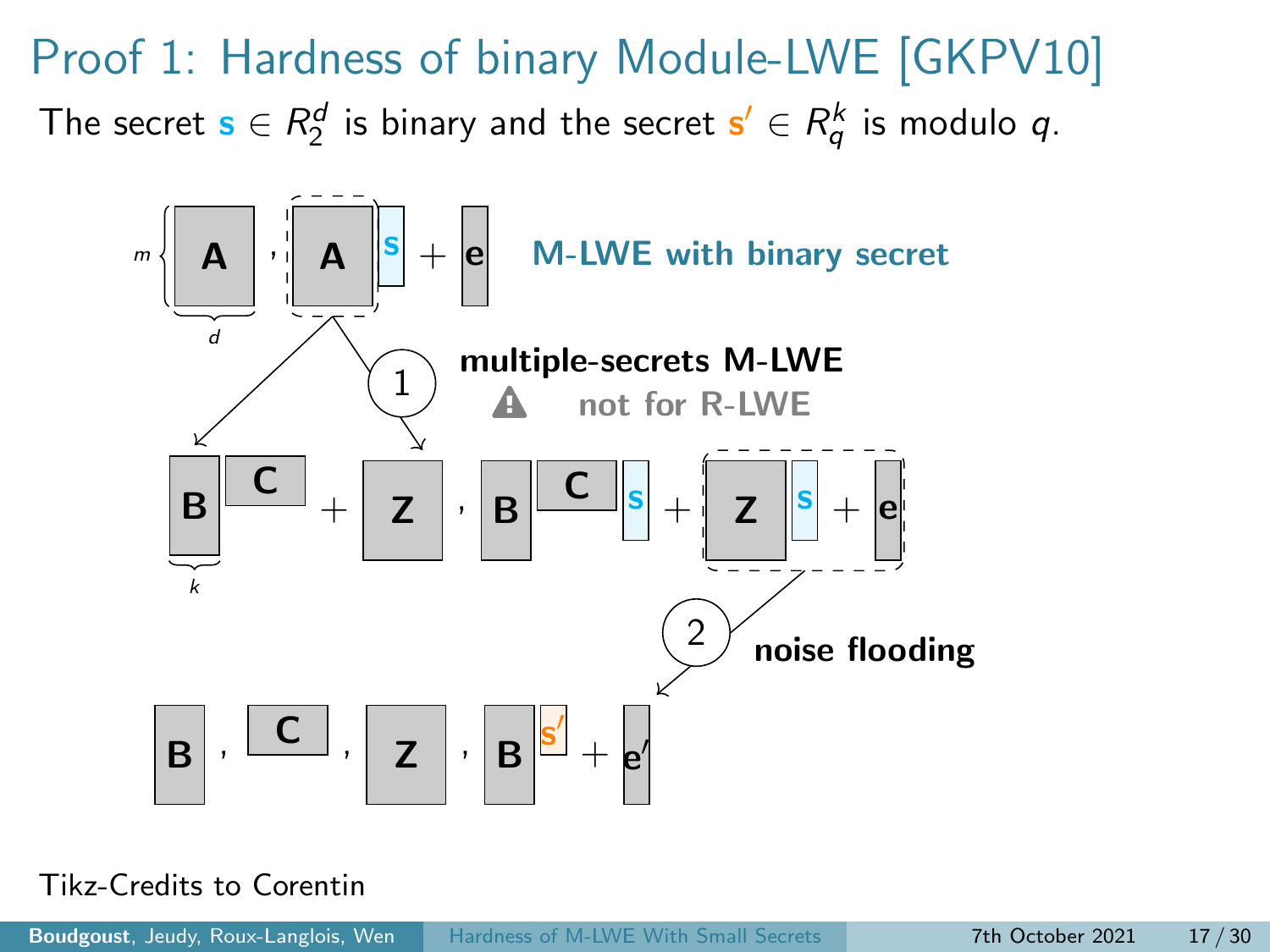# Proof 1: Hardness of binary Module-LWE [GKPV10]

The secret $\mathbf{s} \in R_2^d$ is binary and the secret $\mathbf{s}' \in R_q^k$ is modulo $q$.

$m$, $d$: $\mathbf{A}$ , $\mathbf{A}\mathbf{s} + \mathbf{e}$ **M-LWE with binary secret**

① **multiple-secrets M-LWE**

⚠ **not for R-LWE**

$k$: $\mathbf{B}\mathbf{C} + \mathbf{Z}$ , $\mathbf{B}\mathbf{C}\mathbf{s} + \mathbf{Z}\mathbf{s} + \mathbf{e}$

② **noise flooding**

$\mathbf{B}$ , $\mathbf{C}$ , $\mathbf{Z}$ , $\mathbf{B}\mathbf{s}' + \mathbf{e}'$

Tikz-Credits to Corentin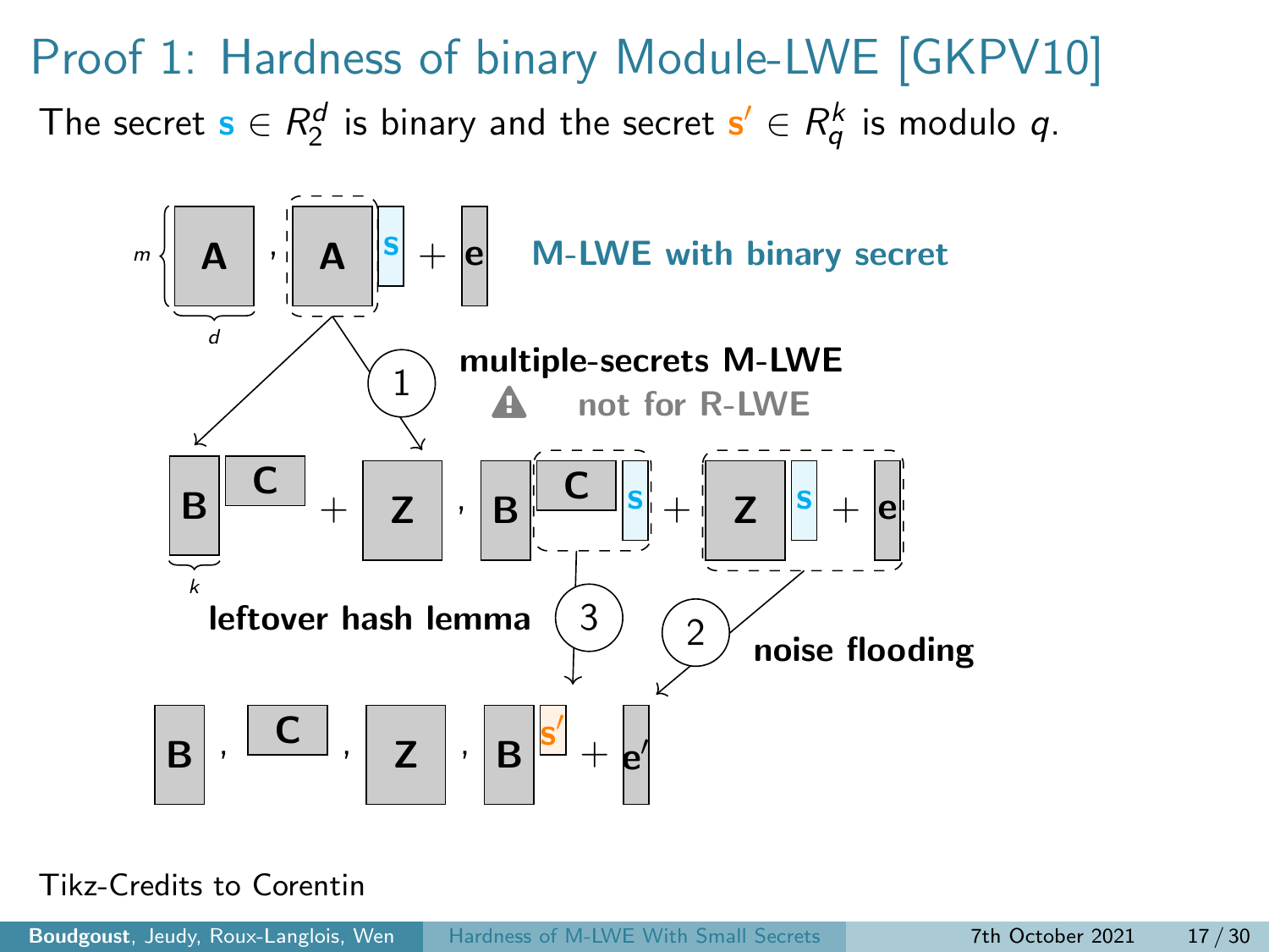# Proof 1: Hardness of binary Module-LWE [GKPV10]

The secret $\mathbf{s} \in R_2^d$ is binary and the secret $\mathbf{s}' \in R_q^k$ is modulo $q$.

$$\mathbf{A}, \mathbf{A}\mathbf{s} + \mathbf{e} \quad \textbf{M-LWE with binary secret}$$

(with $\mathbf{A}$ of dimension $m \times d$)

**1** — **multiple-secrets M-LWE** (⚠ not for R-LWE)

$$\mathbf{B}\mathbf{C} + \mathbf{Z}, \mathbf{B}\mathbf{C}\mathbf{s} + \mathbf{Z}\mathbf{s} + \mathbf{e}$$

(with $\mathbf{B}$ having $k$ columns)

**2** — **noise flooding**

**3** — **leftover hash lemma**

$$\mathbf{B}, \mathbf{C}, \mathbf{Z}, \mathbf{B}\mathbf{s}' + \mathbf{e}'$$

Tikz-Credits to Corentin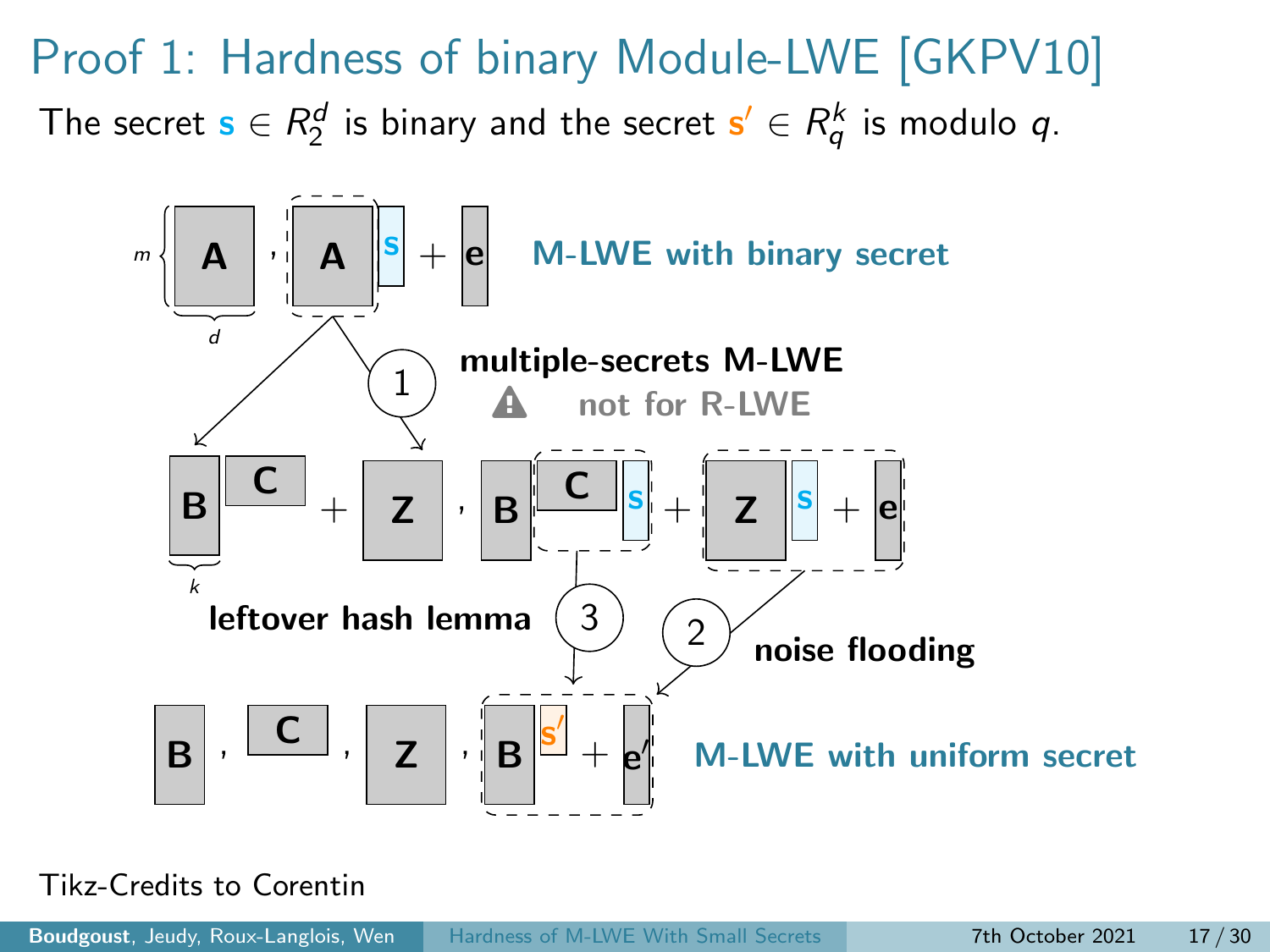# Proof 1: Hardness of binary Module-LWE [GKPV10]

The secret $\mathbf{s} \in R_2^d$ is binary and the secret $\mathbf{s}' \in R_q^k$ is modulo $q$.

$\mathbf{A}, \mathbf{A}\mathbf{s} + \mathbf{e}$ — **M-LWE with binary secret** (with $\mathbf{A}$ of size $m \times d$)

(1) **multiple-secrets M-LWE** — not for R-LWE

$\mathbf{B}\mathbf{C} + \mathbf{Z}, \mathbf{B}\mathbf{C}\mathbf{s} + \mathbf{Z}\mathbf{s} + \mathbf{e}$ (with $\mathbf{B}$ having $k$ columns)

(2) **noise flooding**

(3) **leftover hash lemma**

$\mathbf{B}, \mathbf{C}, \mathbf{Z}, \mathbf{B}\mathbf{s}' + \mathbf{e}'$ — **M-LWE with uniform secret**

Tikz-Credits to Corentin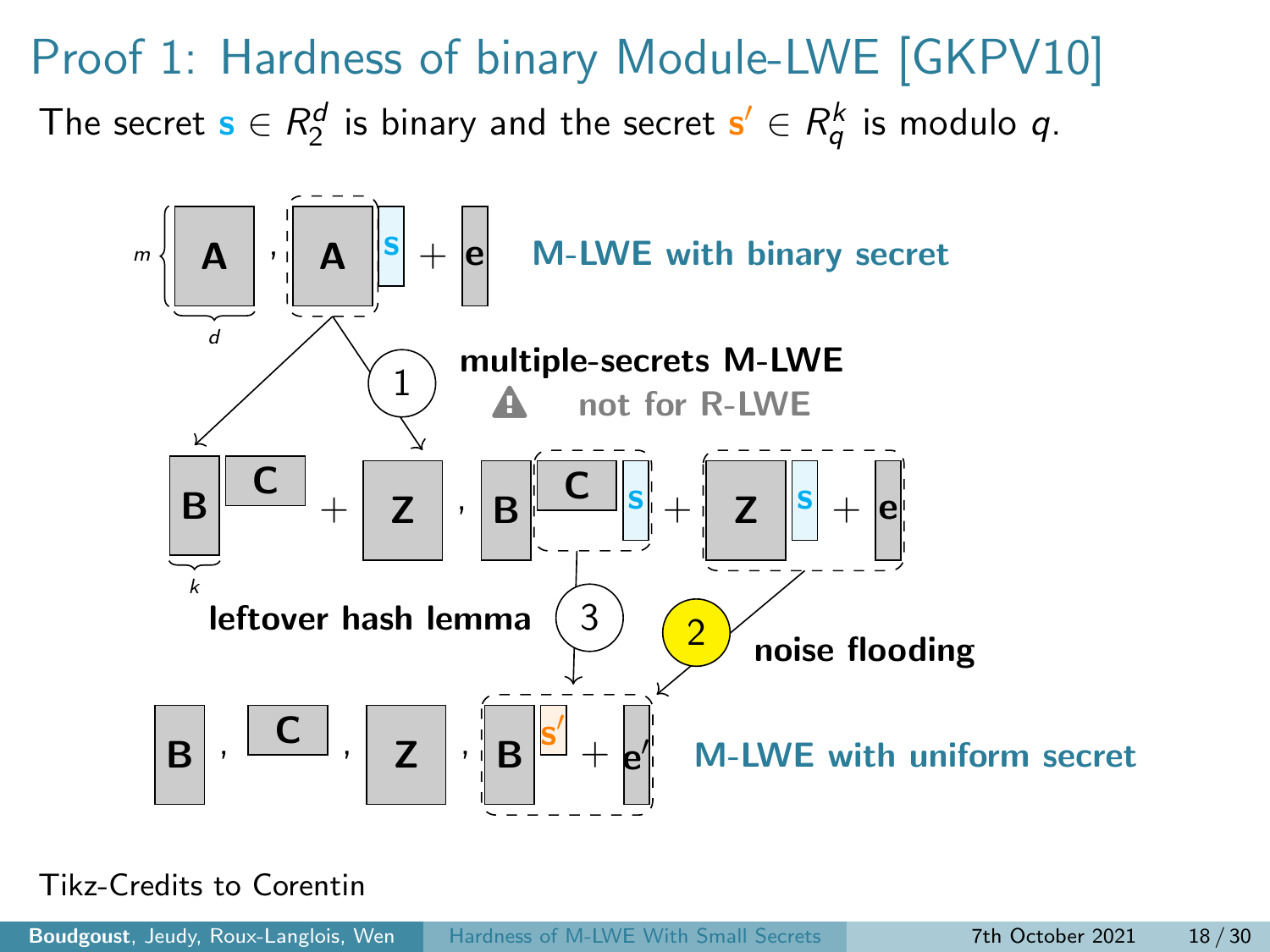# Proof 1: Hardness of binary Module-LWE [GKPV10]

The secret $\mathbf{s} \in R_2^d$ is binary and the secret $\mathbf{s}' \in R_q^k$ is modulo $q$.

$\mathbf{A}, \mathbf{A}\mathbf{s} + \mathbf{e}$ **M-LWE with binary secret** (with $\mathbf{A}$ of size $m \times d$)

1. **multiple-secrets M-LWE** — not for R-LWE

$\mathbf{B}\mathbf{C} + \mathbf{Z}, \mathbf{B}\mathbf{C}\mathbf{s} + \mathbf{Z}\mathbf{s} + \mathbf{e}$ (with $\mathbf{B}$ of width $k$)

2. **noise flooding**

3. **leftover hash lemma**

$\mathbf{B}, \mathbf{C}, \mathbf{Z}, \mathbf{B}\mathbf{s}' + \mathbf{e}'$ **M-LWE with uniform secret**

Tikz-Credits to Corentin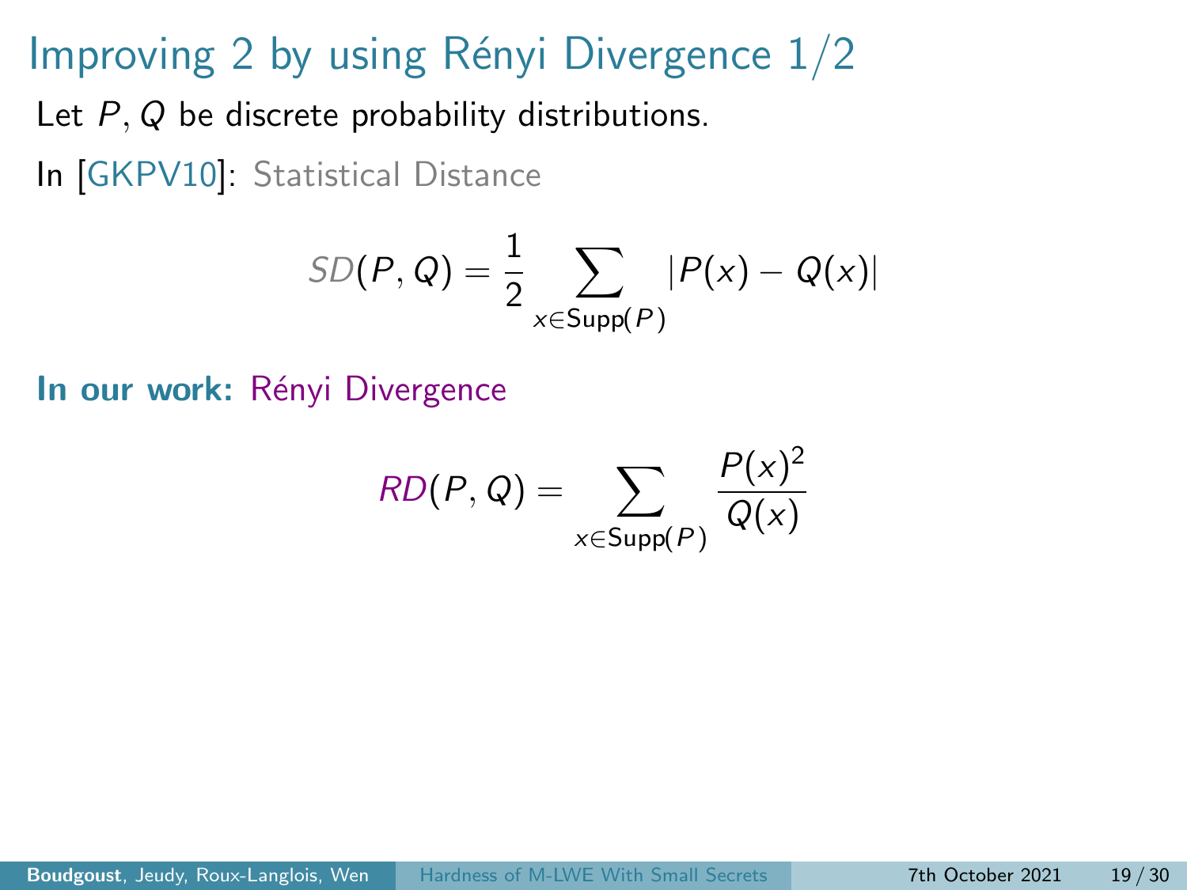# Improving 2 by using Rényi Divergence 1/2

Let $P, Q$ be discrete probability distributions.

In [GKPV10]: Statistical Distance

$$SD(P, Q) = \frac{1}{2} \sum_{x \in \mathsf{Supp}(P)} |P(x) - Q(x)|$$

**In our work:** Rényi Divergence

$$RD(P, Q) = \sum_{x \in \mathsf{Supp}(P)} \frac{P(x)^2}{Q(x)}$$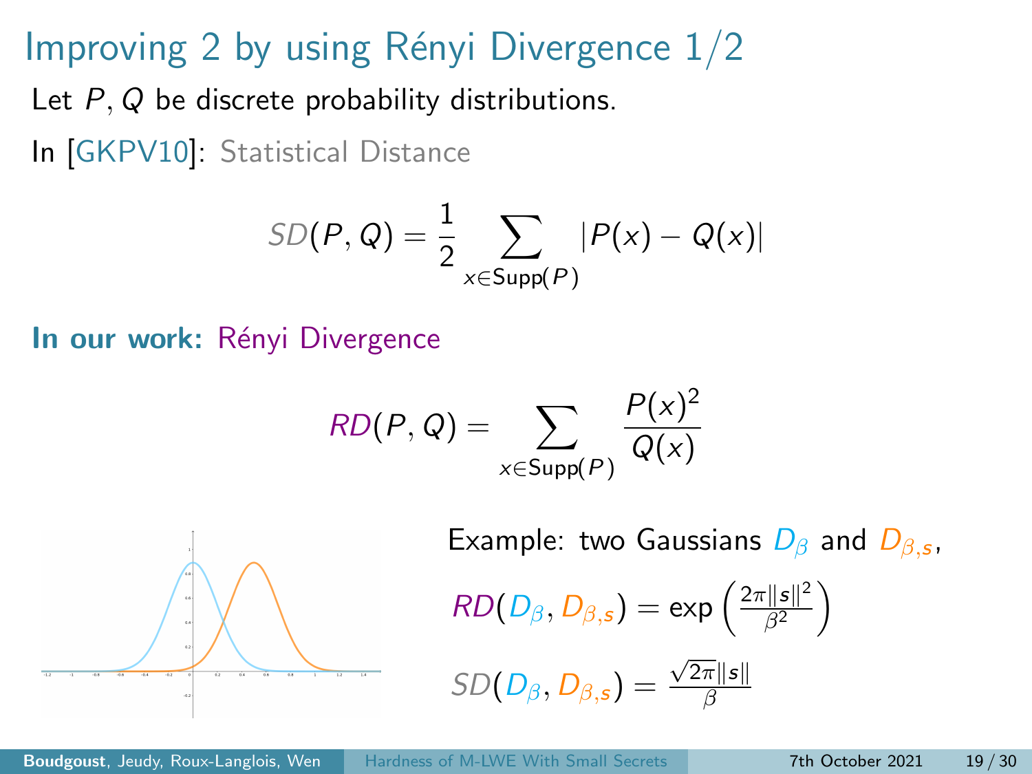# Improving 2 by using Rényi Divergence 1/2

Let $P, Q$ be discrete probability distributions.

In [GKPV10]: Statistical Distance

$$SD(P, Q) = \frac{1}{2} \sum_{x \in \mathrm{Supp}(P)} |P(x) - Q(x)|$$

**In our work:** Rényi Divergence

$$RD(P, Q) = \sum_{x \in \mathrm{Supp}(P)} \frac{P(x)^2}{Q(x)}$$

Example: two Gaussians $D_\beta$ and $D_{\beta,s}$,

$$RD(D_\beta, D_{\beta,s}) = \exp\left(\frac{2\pi\|s\|^2}{\beta^2}\right)$$

$$SD(D_\beta, D_{\beta,s}) = \frac{\sqrt{2\pi}\|s\|}{\beta}$$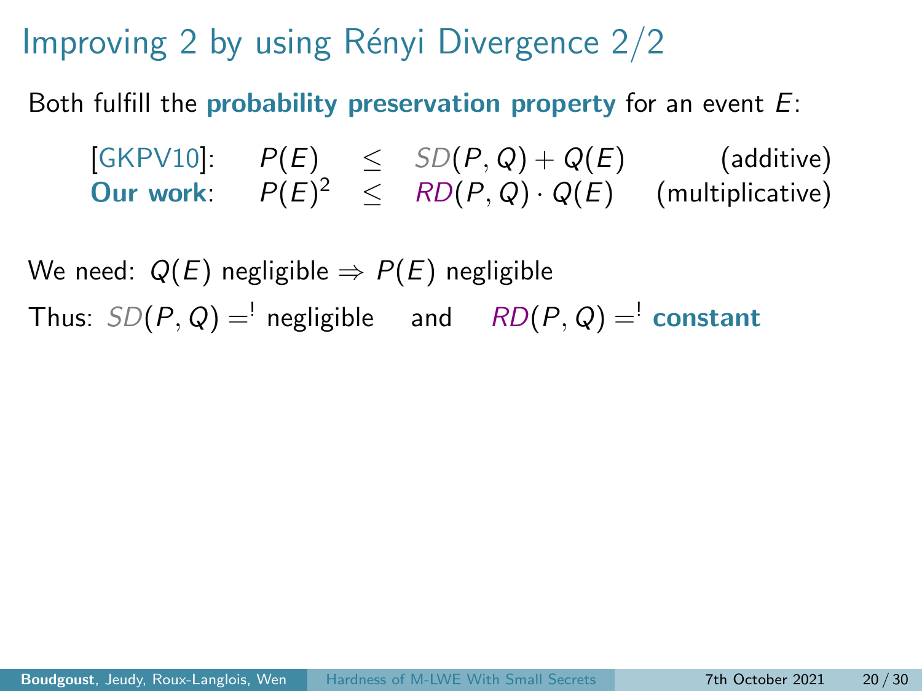# Improving 2 by using Rényi Divergence 2/2

Both fulfill the **probability preservation property** for an event $E$:

| | | | | |
|---|---|---|---|---|
| [GKPV10]: | $P(E)$ | $\leq$ | $SD(P, Q) + Q(E)$ | (additive) |
| **Our work**: | $P(E)^2$ | $\leq$ | $RD(P, Q) \cdot Q(E)$ | (multiplicative) |

We need: $Q(E)$ negligible $\Rightarrow$ $P(E)$ negligible

Thus: $SD(P, Q) \stackrel{!}{=}$ negligible and $RD(P, Q) \stackrel{!}{=}$ **constant**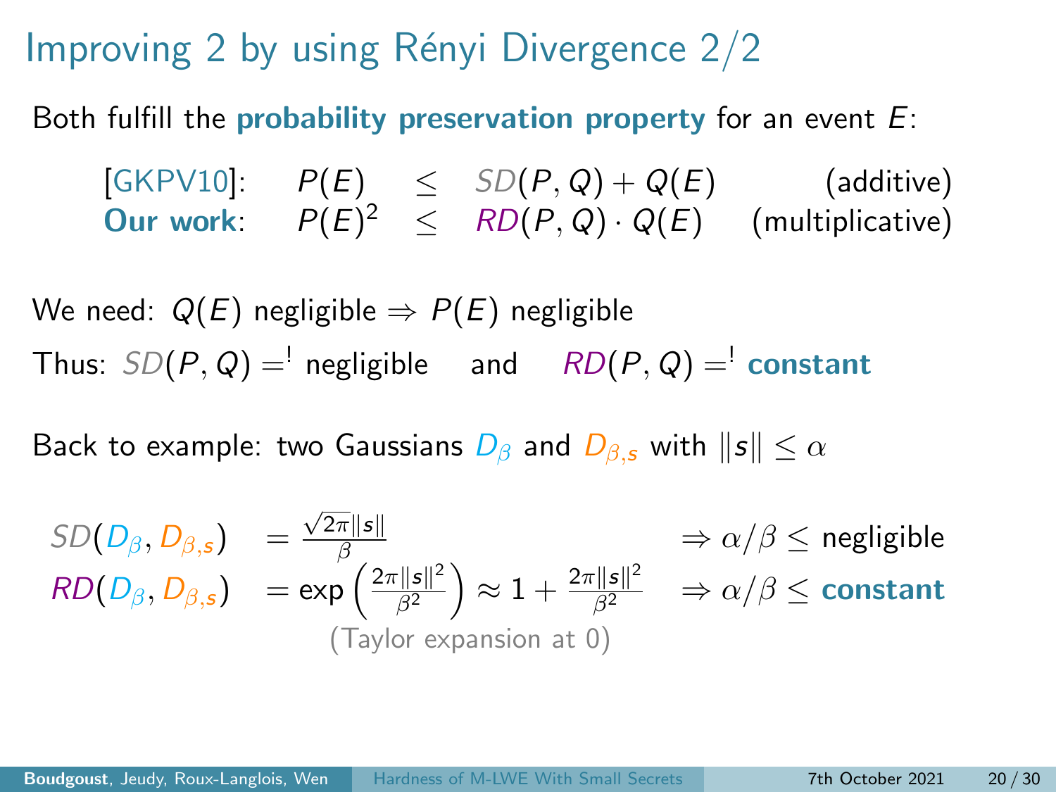# Improving 2 by using Rényi Divergence 2/2

Both fulfill the **probability preservation property** for an event $E$:

$$
\begin{array}{llcll}
\text{[GKPV10]:} & P(E) & \leq & SD(P,Q) + Q(E) & \text{(additive)} \\
\textbf{Our work:} & P(E)^2 & \leq & RD(P,Q) \cdot Q(E) & \text{(multiplicative)}
\end{array}
$$

We need: $Q(E)$ negligible $\Rightarrow$ $P(E)$ negligible

Thus: $SD(P,Q) =^{!}$ negligible and $RD(P,Q) =^{!}$ **constant**

Back to example: two Gaussians $D_\beta$ and $D_{\beta,s}$ with $\|s\| \leq \alpha$

$$
\begin{array}{lll}
SD(D_\beta, D_{\beta,s}) & = \frac{\sqrt{2\pi}\|s\|}{\beta} & \Rightarrow \alpha/\beta \leq \text{negligible} \\
RD(D_\beta, D_{\beta,s}) & = \exp\left(\frac{2\pi\|s\|^2}{\beta^2}\right) \approx 1 + \frac{2\pi\|s\|^2}{\beta^2} & \Rightarrow \alpha/\beta \leq \textbf{constant}
\end{array}
$$

(Taylor expansion at 0)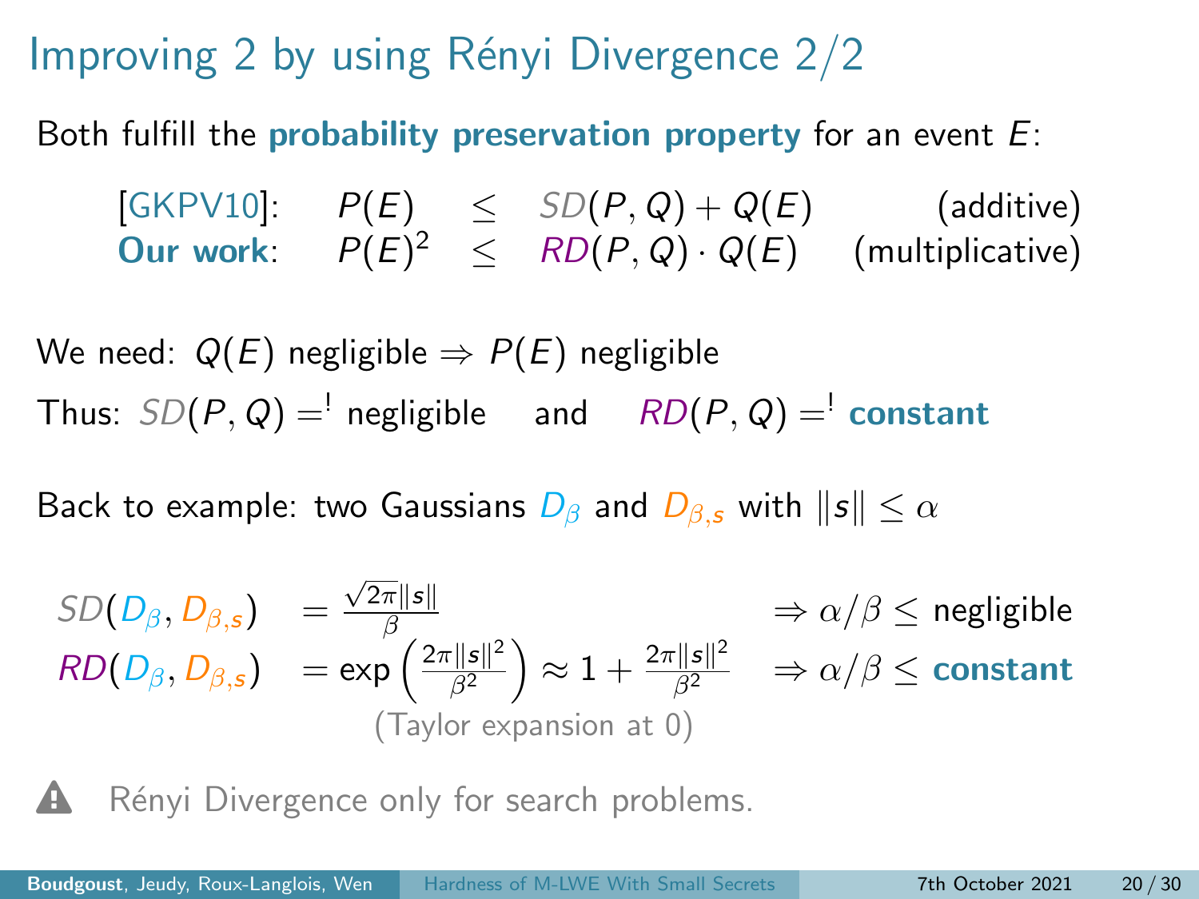# Improving 2 by using Rényi Divergence 2/2

Both fulfill the **probability preservation property** for an event $E$:

| | | | | |
|---|---|---|---|---|
| [GKPV10]: | $P(E)$ | $\leq$ | $SD(P,Q) + Q(E)$ | (additive) |
| **Our work**: | $P(E)^2$ | $\leq$ | $RD(P,Q) \cdot Q(E)$ | (multiplicative) |

We need: $Q(E)$ negligible $\Rightarrow$ $P(E)$ negligible

Thus: $SD(P,Q) =^! \text{negligible}$ and $RD(P,Q) =^!$ **constant**

Back to example: two Gaussians $D_\beta$ and $D_{\beta,s}$ with $\|s\| \leq \alpha$

$$SD(D_\beta, D_{\beta,s}) = \frac{\sqrt{2\pi}\|s\|}{\beta} \qquad \Rightarrow \alpha/\beta \leq \text{negligible}$$

$$RD(D_\beta, D_{\beta,s}) = \exp\left(\frac{2\pi\|s\|^2}{\beta^2}\right) \approx 1 + \frac{2\pi\|s\|^2}{\beta^2} \qquad \Rightarrow \alpha/\beta \leq \textbf{constant}$$

(Taylor expansion at 0)

⚠ Rényi Divergence only for search problems.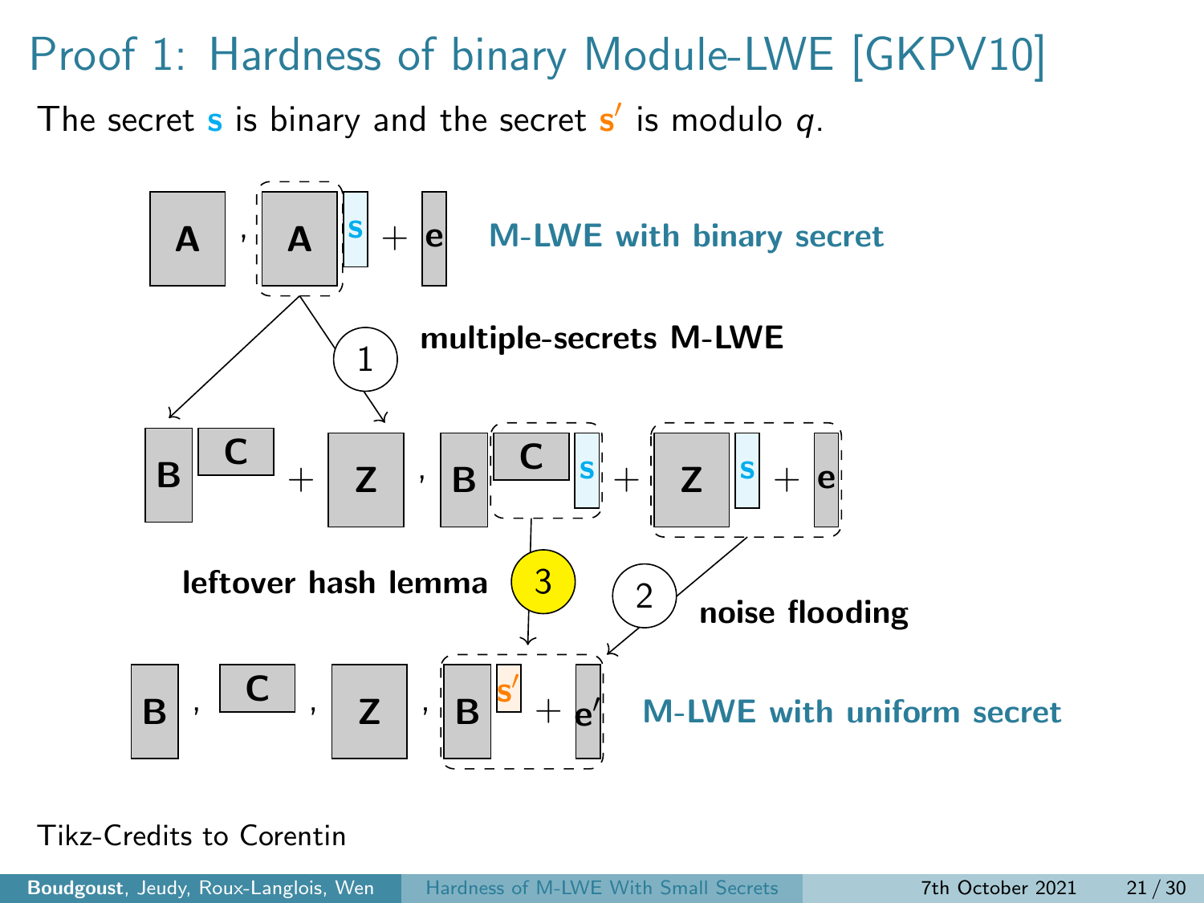# Proof 1: Hardness of binary Module-LWE [GKPV10]

The secret $\mathbf{s}$ is binary and the secret $\mathbf{s}'$ is modulo $q$.

$\mathbf{A}, \mathbf{A}\mathbf{s} + \mathbf{e}$ **M-LWE with binary secret**

(1) **multiple-secrets M-LWE**

$\mathbf{B}\mathbf{C} + \mathbf{Z}, \mathbf{B}\mathbf{C}\mathbf{s} + \mathbf{Z}\mathbf{s} + \mathbf{e}$

(3) **leftover hash lemma**

(2) **noise flooding**

$\mathbf{B}, \mathbf{C}, \mathbf{Z}, \mathbf{B}\mathbf{s}' + \mathbf{e}'$ **M-LWE with uniform secret**

Tikz-Credits to Corentin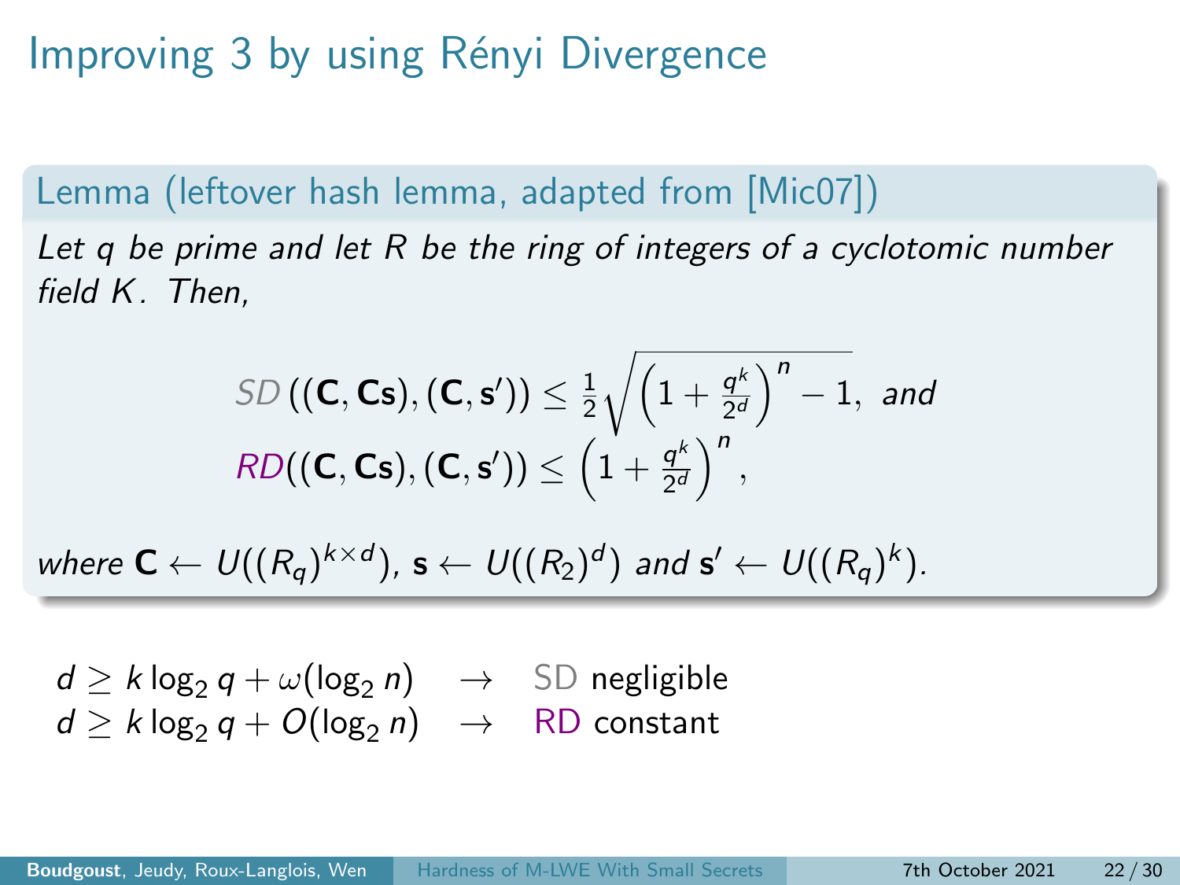# Improving 3 by using Rényi Divergence

**Lemma (leftover hash lemma, adapted from [Mic07])**

*Let $q$ be prime and let $R$ be the ring of integers of a cyclotomic number field $K$. Then,*

$$SD\left((\mathbf{C}, \mathbf{Cs}), (\mathbf{C}, \mathbf{s}')\right) \leq \frac{1}{2}\sqrt{\left(1 + \frac{q^k}{2^d}\right)^n - 1}, \text{ and}$$

$$RD\left((\mathbf{C}, \mathbf{Cs}), (\mathbf{C}, \mathbf{s}')\right) \leq \left(1 + \frac{q^k}{2^d}\right)^n,$$

*where $\mathbf{C} \leftarrow U((R_q)^{k \times d})$, $\mathbf{s} \leftarrow U((R_2)^d)$ and $\mathbf{s}' \leftarrow U((R_q)^k)$.*

$d \geq k \log_2 q + \omega(\log_2 n) \quad \rightarrow \quad$ SD negligible

$d \geq k \log_2 q + O(\log_2 n) \quad \rightarrow \quad$ RD constant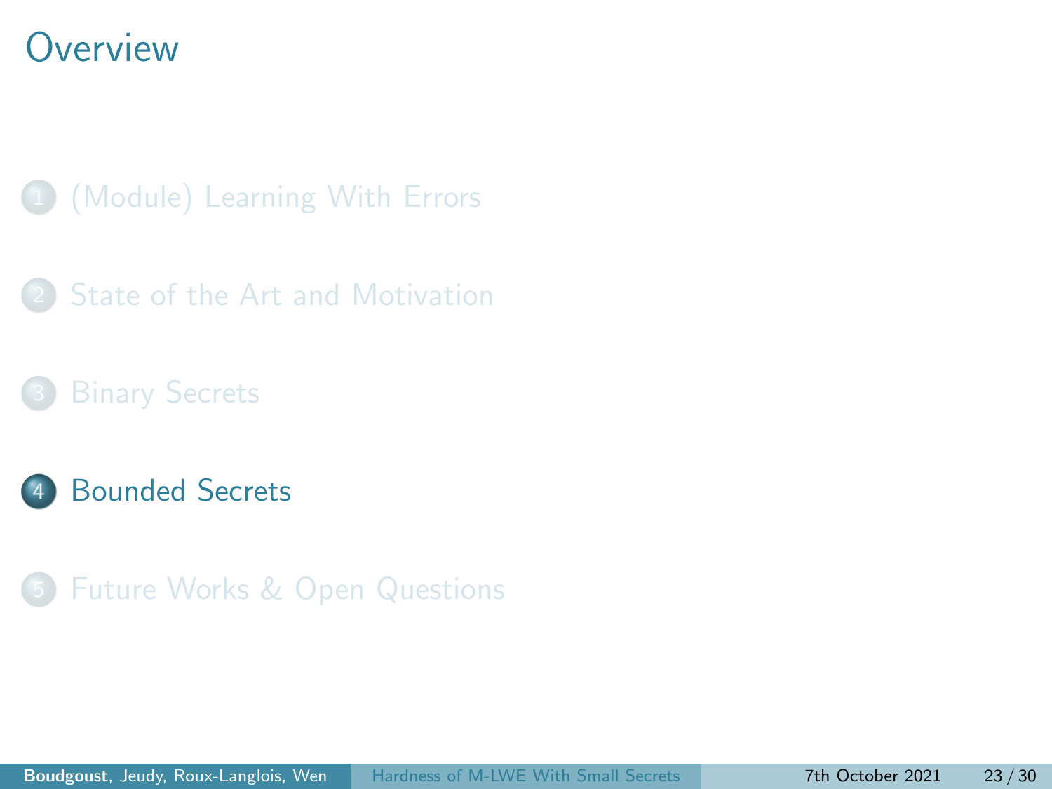# Overview

1. (Module) Learning With Errors
2. State of the Art and Motivation
3. Binary Secrets
4. **Bounded Secrets**
5. Future Works & Open Questions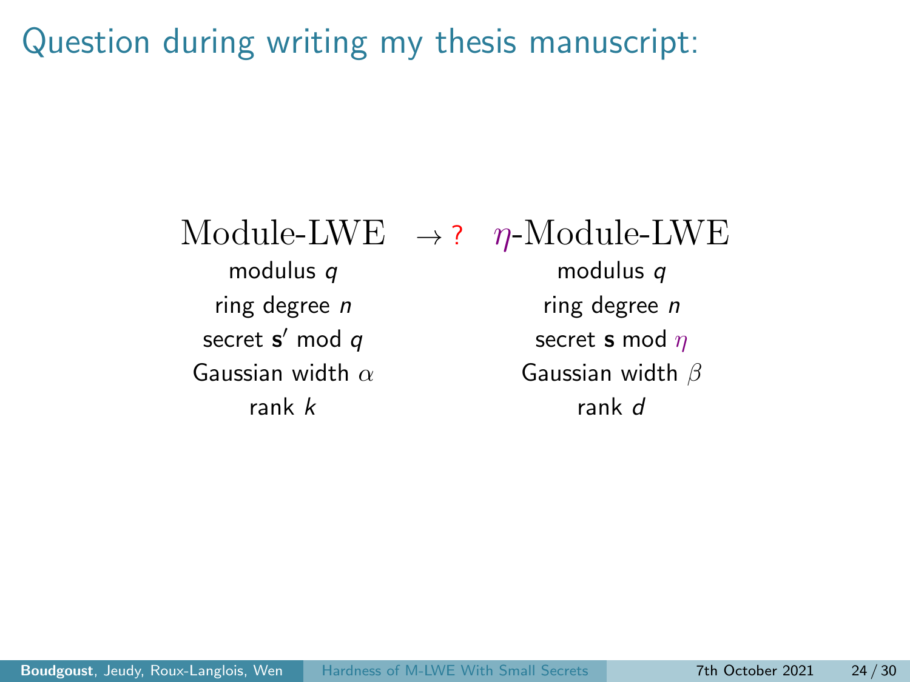# Question during writing my thesis manuscript:

| Module-LWE | $\rightarrow$ ? | $\eta$-Module-LWE |
|---|---|---|
| modulus $q$ | | modulus $q$ |
| ring degree $n$ | | ring degree $n$ |
| secret $\mathbf{s}'$ mod $q$ | | secret $\mathbf{s}$ mod $\eta$ |
| Gaussian width $\alpha$ | | Gaussian width $\beta$ |
| rank $k$ | | rank $d$ |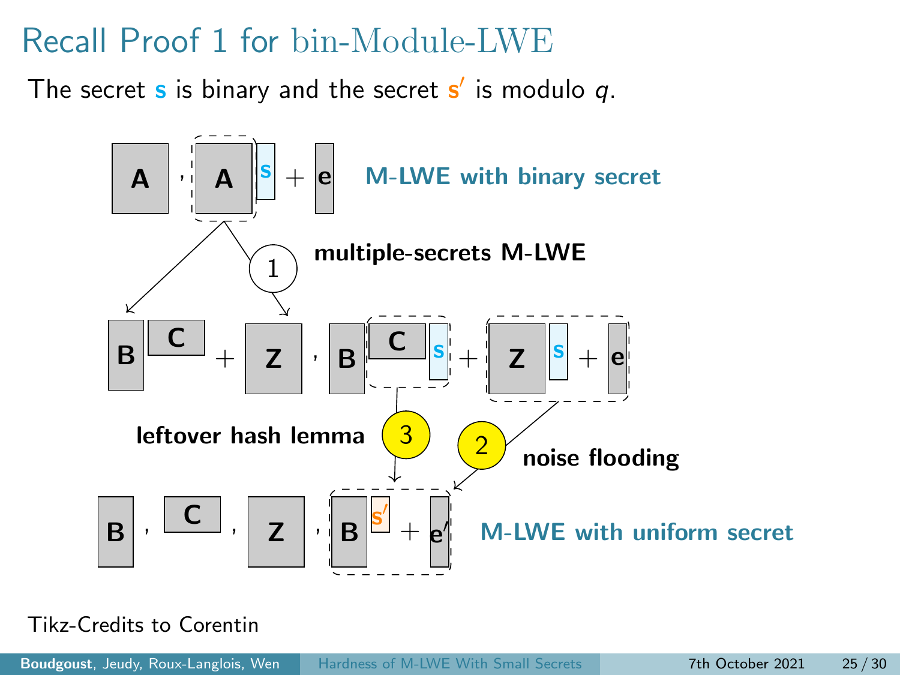# Recall Proof 1 for bin-Module-LWE

The secret $\mathbf{s}$ is binary and the secret $\mathbf{s}'$ is modulo $q$.

$\mathbf{A}$ , $\mathbf{A}\mathbf{s} + \mathbf{e}$ **M-LWE with binary secret**

(1) **multiple-secrets M-LWE**

$\mathbf{B}\mathbf{C} + \mathbf{Z}$ , $\mathbf{B}\mathbf{C}\mathbf{s} + \mathbf{Z}\mathbf{s} + \mathbf{e}$

**leftover hash lemma** (3) (2) **noise flooding**

$\mathbf{B}$ , $\mathbf{C}$ , $\mathbf{Z}$ , $\mathbf{B}\mathbf{s}' + \mathbf{e}'$ **M-LWE with uniform secret**

Tikz-Credits to Corentin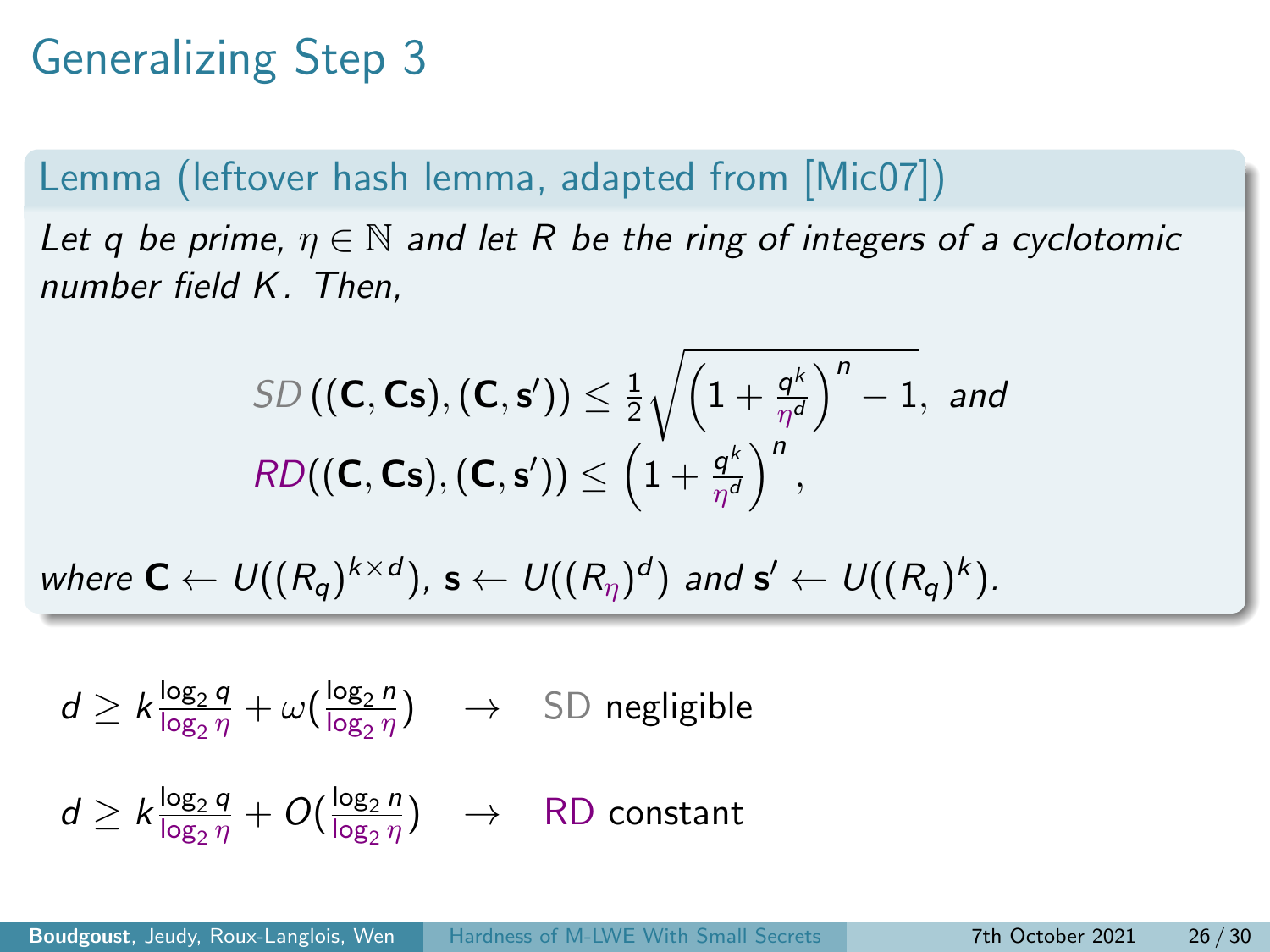# Generalizing Step 3

**Lemma (leftover hash lemma, adapted from [Mic07])**

*Let $q$ be prime, $\eta \in \mathbb{N}$ and let $R$ be the ring of integers of a cyclotomic number field $K$. Then,*

$$SD\left((\mathbf{C}, \mathbf{C}\mathbf{s}), (\mathbf{C}, \mathbf{s}')\right) \leq \frac{1}{2}\sqrt{\left(1 + \frac{q^k}{\eta^d}\right)^n - 1}, \text{ and}$$

$$RD\left((\mathbf{C}, \mathbf{C}\mathbf{s}), (\mathbf{C}, \mathbf{s}')\right) \leq \left(1 + \frac{q^k}{\eta^d}\right)^n,$$

*where $\mathbf{C} \leftarrow U((R_q)^{k \times d})$, $\mathbf{s} \leftarrow U((R_\eta)^d)$ and $\mathbf{s}' \leftarrow U((R_q)^k)$.*

$d \geq k\frac{\log_2 q}{\log_2 \eta} + \omega\left(\frac{\log_2 n}{\log_2 \eta}\right) \quad \rightarrow \quad$ SD negligible

$d \geq k\frac{\log_2 q}{\log_2 \eta} + O\left(\frac{\log_2 n}{\log_2 \eta}\right) \quad \rightarrow \quad$ RD constant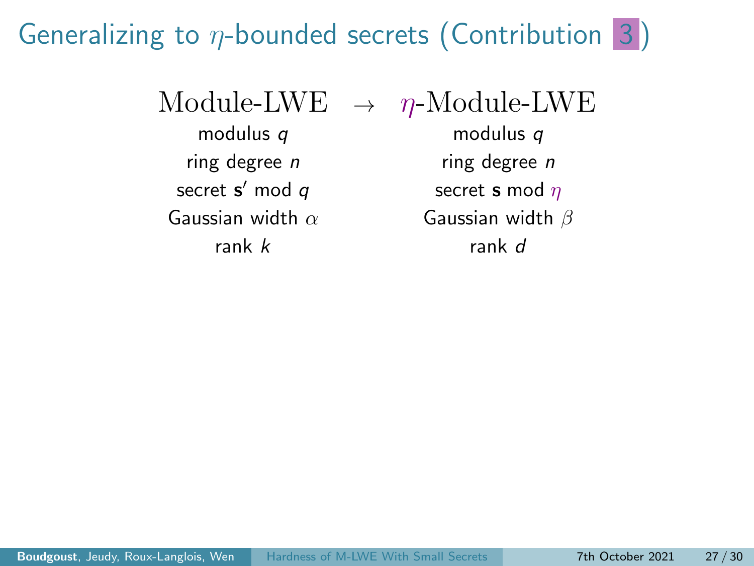# Generalizing to $\eta$-bounded secrets (Contribution 3)

| Module-LWE | $\rightarrow$ | $\eta$-Module-LWE |
|---|---|---|
| modulus $q$ | | modulus $q$ |
| ring degree $n$ | | ring degree $n$ |
| secret $\mathbf{s}'$ mod $q$ | | secret $\mathbf{s}$ mod $\eta$ |
| Gaussian width $\alpha$ | | Gaussian width $\beta$ |
| rank $k$ | | rank $d$ |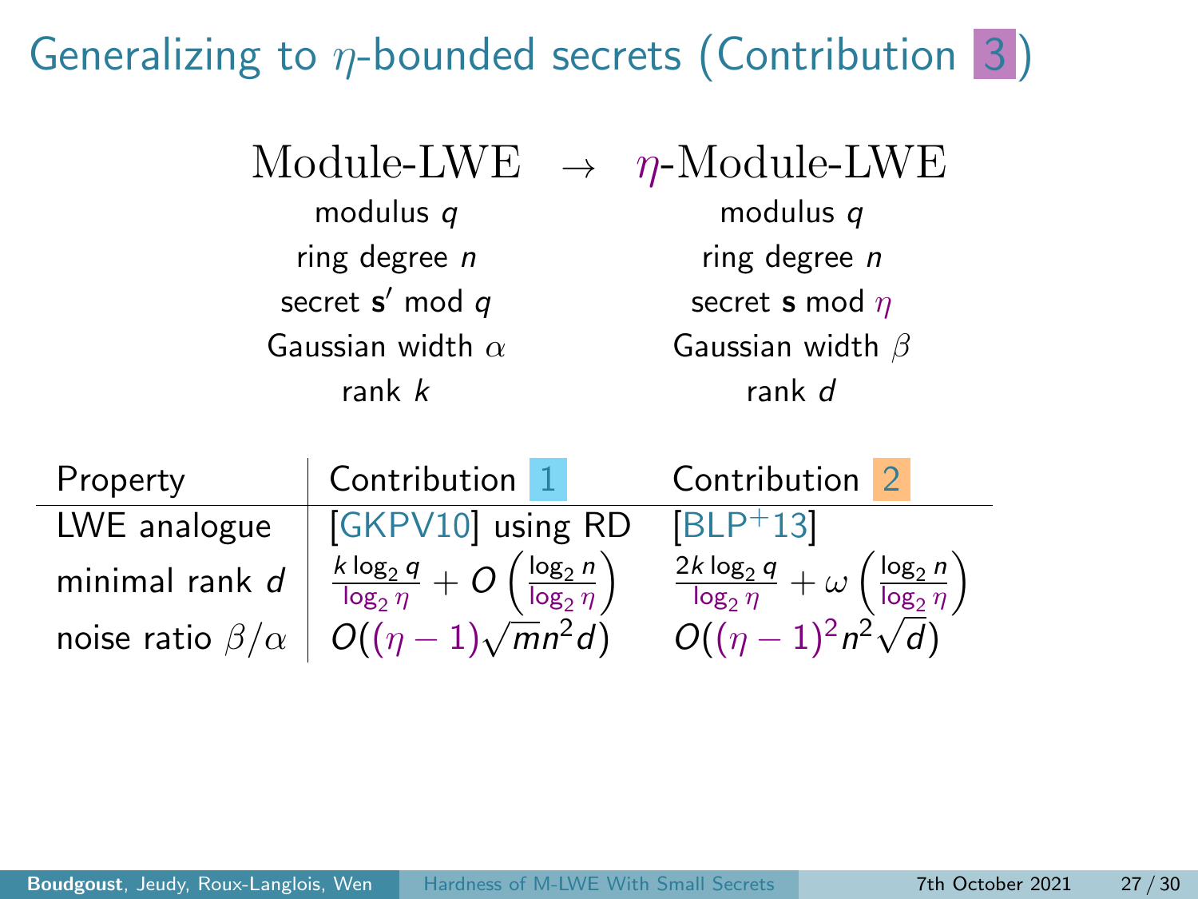# Generalizing to $\eta$-bounded secrets (Contribution 3)

| Module-LWE | $\rightarrow$ | $\eta$-Module-LWE |
|---|---|---|
| modulus $q$ | | modulus $q$ |
| ring degree $n$ | | ring degree $n$ |
| secret $\mathbf{s}'$ mod $q$ | | secret $\mathbf{s}$ mod $\eta$ |
| Gaussian width $\alpha$ | | Gaussian width $\beta$ |
| rank $k$ | | rank $d$ |

| Property | Contribution 1 | Contribution 2 |
|---|---|---|
| LWE analogue | [GKPV10] using RD | [BLP+13] |
| minimal rank $d$ | $\frac{k \log_2 q}{\log_2 \eta} + O\left(\frac{\log_2 n}{\log_2 \eta}\right)$ | $\frac{2k \log_2 q}{\log_2 \eta} + \omega\left(\frac{\log_2 n}{\log_2 \eta}\right)$ |
| noise ratio $\beta/\alpha$ | $O((\eta - 1)\sqrt{m} n^2 d)$ | $O((\eta - 1)^2 n^2 \sqrt{d})$ |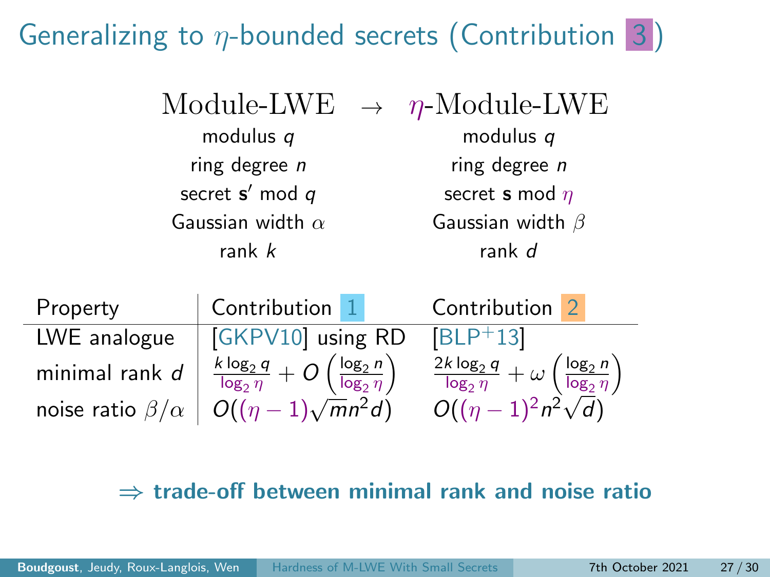# Generalizing to $\eta$-bounded secrets (Contribution 3)

| Module-LWE | $\rightarrow$ | $\eta$-Module-LWE |
|---|---|---|
| modulus $q$ | | modulus $q$ |
| ring degree $n$ | | ring degree $n$ |
| secret $\mathbf{s}'$ mod $q$ | | secret $\mathbf{s}$ mod $\eta$ |
| Gaussian width $\alpha$ | | Gaussian width $\beta$ |
| rank $k$ | | rank $d$ |

| Property | Contribution 1 | Contribution 2 |
|---|---|---|
| LWE analogue | [GKPV10] using RD | [BLP+13] |
| minimal rank $d$ | $\frac{k \log_2 q}{\log_2 \eta} + O\left(\frac{\log_2 n}{\log_2 \eta}\right)$ | $\frac{2k \log_2 q}{\log_2 \eta} + \omega\left(\frac{\log_2 n}{\log_2 \eta}\right)$ |
| noise ratio $\beta/\alpha$ | $O((\eta - 1)\sqrt{m}n^2 d)$ | $O((\eta - 1)^2 n^2 \sqrt{d})$ |

$\Rightarrow$ **trade-off between minimal rank and noise ratio**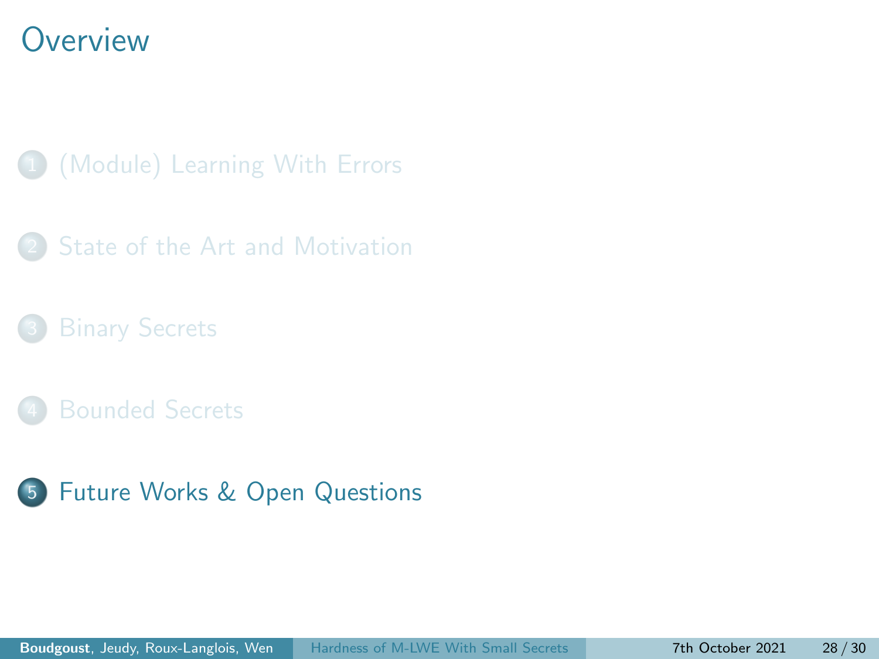# Overview

1. (Module) Learning With Errors
2. State of the Art and Motivation
3. Binary Secrets
4. Bounded Secrets
5. Future Works & Open Questions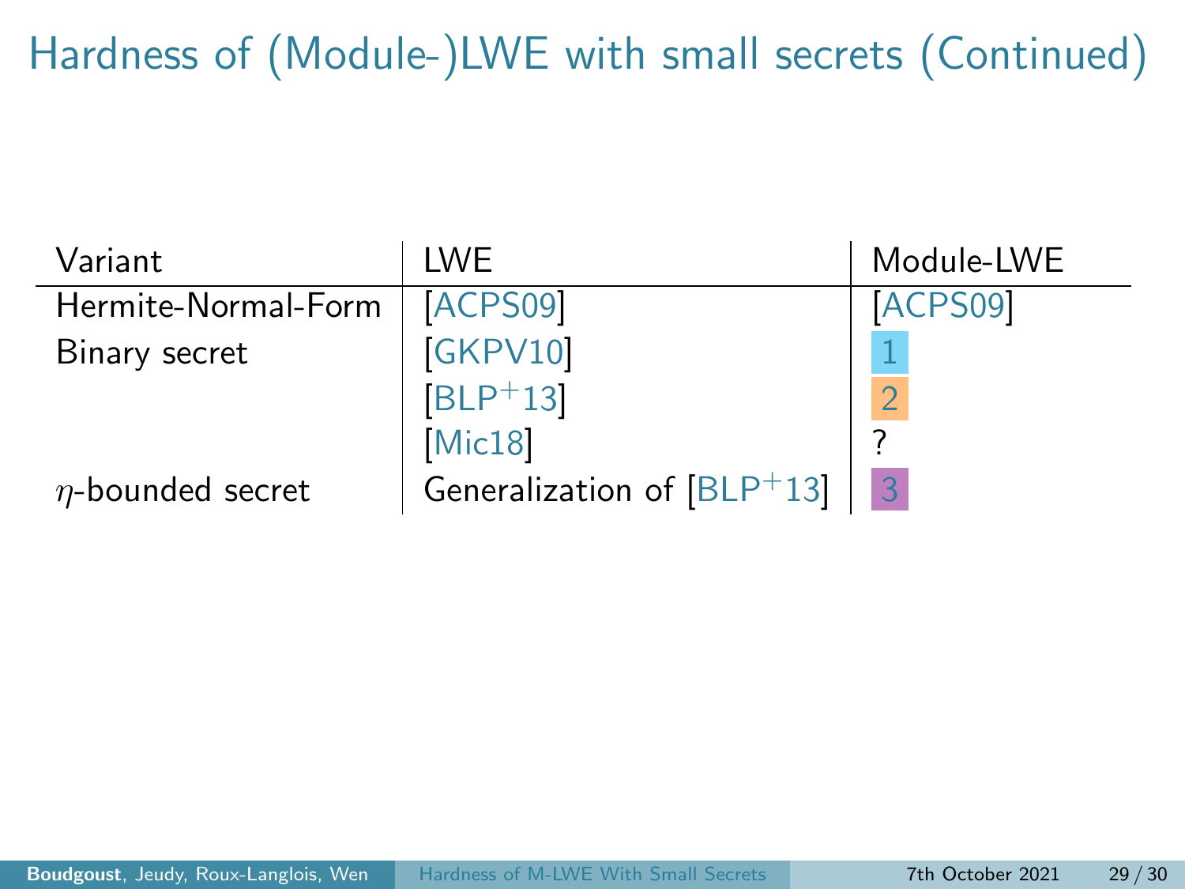# Hardness of (Module-)LWE with small secrets (Continued)

| Variant | LWE | Module-LWE |
|---|---|---|
| Hermite-Normal-Form | [ACPS09] | [ACPS09] |
| Binary secret | [GKPV10] | 1 |
| | [BLP+13] | 2 |
| | [Mic18] | ? |
| $\eta$-bounded secret | Generalization of [BLP+13] | 3 |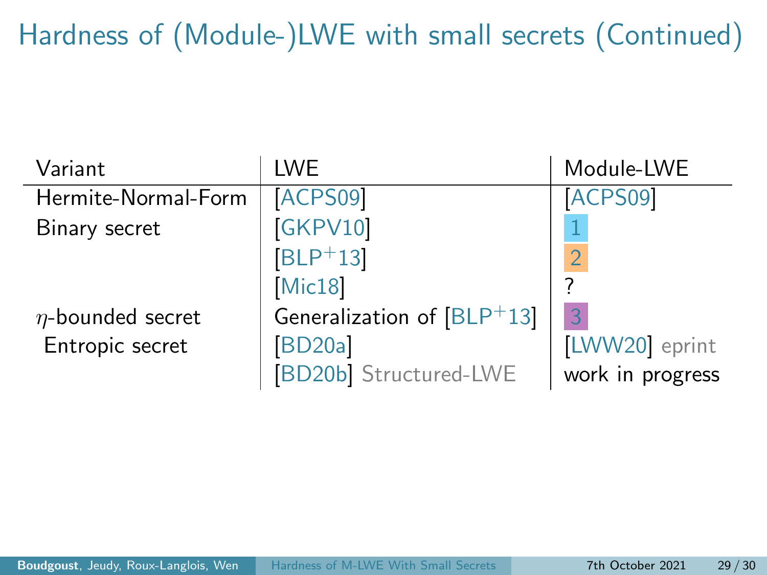# Hardness of (Module-)LWE with small secrets (Continued)

| Variant | LWE | Module-LWE |
|---|---|---|
| Hermite-Normal-Form | [ACPS09] | [ACPS09] |
| Binary secret | [GKPV10] | 1 |
| | [BLP$^+$13] | 2 |
| | [Mic18] | ? |
| $\eta$-bounded secret | Generalization of [BLP$^+$13] | 3 |
| Entropic secret | [BD20a] | [LWW20] eprint |
| | [BD20b] Structured-LWE | work in progress |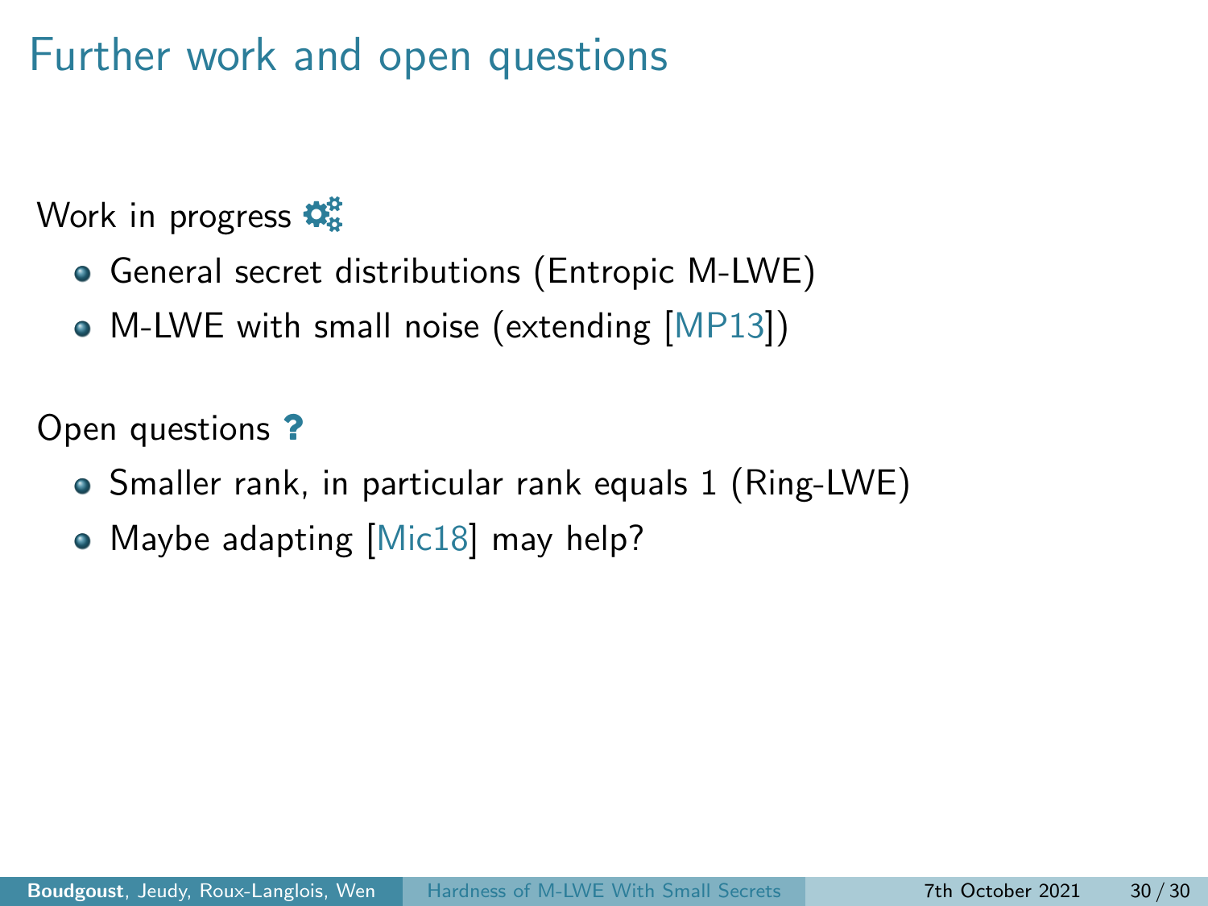# Further work and open questions

Work in progress

- General secret distributions (Entropic M-LWE)
- M-LWE with small noise (extending [MP13])

Open questions

- Smaller rank, in particular rank equals 1 (Ring-LWE)
- Maybe adapting [Mic18] may help?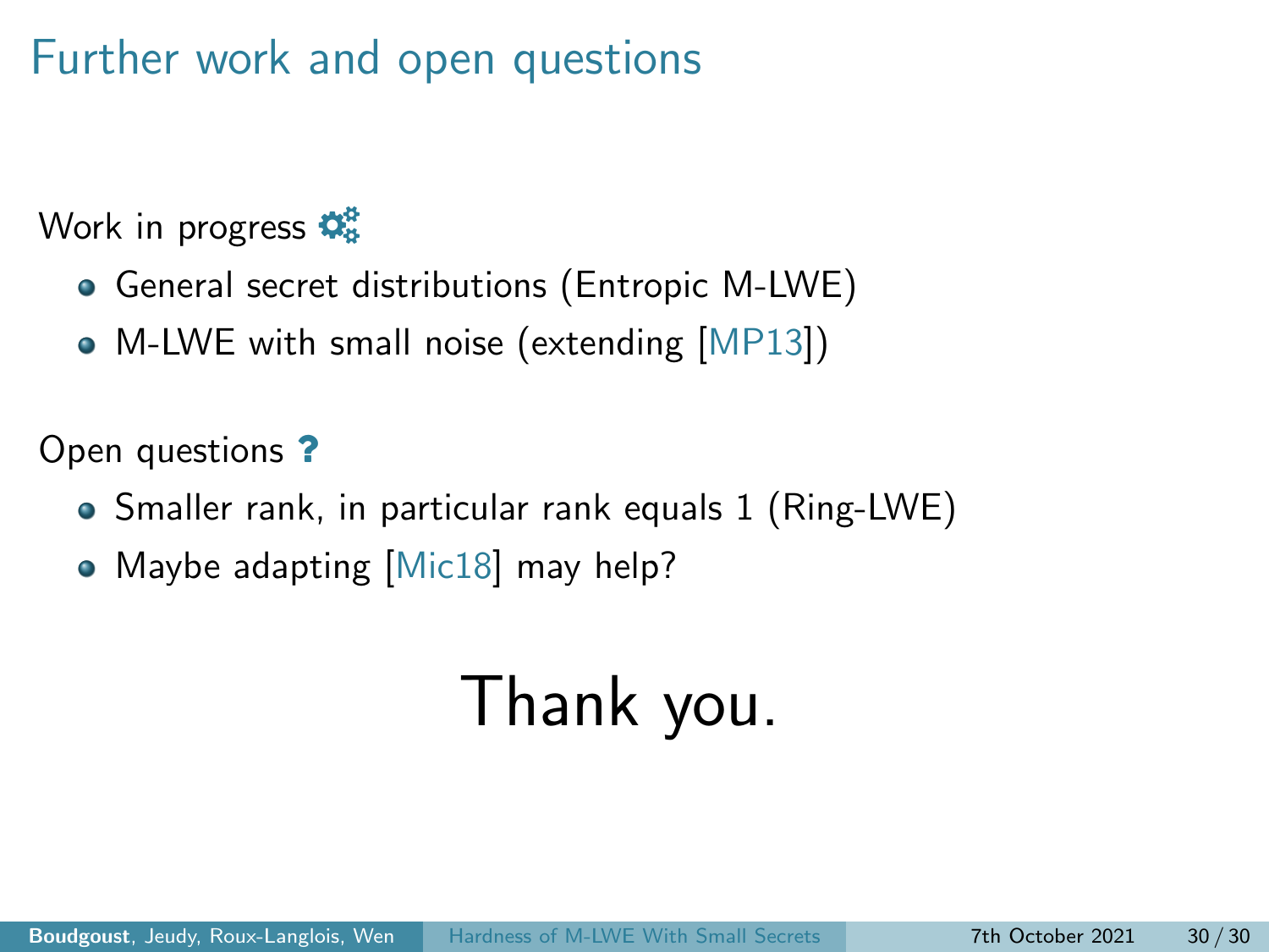# Further work and open questions

Work in progress

- General secret distributions (Entropic M-LWE)
- M-LWE with small noise (extending [MP13])

Open questions

- Smaller rank, in particular rank equals 1 (Ring-LWE)
- Maybe adapting [Mic18] may help?

Thank you.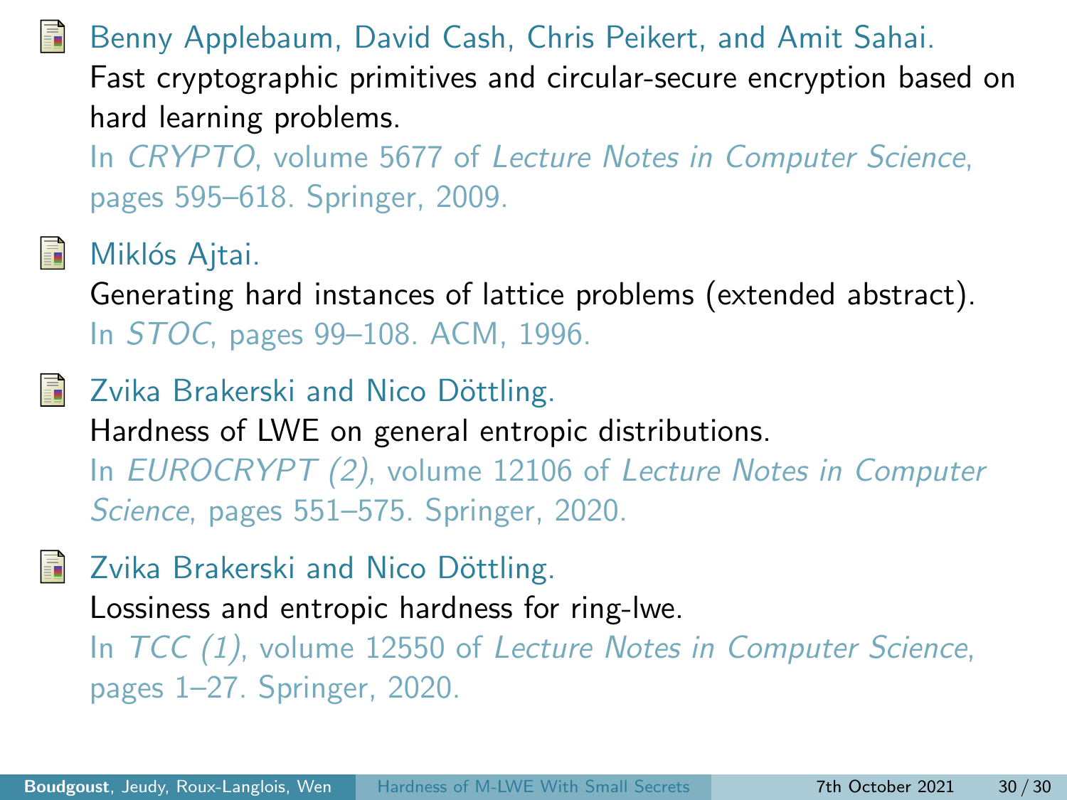- Benny Applebaum, David Cash, Chris Peikert, and Amit Sahai.
  Fast cryptographic primitives and circular-secure encryption based on hard learning problems.
  In *CRYPTO*, volume 5677 of *Lecture Notes in Computer Science*, pages 595–618. Springer, 2009.

- Miklós Ajtai.
  Generating hard instances of lattice problems (extended abstract).
  In *STOC*, pages 99–108. ACM, 1996.

- Zvika Brakerski and Nico Döttling.
  Hardness of LWE on general entropic distributions.
  In *EUROCRYPT (2)*, volume 12106 of *Lecture Notes in Computer Science*, pages 551–575. Springer, 2020.

- Zvika Brakerski and Nico Döttling.
  Lossiness and entropic hardness for ring-lwe.
  In *TCC (1)*, volume 12550 of *Lecture Notes in Computer Science*, pages 1–27. Springer, 2020.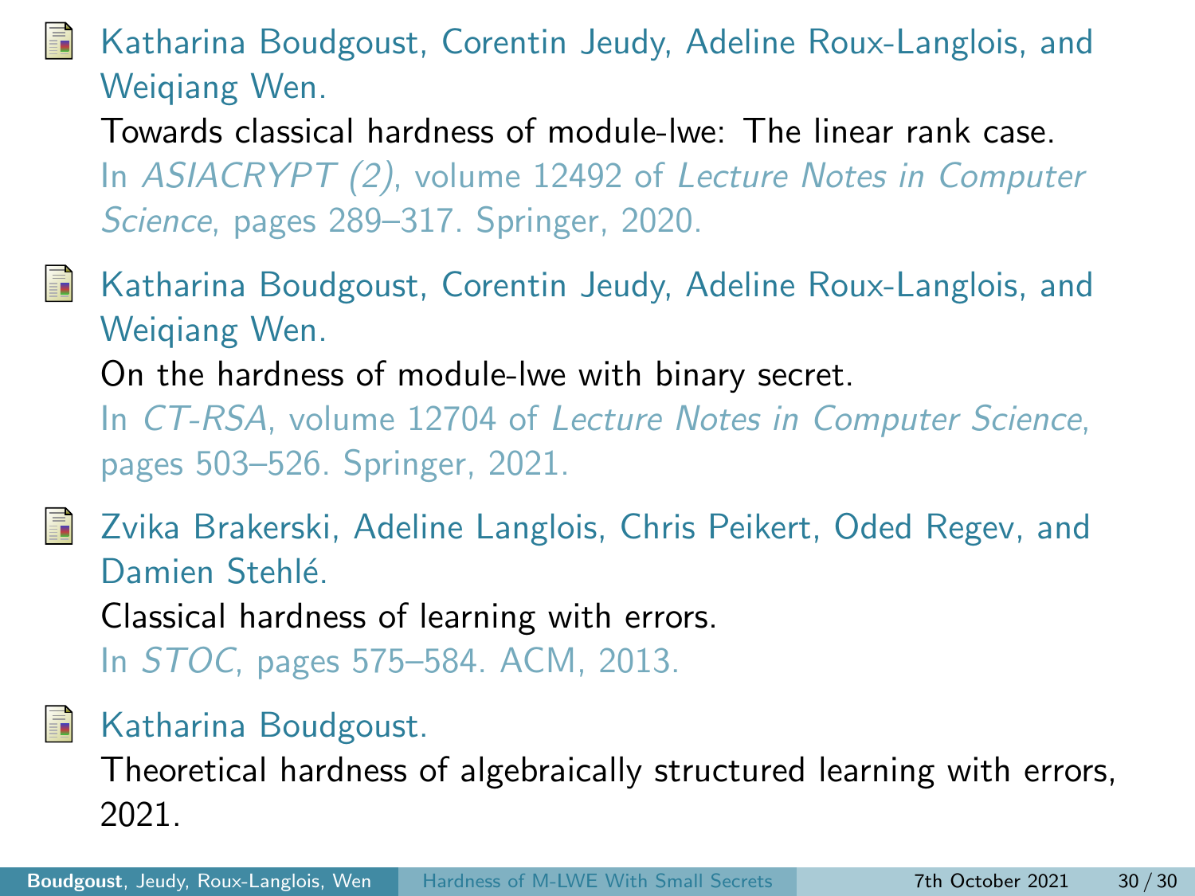- Katharina Boudgoust, Corentin Jeudy, Adeline Roux-Langlois, and Weiqiang Wen.
  Towards classical hardness of module-lwe: The linear rank case.
  In *ASIACRYPT (2)*, volume 12492 of *Lecture Notes in Computer Science*, pages 289–317. Springer, 2020.

- Katharina Boudgoust, Corentin Jeudy, Adeline Roux-Langlois, and Weiqiang Wen.
  On the hardness of module-lwe with binary secret.
  In *CT-RSA*, volume 12704 of *Lecture Notes in Computer Science*, pages 503–526. Springer, 2021.

- Zvika Brakerski, Adeline Langlois, Chris Peikert, Oded Regev, and Damien Stehlé.
  Classical hardness of learning with errors.
  In *STOC*, pages 575–584. ACM, 2013.

- Katharina Boudgoust.
  Theoretical hardness of algebraically structured learning with errors, 2021.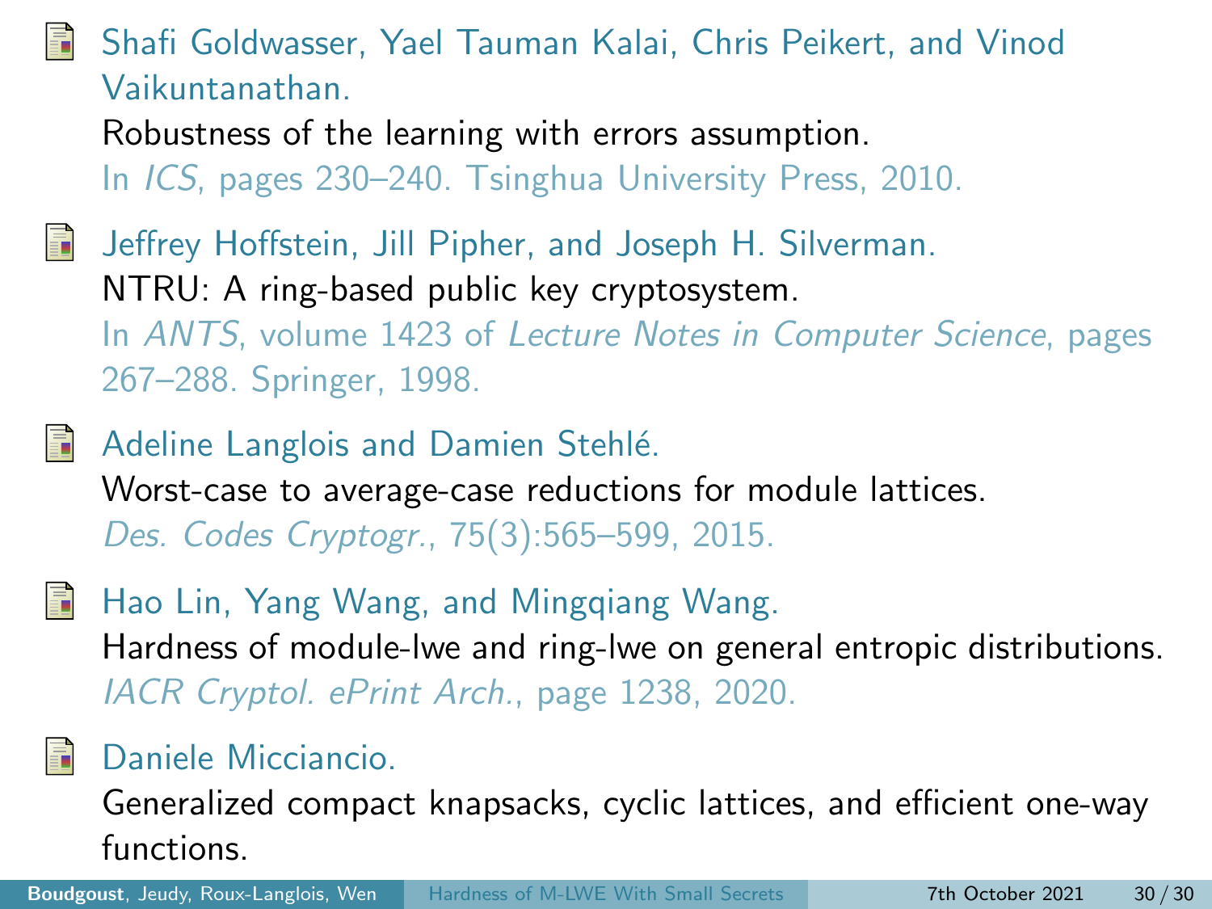Shafi Goldwasser, Yael Tauman Kalai, Chris Peikert, and Vinod Vaikuntanathan.
Robustness of the learning with errors assumption.
In *ICS*, pages 230–240. Tsinghua University Press, 2010.

Jeffrey Hoffstein, Jill Pipher, and Joseph H. Silverman.
NTRU: A ring-based public key cryptosystem.
In *ANTS*, volume 1423 of *Lecture Notes in Computer Science*, pages 267–288. Springer, 1998.

Adeline Langlois and Damien Stehlé.
Worst-case to average-case reductions for module lattices.
*Des. Codes Cryptogr.*, 75(3):565–599, 2015.

Hao Lin, Yang Wang, and Mingqiang Wang.
Hardness of module-lwe and ring-lwe on general entropic distributions.
*IACR Cryptol. ePrint Arch.*, page 1238, 2020.

Daniele Micciancio.
Generalized compact knapsacks, cyclic lattices, and efficient one-way functions.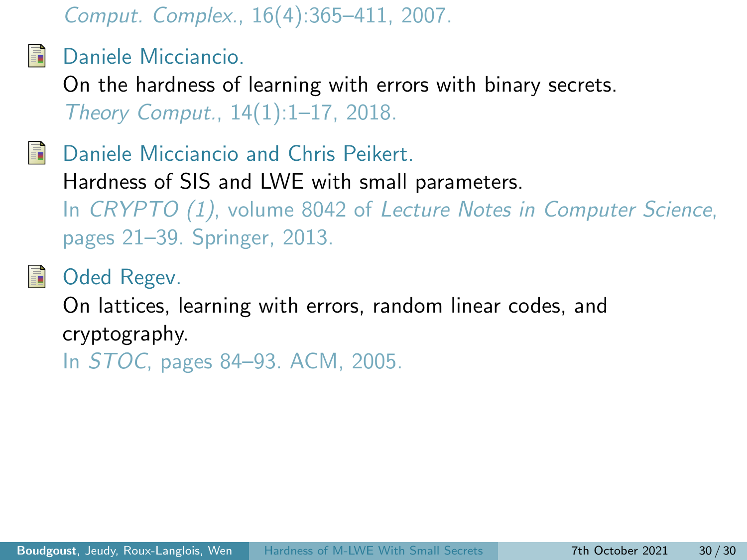*Comput. Complex.*, 16(4):365–411, 2007.

Daniele Micciancio.
On the hardness of learning with errors with binary secrets.
*Theory Comput.*, 14(1):1–17, 2018.

Daniele Micciancio and Chris Peikert.
Hardness of SIS and LWE with small parameters.
In *CRYPTO (1)*, volume 8042 of *Lecture Notes in Computer Science*, pages 21–39. Springer, 2013.

Oded Regev.
On lattices, learning with errors, random linear codes, and cryptography.
In *STOC*, pages 84–93. ACM, 2005.